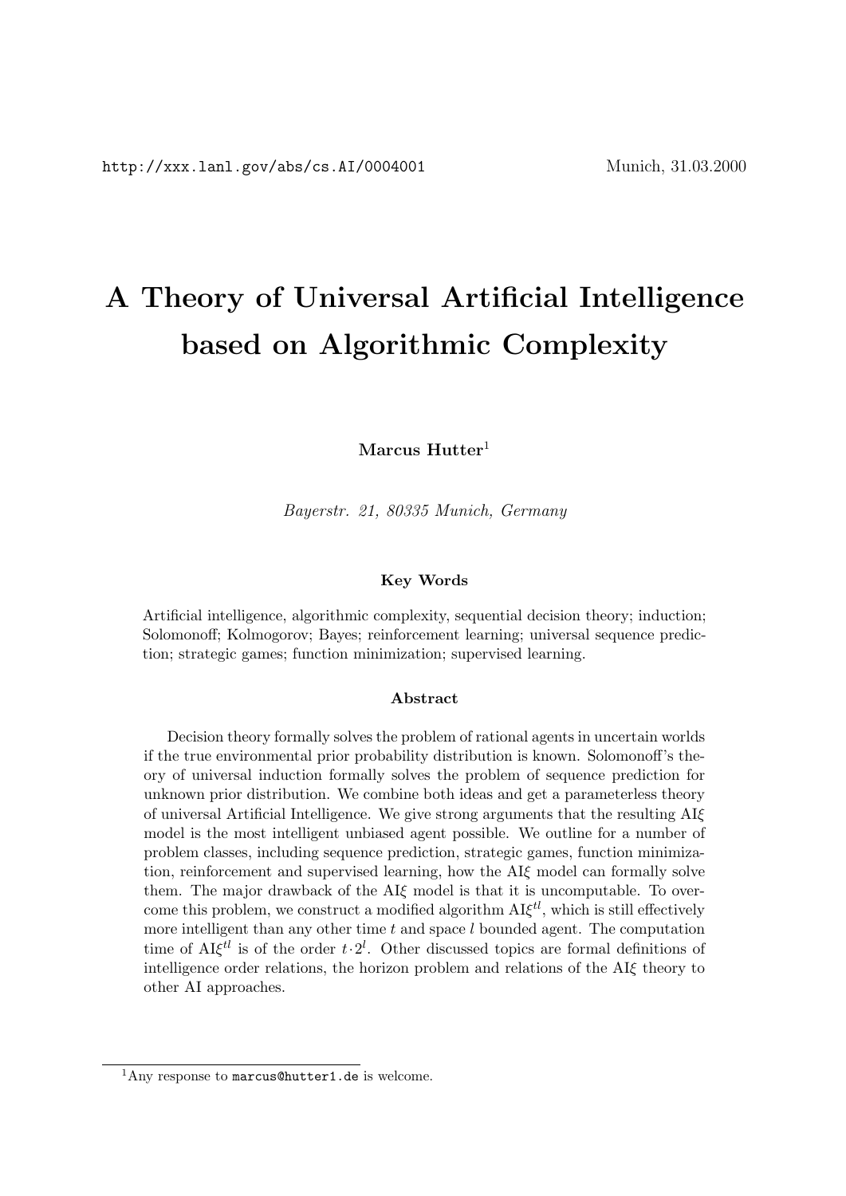http://xxx.lanl.gov/abs/cs.AI/0004001 Munich, 31.03.2000

# A Theory of Universal Artificial Intelligence based on Algorithmic Complexity

**Marcus Hutter**[1]

*Bayerstr. 21, 80335 Munich, Germany*

#### Key Words

Artificial intelligence, algorithmic complexity, sequential decision theory; induction; Solomonoff; Kolmogorov; Bayes; reinforcement learning; universal sequence prediction; strategic games; function minimization; supervised learning.

#### Abstract

Decision theory formally solves the problem of rational agents in uncertain worlds if the true environmental prior probability distribution is known. Solomonoff's theory of universal induction formally solves the problem of sequence prediction for unknown prior distribution. We combine both ideas and get a parameterless theory of universal Artificial Intelligence. We give strong arguments that the resulting AI$\xi$ model is the most intelligent unbiased agent possible. We outline for a number of problem classes, including sequence prediction, strategic games, function minimization, reinforcement and supervised learning, how the AI$\xi$ model can formally solve them. The major drawback of the AI$\xi$ model is that it is uncomputable. To overcome this problem, we construct a modified algorithm AI$\xi^{tl}$, which is still effectively more intelligent than any other time $t$ and space $l$ bounded agent. The computation time of AI$\xi^{tl}$ is of the order $t \cdot 2^l$. Other discussed topics are formal definitions of intelligence order relations, the horizon problem and relations of the AI$\xi$ theory to other AI approaches.

---

[1] Any response to marcus@hutter1.de is welcome.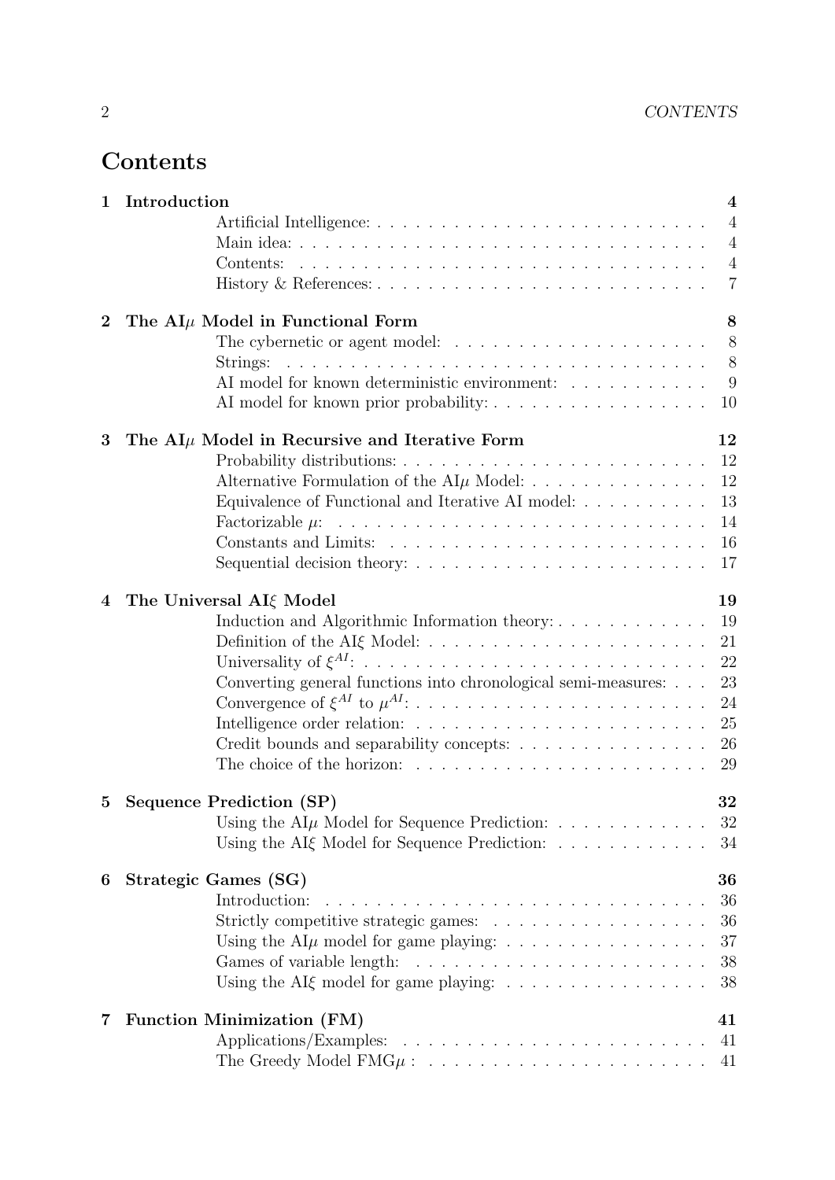# Contents

**1 Introduction** **4**

- Artificial Intelligence: 4
- Main idea: 4
- Contents: 4
- History & References: 7

**2 The AI$\mu$ Model in Functional Form** **8**

- The cybernetic or agent model: 8
- Strings: 8
- AI model for known deterministic environment: 9
- AI model for known prior probability: 10

**3 The AI$\mu$ Model in Recursive and Iterative Form** **12**

- Probability distributions: 12
- Alternative Formulation of the AI$\mu$ Model: 12
- Equivalence of Functional and Iterative AI model: 13
- Factorizable $\mu$: 14
- Constants and Limits: 16
- Sequential decision theory: 17

**4 The Universal AI$\xi$ Model** **19**

- Induction and Algorithmic Information theory: 19
- Definition of the AI$\xi$ Model: 21
- Universality of $\xi^{AI}$: 22
- Converting general functions into chronological semi-measures: 23
- Convergence of $\xi^{AI}$ to $\mu^{AI}$: 24
- Intelligence order relation: 25
- Credit bounds and separability concepts: 26
- The choice of the horizon: 29

**5 Sequence Prediction (SP)** **32**

- Using the AI$\mu$ Model for Sequence Prediction: 32
- Using the AI$\xi$ Model for Sequence Prediction: 34

**6 Strategic Games (SG)** **36**

- Introduction: 36
- Strictly competitive strategic games: 36
- Using the AI$\mu$ model for game playing: 37
- Games of variable length: 38
- Using the AI$\xi$ model for game playing: 38

**7 Function Minimization (FM)** **41**

- Applications/Examples: 41
- The Greedy Model FMG$\mu$ : 41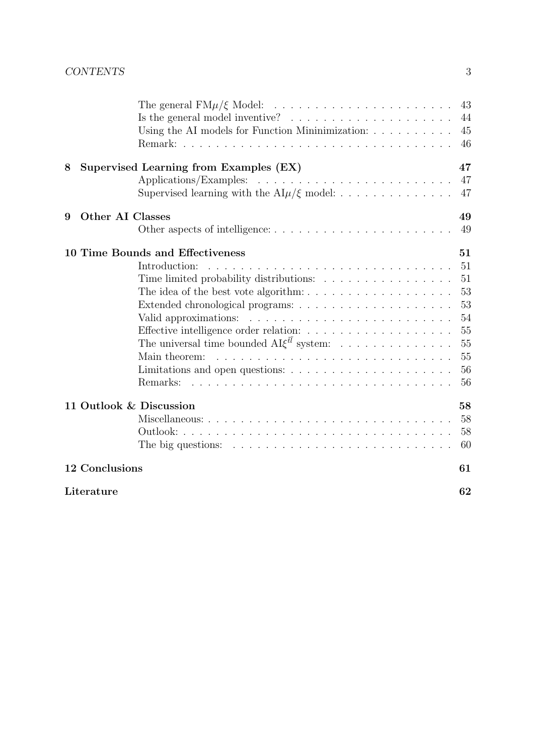The general FM$\mu/\xi$ Model: . . . . . . . . . . . . . . . . . . . . . . 43
Is the general model inventive? . . . . . . . . . . . . . . . . . . . . 44
Using the AI models for Function Mininimization: . . . . . . . . . . 45
Remark: . . . . . . . . . . . . . . . . . . . . . . . . . . . . . . . . 46

**8 Supervised Learning from Examples (EX) 47**

Applications/Examples: . . . . . . . . . . . . . . . . . . . . . . . . 47
Supervised learning with the AI$\mu/\xi$ model: . . . . . . . . . . . . . . 47

**9 Other AI Classes 49**

Other aspects of intelligence: . . . . . . . . . . . . . . . . . . . . . 49

**10 Time Bounds and Effectiveness 51**

Introduction: . . . . . . . . . . . . . . . . . . . . . . . . . . . . . 51
Time limited probability distributions: . . . . . . . . . . . . . . . . 51
The idea of the best vote algorithm: . . . . . . . . . . . . . . . . . . 53
Extended chronological programs: . . . . . . . . . . . . . . . . . . . 53
Valid approximations: . . . . . . . . . . . . . . . . . . . . . . . . . 54
Effective intelligence order relation: . . . . . . . . . . . . . . . . . . 55
The universal time bounded AI$\xi^{\tilde{t}\tilde{l}}$ system: . . . . . . . . . . . . . . 55
Main theorem: . . . . . . . . . . . . . . . . . . . . . . . . . . . . . 55
Limitations and open questions: . . . . . . . . . . . . . . . . . . . . 56
Remarks: . . . . . . . . . . . . . . . . . . . . . . . . . . . . . . . . 56

**11 Outlook & Discussion 58**

Miscellaneous: . . . . . . . . . . . . . . . . . . . . . . . . . . . . . 58
Outlook: . . . . . . . . . . . . . . . . . . . . . . . . . . . . . . . . 58
The big questions: . . . . . . . . . . . . . . . . . . . . . . . . . . . 60

**12 Conclusions 61**

**Literature 62**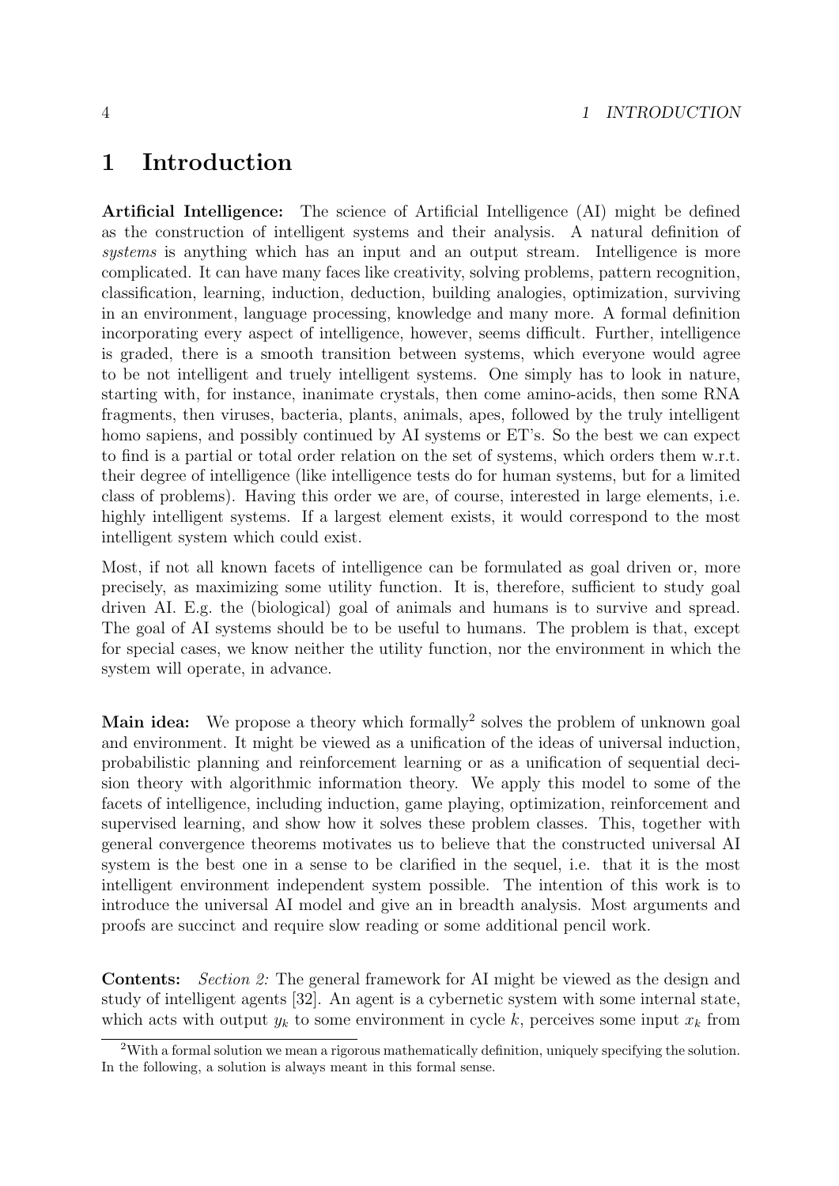# 1 Introduction

**Artificial Intelligence:** The science of Artificial Intelligence (AI) might be defined as the construction of intelligent systems and their analysis. A natural definition of *systems* is anything which has an input and an output stream. Intelligence is more complicated. It can have many faces like creativity, solving problems, pattern recognition, classification, learning, induction, deduction, building analogies, optimization, surviving in an environment, language processing, knowledge and many more. A formal definition incorporating every aspect of intelligence, however, seems difficult. Further, intelligence is graded, there is a smooth transition between systems, which everyone would agree to be not intelligent and truely intelligent systems. One simply has to look in nature, starting with, for instance, inanimate crystals, then come amino-acids, then some RNA fragments, then viruses, bacteria, plants, animals, apes, followed by the truly intelligent homo sapiens, and possibly continued by AI systems or ET's. So the best we can expect to find is a partial or total order relation on the set of systems, which orders them w.r.t. their degree of intelligence (like intelligence tests do for human systems, but for a limited class of problems). Having this order we are, of course, interested in large elements, i.e. highly intelligent systems. If a largest element exists, it would correspond to the most intelligent system which could exist.

Most, if not all known facets of intelligence can be formulated as goal driven or, more precisely, as maximizing some utility function. It is, therefore, sufficient to study goal driven AI. E.g. the (biological) goal of animals and humans is to survive and spread. The goal of AI systems should be to be useful to humans. The problem is that, except for special cases, we know neither the utility function, nor the environment in which the system will operate, in advance.

**Main idea:** We propose a theory which formally[2] solves the problem of unknown goal and environment. It might be viewed as a unification of the ideas of universal induction, probabilistic planning and reinforcement learning or as a unification of sequential decision theory with algorithmic information theory. We apply this model to some of the facets of intelligence, including induction, game playing, optimization, reinforcement and supervised learning, and show how it solves these problem classes. This, together with general convergence theorems motivates us to believe that the constructed universal AI system is the best one in a sense to be clarified in the sequel, i.e. that it is the most intelligent environment independent system possible. The intention of this work is to introduce the universal AI model and give an in breadth analysis. Most arguments and proofs are succinct and require slow reading or some additional pencil work.

**Contents:** *Section 2:* The general framework for AI might be viewed as the design and study of intelligent agents [32]. An agent is a cybernetic system with some internal state, which acts with output $y_k$ to some environment in cycle $k$, perceives some input $x_k$ from

[2] With a formal solution we mean a rigorous mathematically definition, uniquely specifying the solution. In the following, a solution is always meant in this formal sense.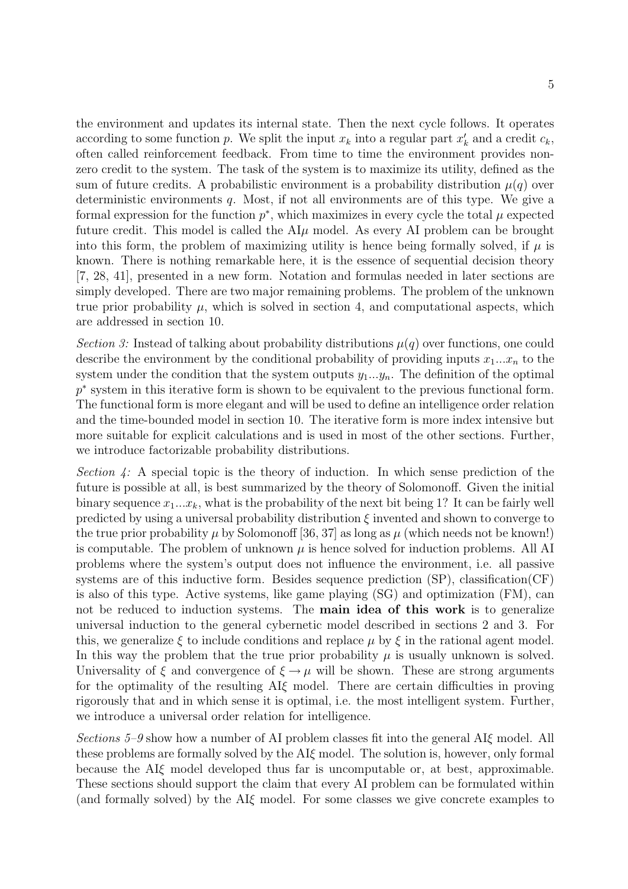the environment and updates its internal state. Then the next cycle follows. It operates according to some function $p$. We split the input $x_k$ into a regular part $x'_k$ and a credit $c_k$, often called reinforcement feedback. From time to time the environment provides non-zero credit to the system. The task of the system is to maximize its utility, defined as the sum of future credits. A probabilistic environment is a probability distribution $\mu(q)$ over deterministic environments $q$. Most, if not all environments are of this type. We give a formal expression for the function $p^*$, which maximizes in every cycle the total $\mu$ expected future credit. This model is called the AI$\mu$ model. As every AI problem can be brought into this form, the problem of maximizing utility is hence being formally solved, if $\mu$ is known. There is nothing remarkable here, it is the essence of sequential decision theory [7, 28, 41], presented in a new form. Notation and formulas needed in later sections are simply developed. There are two major remaining problems. The problem of the unknown true prior probability $\mu$, which is solved in section 4, and computational aspects, which are addressed in section 10.

*Section 3:* Instead of talking about probability distributions $\mu(q)$ over functions, one could describe the environment by the conditional probability of providing inputs $x_1...x_n$ to the system under the condition that the system outputs $y_1...y_n$. The definition of the optimal $p^*$ system in this iterative form is shown to be equivalent to the previous functional form. The functional form is more elegant and will be used to define an intelligence order relation and the time-bounded model in section 10. The iterative form is more index intensive but more suitable for explicit calculations and is used in most of the other sections. Further, we introduce factorizable probability distributions.

*Section 4:* A special topic is the theory of induction. In which sense prediction of the future is possible at all, is best summarized by the theory of Solomonoff. Given the initial binary sequence $x_1...x_k$, what is the probability of the next bit being 1? It can be fairly well predicted by using a universal probability distribution $\xi$ invented and shown to converge to the true prior probability $\mu$ by Solomonoff [36, 37] as long as $\mu$ (which needs not be known!) is computable. The problem of unknown $\mu$ is hence solved for induction problems. All AI problems where the system's output does not influence the environment, i.e. all passive systems are of this inductive form. Besides sequence prediction (SP), classification(CF) is also of this type. Active systems, like game playing (SG) and optimization (FM), can not be reduced to induction systems. The **main idea of this work** is to generalize universal induction to the general cybernetic model described in sections 2 and 3. For this, we generalize $\xi$ to include conditions and replace $\mu$ by $\xi$ in the rational agent model. In this way the problem that the true prior probability $\mu$ is usually unknown is solved. Universality of $\xi$ and convergence of $\xi \to \mu$ will be shown. These are strong arguments for the optimality of the resulting AI$\xi$ model. There are certain difficulties in proving rigorously that and in which sense it is optimal, i.e. the most intelligent system. Further, we introduce a universal order relation for intelligence.

*Sections 5–9* show how a number of AI problem classes fit into the general AI$\xi$ model. All these problems are formally solved by the AI$\xi$ model. The solution is, however, only formal because the AI$\xi$ model developed thus far is uncomputable or, at best, approximable. These sections should support the claim that every AI problem can be formulated within (and formally solved) by the AI$\xi$ model. For some classes we give concrete examples to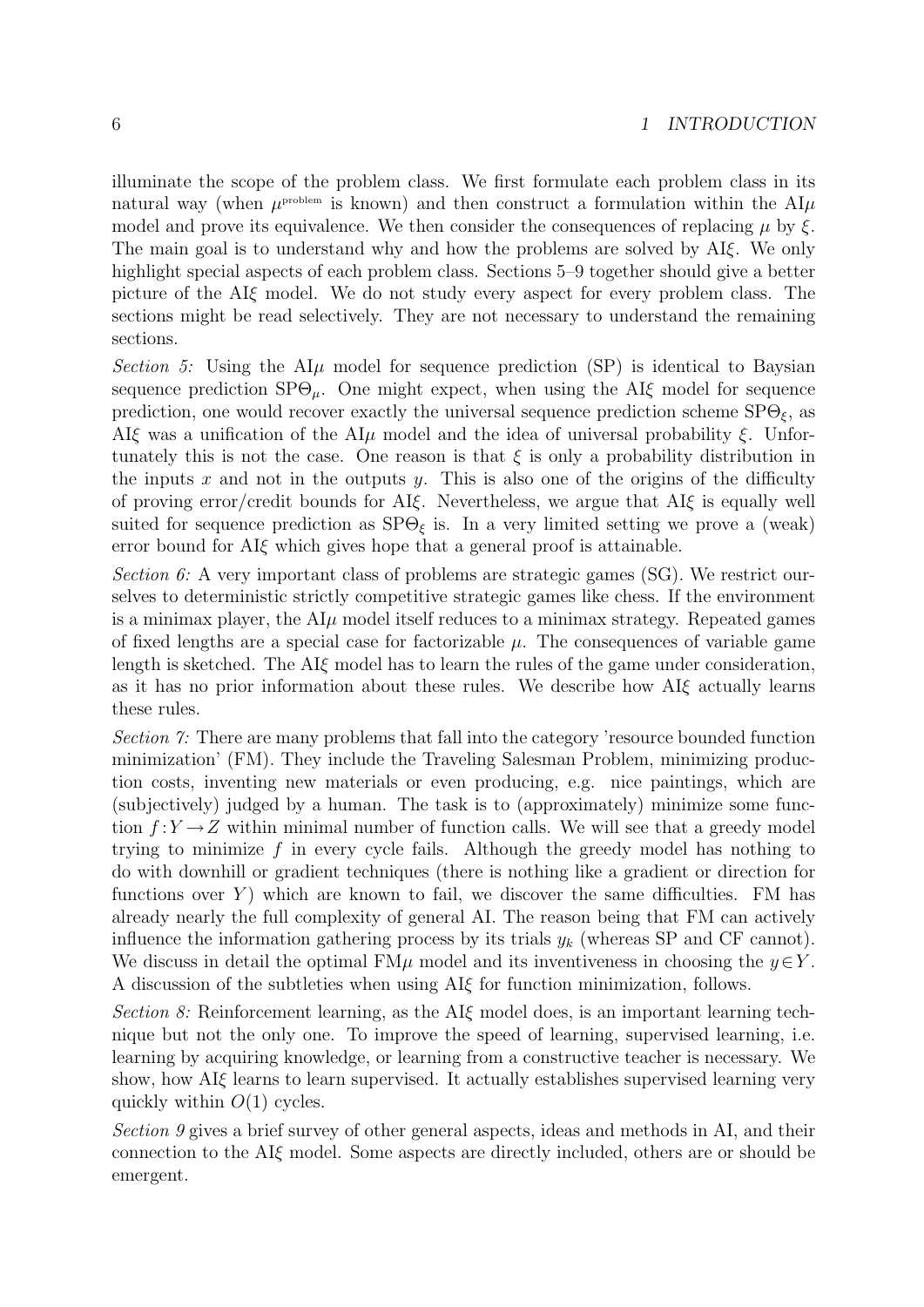illuminate the scope of the problem class. We first formulate each problem class in its natural way (when $\mu^{\text{problem}}$ is known) and then construct a formulation within the AI$\mu$ model and prove its equivalence. We then consider the consequences of replacing $\mu$ by $\xi$. The main goal is to understand why and how the problems are solved by AI$\xi$. We only highlight special aspects of each problem class. Sections 5–9 together should give a better picture of the AI$\xi$ model. We do not study every aspect for every problem class. The sections might be read selectively. They are not necessary to understand the remaining sections.

*Section 5:* Using the AI$\mu$ model for sequence prediction (SP) is identical to Baysian sequence prediction SP$\Theta_\mu$. One might expect, when using the AI$\xi$ model for sequence prediction, one would recover exactly the universal sequence prediction scheme SP$\Theta_\xi$, as AI$\xi$ was a unification of the AI$\mu$ model and the idea of universal probability $\xi$. Unfortunately this is not the case. One reason is that $\xi$ is only a probability distribution in the inputs $x$ and not in the outputs $y$. This is also one of the origins of the difficulty of proving error/credit bounds for AI$\xi$. Nevertheless, we argue that AI$\xi$ is equally well suited for sequence prediction as SP$\Theta_\xi$ is. In a very limited setting we prove a (weak) error bound for AI$\xi$ which gives hope that a general proof is attainable.

*Section 6:* A very important class of problems are strategic games (SG). We restrict ourselves to deterministic strictly competitive strategic games like chess. If the environment is a minimax player, the AI$\mu$ model itself reduces to a minimax strategy. Repeated games of fixed lengths are a special case for factorizable $\mu$. The consequences of variable game length is sketched. The AI$\xi$ model has to learn the rules of the game under consideration, as it has no prior information about these rules. We describe how AI$\xi$ actually learns these rules.

*Section 7:* There are many problems that fall into the category 'resource bounded function minimization' (FM). They include the Traveling Salesman Problem, minimizing production costs, inventing new materials or even producing, e.g. nice paintings, which are (subjectively) judged by a human. The task is to (approximately) minimize some function $f:Y\rightarrow Z$ within minimal number of function calls. We will see that a greedy model trying to minimize $f$ in every cycle fails. Although the greedy model has nothing to do with downhill or gradient techniques (there is nothing like a gradient or direction for functions over $Y$) which are known to fail, we discover the same difficulties. FM has already nearly the full complexity of general AI. The reason being that FM can actively influence the information gathering process by its trials $y_k$ (whereas SP and CF cannot). We discuss in detail the optimal FM$\mu$ model and its inventiveness in choosing the $y\in Y$. A discussion of the subtleties when using AI$\xi$ for function minimization, follows.

*Section 8:* Reinforcement learning, as the AI$\xi$ model does, is an important learning technique but not the only one. To improve the speed of learning, supervised learning, i.e. learning by acquiring knowledge, or learning from a constructive teacher is necessary. We show, how AI$\xi$ learns to learn supervised. It actually establishes supervised learning very quickly within $O(1)$ cycles.

*Section 9* gives a brief survey of other general aspects, ideas and methods in AI, and their connection to the AI$\xi$ model. Some aspects are directly included, others are or should be emergent.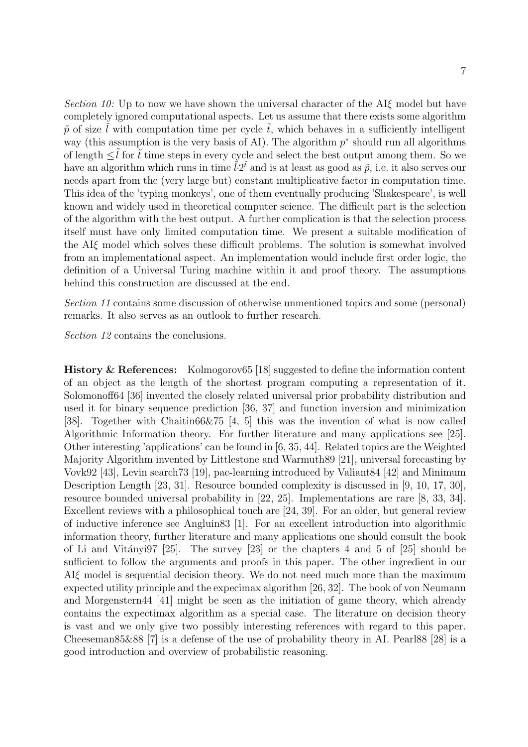*Section 10:* Up to now we have shown the universal character of the AI$\xi$ model but have completely ignored computational aspects. Let us assume that there exists some algorithm $\tilde{p}$ of size $\tilde{l}$ with computation time per cycle $\tilde{t}$, which behaves in a sufficiently intelligent way (this assumption is the very basis of AI). The algorithm $p^*$ should run all algorithms of length $\leq\tilde{l}$ for $\tilde{t}$ time steps in every cycle and select the best output among them. So we have an algorithm which runs in time $\tilde{l}\cdot 2^{\tilde{t}}$ and is at least as good as $\tilde{p}$, i.e. it also serves our needs apart from the (very large but) constant multiplicative factor in computation time. This idea of the 'typing monkeys', one of them eventually producing 'Shakespeare', is well known and widely used in theoretical computer science. The difficult part is the selection of the algorithm with the best output. A further complication is that the selection process itself must have only limited computation time. We present a suitable modification of the AI$\xi$ model which solves these difficult problems. The solution is somewhat involved from an implementational aspect. An implementation would include first order logic, the definition of a Universal Turing machine within it and proof theory. The assumptions behind this construction are discussed at the end.

*Section 11* contains some discussion of otherwise unmentioned topics and some (personal) remarks. It also serves as an outlook to further research.

*Section 12* contains the conclusions.

**History & References:** Kolmogorov65 [18] suggested to define the information content of an object as the length of the shortest program computing a representation of it. Solomonoff64 [36] invented the closely related universal prior probability distribution and used it for binary sequence prediction [36, 37] and function inversion and minimization [38]. Together with Chaitin66&75 [4, 5] this was the invention of what is now called Algorithmic Information theory. For further literature and many applications see [25]. Other interesting 'applications' can be found in [6, 35, 44]. Related topics are the Weighted Majority Algorithm invented by Littlestone and Warmuth89 [21], universal forecasting by Vovk92 [43], Levin search73 [19], pac-learning introduced by Valiant84 [42] and Minimum Description Length [23, 31]. Resource bounded complexity is discussed in [9, 10, 17, 30], resource bounded universal probability in [22, 25]. Implementations are rare [8, 33, 34]. Excellent reviews with a philosophical touch are [24, 39]. For an older, but general review of inductive inference see Angluin83 [1]. For an excellent introduction into algorithmic information theory, further literature and many applications one should consult the book of Li and Vitányi97 [25]. The survey [23] or the chapters 4 and 5 of [25] should be sufficient to follow the arguments and proofs in this paper. The other ingredient in our AI$\xi$ model is sequential decision theory. We do not need much more than the maximum expected utility principle and the expecimax algorithm [26, 32]. The book of von Neumann and Morgenstern44 [41] might be seen as the initiation of game theory, which already contains the expectimax algorithm as a special case. The literature on decision theory is vast and we only give two possibly interesting references with regard to this paper. Cheeseman85&88 [7] is a defense of the use of probability theory in AI. Pearl88 [28] is a good introduction and overview of probabilistic reasoning.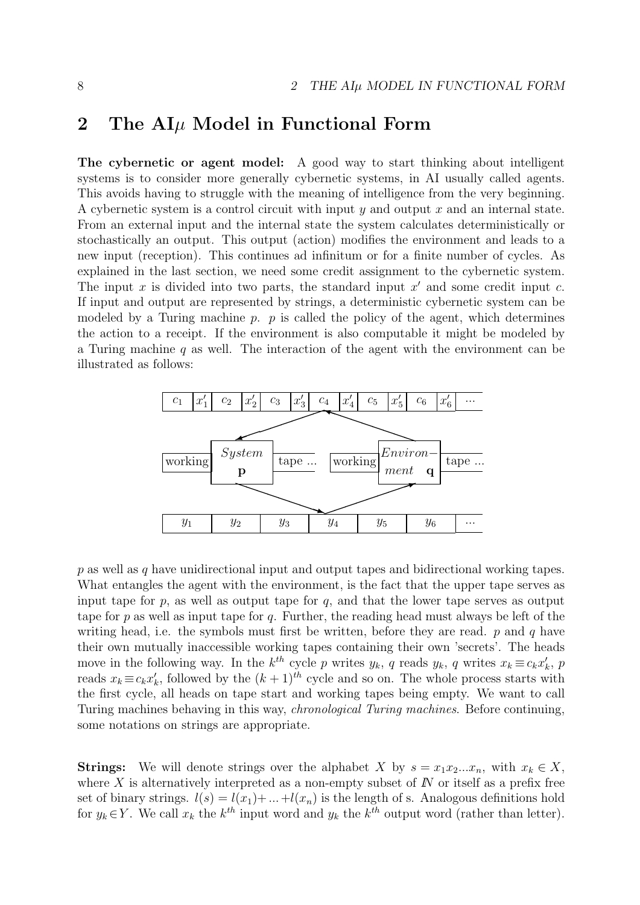# 2 The AI$\mu$ Model in Functional Form

**The cybernetic or agent model:** A good way to start thinking about intelligent systems is to consider more generally cybernetic systems, in AI usually called agents. This avoids having to struggle with the meaning of intelligence from the very beginning. A cybernetic system is a control circuit with input $y$ and output $x$ and an internal state. From an external input and the internal state the system calculates deterministically or stochastically an output. This output (action) modifies the environment and leads to a new input (reception). This continues ad infinitum or for a finite number of cycles. As explained in the last section, we need some credit assignment to the cybernetic system. The input $x$ is divided into two parts, the standard input $x'$ and some credit input $c$. If input and output are represented by strings, a deterministic cybernetic system can be modeled by a Turing machine $p$. $p$ is called the policy of the agent, which determines the action to a receipt. If the environment is also computable it might be modeled by a Turing machine $q$ as well. The interaction of the agent with the environment can be illustrated as follows:

| $c_1$ | $x'_1$ | $c_2$ | $x'_2$ | $c_3$ | $x'_3$ | $c_4$ | $x'_4$ | $c_5$ | $x'_5$ | $c_6$ | $x'_6$ | ··· |
|---|---|---|---|---|---|---|---|---|---|---|---|---|

working | *System* **p** | tape ...    working | *Environ−ment* **q** | tape ...

| $y_1$ | $y_2$ | $y_3$ | $y_4$ | $y_5$ | $y_6$ | ··· |
|---|---|---|---|---|---|---|

$p$ as well as $q$ have unidirectional input and output tapes and bidirectional working tapes. What entangles the agent with the environment, is the fact that the upper tape serves as input tape for $p$, as well as output tape for $q$, and that the lower tape serves as output tape for $p$ as well as input tape for $q$. Further, the reading head must always be left of the writing head, i.e. the symbols must first be written, before they are read. $p$ and $q$ have their own mutually inaccessible working tapes containing their own 'secrets'. The heads move in the following way. In the $k^{th}$ cycle $p$ writes $y_k$, $q$ reads $y_k$, $q$ writes $x_k \equiv c_k x'_k$, $p$ reads $x_k \equiv c_k x'_k$, followed by the $(k+1)^{th}$ cycle and so on. The whole process starts with the first cycle, all heads on tape start and working tapes being empty. We want to call Turing machines behaving in this way, *chronological Turing machines*. Before continuing, some notations on strings are appropriate.

**Strings:** We will denote strings over the alphabet $X$ by $s = x_1 x_2 ... x_n$, with $x_k \in X$, where $X$ is alternatively interpreted as a non-empty subset of $I\!N$ or itself as a prefix free set of binary strings. $l(s) = l(x_1) + ... + l(x_n)$ is the length of s. Analogous definitions hold for $y_k \in Y$. We call $x_k$ the $k^{th}$ input word and $y_k$ the $k^{th}$ output word (rather than letter).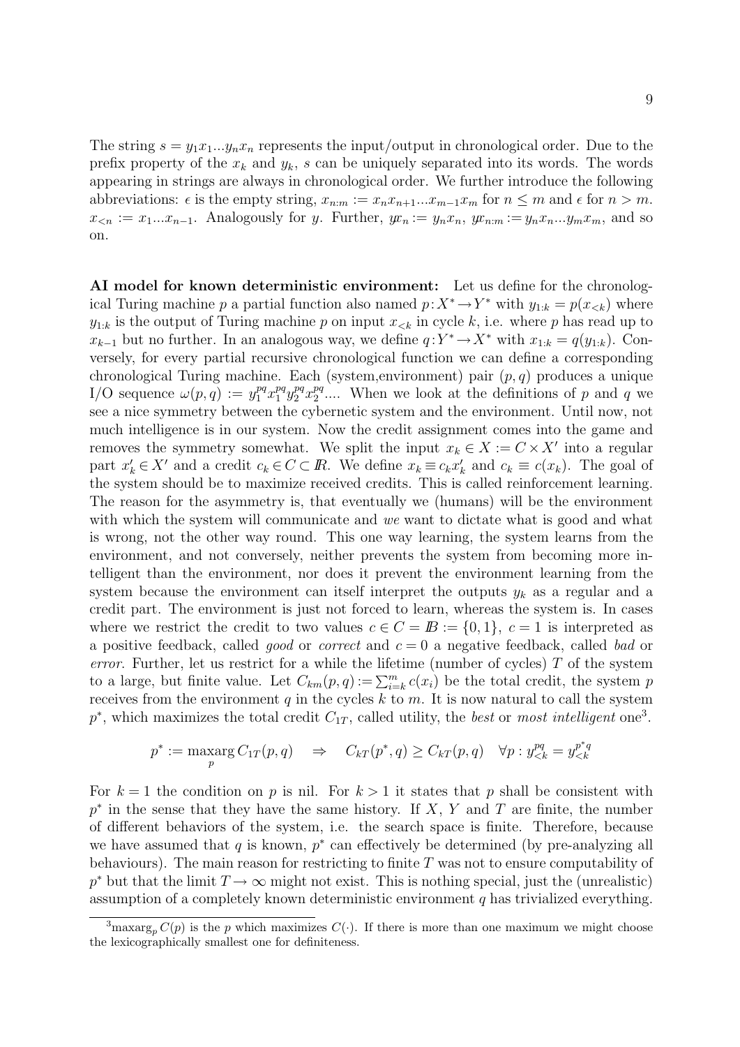The string $s = y_1x_1...y_nx_n$ represents the input/output in chronological order. Due to the prefix property of the $x_k$ and $y_k$, $s$ can be uniquely separated into its words. The words appearing in strings are always in chronological order. We further introduce the following abbreviations: $\epsilon$ is the empty string, $x_{n:m} := x_nx_{n+1}...x_{m-1}x_m$ for $n \leq m$ and $\epsilon$ for $n > m$. $x_{<n} := x_1...x_{n-1}$. Analogously for $y$. Further, $y\!x_n := y_nx_n$, $y\!x_{n:m} := y_nx_n...y_mx_m$, and so on.

**AI model for known deterministic environment:** Let us define for the chronological Turing machine $p$ a partial function also named $p : X^* \to Y^*$ with $y_{1:k} = p(x_{<k})$ where $y_{1:k}$ is the output of Turing machine $p$ on input $x_{<k}$ in cycle $k$, i.e. where $p$ has read up to $x_{k-1}$ but no further. In an analogous way, we define $q : Y^* \to X^*$ with $x_{1:k} = q(y_{1:k})$. Conversely, for every partial recursive chronological function we can define a corresponding chronological Turing machine. Each (system,environment) pair $(p, q)$ produces a unique I/O sequence $\omega(p, q) := y_1^{pq}x_1^{pq}y_2^{pq}x_2^{pq}....$ When we look at the definitions of $p$ and $q$ we see a nice symmetry between the cybernetic system and the environment. Until now, not much intelligence is in our system. Now the credit assignment comes into the game and removes the symmetry somewhat. We split the input $x_k \in X := C \times X'$ into a regular part $x'_k \in X'$ and a credit $c_k \in C \subset I\!R$. We define $x_k \equiv c_kx'_k$ and $c_k \equiv c(x_k)$. The goal of the system should be to maximize received credits. This is called reinforcement learning. The reason for the asymmetry is, that eventually we (humans) will be the environment with which the system will communicate and *we* want to dictate what is good and what is wrong, not the other way round. This one way learning, the system learns from the environment, and not conversely, neither prevents the system from becoming more intelligent than the environment, nor does it prevent the environment learning from the system because the environment can itself interpret the outputs $y_k$ as a regular and a credit part. The environment is just not forced to learn, whereas the system is. In cases where we restrict the credit to two values $c \in C = I\!B := \{0, 1\}$, $c = 1$ is interpreted as a positive feedback, called *good* or *correct* and $c = 0$ a negative feedback, called *bad* or *error*. Further, let us restrict for a while the lifetime (number of cycles) $T$ of the system to a large, but finite value. Let $C_{km}(p, q) := \sum_{i=k}^{m} c(x_i)$ be the total credit, the system $p$ receives from the environment $q$ in the cycles $k$ to $m$. It is now natural to call the system $p^*$, which maximizes the total credit $C_{1T}$, called utility, the *best* or *most intelligent* one[3].

$$p^* := \max_p\!\arg\, C_{1T}(p, q) \quad \Rightarrow \quad C_{kT}(p^*, q) \geq C_{kT}(p, q) \quad \forall p : y_{<k}^{pq} = y_{<k}^{p^*q}$$

For $k = 1$ the condition on $p$ is nil. For $k > 1$ it states that $p$ shall be consistent with $p^*$ in the sense that they have the same history. If $X$, $Y$ and $T$ are finite, the number of different behaviors of the system, i.e. the search space is finite. Therefore, because we have assumed that $q$ is known, $p^*$ can effectively be determined (by pre-analyzing all behaviours). The main reason for restricting to finite $T$ was not to ensure computability of $p^*$ but that the limit $T \to \infty$ might not exist. This is nothing special, just the (unrealistic) assumption of a completely known deterministic environment $q$ has trivialized everything.

---

[3] $\text{maxarg}_p C(p)$ is the $p$ which maximizes $C(\cdot)$. If there is more than one maximum we might choose the lexicographically smallest one for definiteness.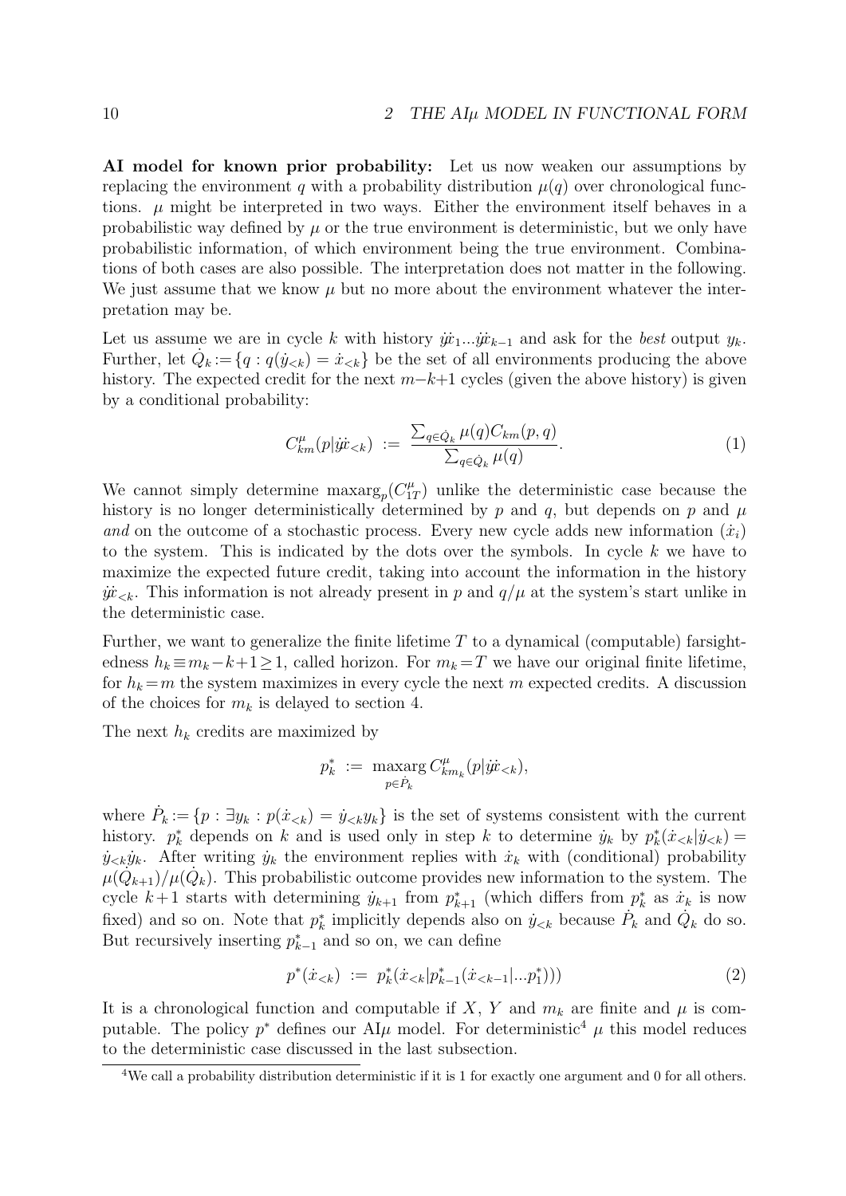**AI model for known prior probability:** Let us now weaken our assumptions by replacing the environment $q$ with a probability distribution $\mu(q)$ over chronological functions. $\mu$ might be interpreted in two ways. Either the environment itself behaves in a probabilistic way defined by $\mu$ or the true environment is deterministic, but we only have probabilistic information, of which environment being the true environment. Combinations of both cases are also possible. The interpretation does not matter in the following. We just assume that we know $\mu$ but no more about the environment whatever the interpretation may be.

Let us assume we are in cycle $k$ with history $\dot{y}\dot{x}_1...\dot{y}\dot{x}_{k-1}$ and ask for the *best* output $y_k$. Further, let $\dot{Q}_k := \{q : q(\dot{y}_{<k}) = \dot{x}_{<k}\}$ be the set of all environments producing the above history. The expected credit for the next $m-k+1$ cycles (given the above history) is given by a conditional probability:

$$C^\mu_{km}(p|\dot{y}\dot{x}_{<k}) \;:=\; \frac{\sum_{q\in\dot{Q}_k}\mu(q)C_{km}(p,q)}{\sum_{q\in\dot{Q}_k}\mu(q)}. \tag{1}$$

We cannot simply determine $\text{maxarg}_p(C^\mu_{1T})$ unlike the deterministic case because the history is no longer deterministically determined by $p$ and $q$, but depends on $p$ and $\mu$ *and* on the outcome of a stochastic process. Every new cycle adds new information ($\dot{x}_i$) to the system. This is indicated by the dots over the symbols. In cycle $k$ we have to maximize the expected future credit, taking into account the information in the history $\dot{y}\dot{x}_{<k}$. This information is not already present in $p$ and $q/\mu$ at the system's start unlike in the deterministic case.

Further, we want to generalize the finite lifetime $T$ to a dynamical (computable) farsightedness $h_k \equiv m_k - k + 1 \geq 1$, called horizon. For $m_k = T$ we have our original finite lifetime, for $h_k = m$ the system maximizes in every cycle the next $m$ expected credits. A discussion of the choices for $m_k$ is delayed to section 4.

The next $h_k$ credits are maximized by

$$p^*_k \;:=\; \underset{p\in\dot{P}_k}{\text{maxarg}}\, C^\mu_{km_k}(p|\dot{y}\dot{x}_{<k}),$$

where $\dot{P}_k := \{p : \exists y_k : p(\dot{x}_{<k}) = \dot{y}_{<k}y_k\}$ is the set of systems consistent with the current history. $p^*_k$ depends on $k$ and is used only in step $k$ to determine $\dot{y}_k$ by $p^*_k(\dot{x}_{<k}|\dot{y}_{<k}) = \dot{y}_{<k}\dot{y}_k$. After writing $\dot{y}_k$ the environment replies with $\dot{x}_k$ with (conditional) probability $\mu(\dot{Q}_{k+1})/\mu(\dot{Q}_k)$. This probabilistic outcome provides new information to the system. The cycle $k+1$ starts with determining $\dot{y}_{k+1}$ from $p^*_{k+1}$ (which differs from $p^*_k$ as $\dot{x}_k$ is now fixed) and so on. Note that $p^*_k$ implicitly depends also on $\dot{y}_{<k}$ because $\dot{P}_k$ and $\dot{Q}_k$ do so. But recursively inserting $p^*_{k-1}$ and so on, we can define

$$p^*(\dot{x}_{<k}) \;:=\; p^*_k(\dot{x}_{<k}|p^*_{k-1}(\dot{x}_{<k-1}|...p^*_1))) \tag{2}$$

It is a chronological function and computable if $X$, $Y$ and $m_k$ are finite and $\mu$ is computable. The policy $p^*$ defines our AI$\mu$ model. For deterministic[4] $\mu$ this model reduces to the deterministic case discussed in the last subsection.

---

[4] We call a probability distribution deterministic if it is 1 for exactly one argument and 0 for all others.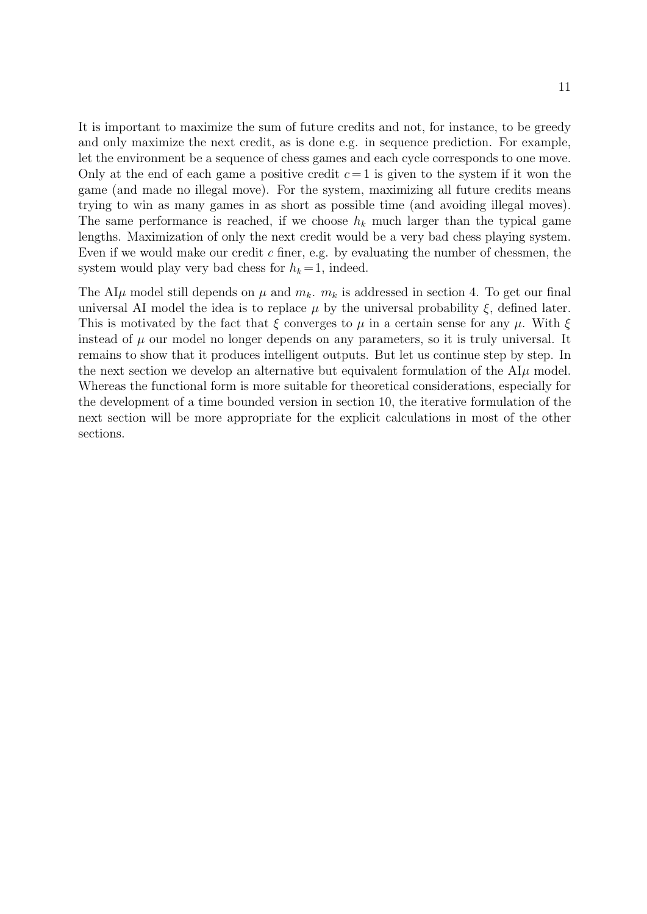It is important to maximize the sum of future credits and not, for instance, to be greedy and only maximize the next credit, as is done e.g. in sequence prediction. For example, let the environment be a sequence of chess games and each cycle corresponds to one move. Only at the end of each game a positive credit $c=1$ is given to the system if it won the game (and made no illegal move). For the system, maximizing all future credits means trying to win as many games in as short as possible time (and avoiding illegal moves). The same performance is reached, if we choose $h_k$ much larger than the typical game lengths. Maximization of only the next credit would be a very bad chess playing system. Even if we would make our credit $c$ finer, e.g. by evaluating the number of chessmen, the system would play very bad chess for $h_k=1$, indeed.

The AI$\mu$ model still depends on $\mu$ and $m_k$. $m_k$ is addressed in section 4. To get our final universal AI model the idea is to replace $\mu$ by the universal probability $\xi$, defined later. This is motivated by the fact that $\xi$ converges to $\mu$ in a certain sense for any $\mu$. With $\xi$ instead of $\mu$ our model no longer depends on any parameters, so it is truly universal. It remains to show that it produces intelligent outputs. But let us continue step by step. In the next section we develop an alternative but equivalent formulation of the AI$\mu$ model. Whereas the functional form is more suitable for theoretical considerations, especially for the development of a time bounded version in section 10, the iterative formulation of the next section will be more appropriate for the explicit calculations in most of the other sections.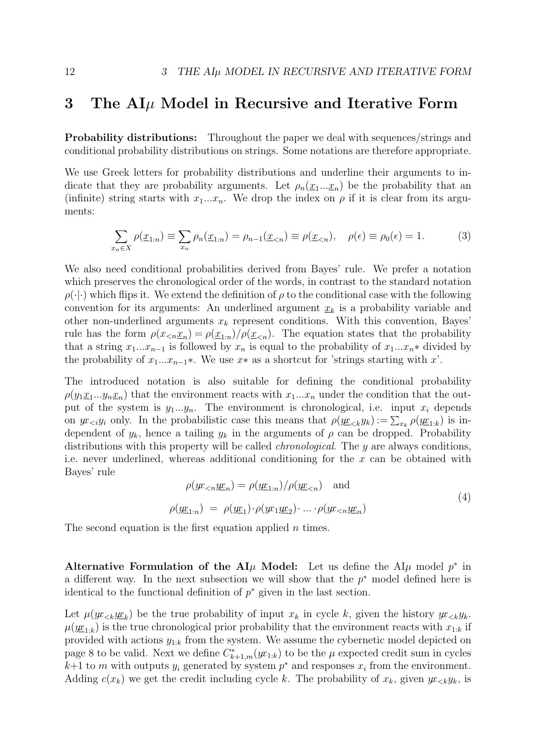# 3 The AI$\mu$ Model in Recursive and Iterative Form

**Probability distributions:** Throughout the paper we deal with sequences/strings and conditional probability distributions on strings. Some notations are therefore appropriate.

We use Greek letters for probability distributions and underline their arguments to indicate that they are probability arguments. Let $\rho_n(\underline{x}_1...\underline{x}_n)$ be the probability that an (infinite) string starts with $x_1...x_n$. We drop the index on $\rho$ if it is clear from its arguments:

$$\sum_{x_n\in X}\rho(\underline{x}_{1:n}) \equiv \sum_{x_n}\rho_n(\underline{x}_{1:n}) = \rho_{n-1}(\underline{x}_{<n}) \equiv \rho(\underline{x}_{<n}), \quad \rho(\epsilon)\equiv\rho_0(\epsilon)=1. \tag{3}$$

We also need conditional probabilities derived from Bayes' rule. We prefer a notation which preserves the chronological order of the words, in contrast to the standard notation $\rho(\cdot|\cdot)$ which flips it. We extend the definition of $\rho$ to the conditional case with the following convention for its arguments: An underlined argument $\underline{x}_k$ is a probability variable and other non-underlined arguments $x_k$ represent conditions. With this convention, Bayes' rule has the form $\rho(x_{<n}\underline{x}_n) = \rho(\underline{x}_{1:n})/\rho(\underline{x}_{<n})$. The equation states that the probability that a string $x_1...x_{n-1}$ is followed by $x_n$ is equal to the probability of $x_1...x_n*$ divided by the probability of $x_1...x_{n-1}*$. We use $x*$ as a shortcut for 'strings starting with $x$'.

The introduced notation is also suitable for defining the conditional probability $\rho(y_1\underline{x}_1...y_n\underline{x}_n)$ that the environment reacts with $x_1...x_n$ under the condition that the output of the system is $y_1...y_n$. The environment is chronological, i.e. input $x_i$ depends on $yx_{<i}y_i$ only. In the probabilistic case this means that $\rho(\underline{yx}_{<k}y_k) := \sum_{x_k}\rho(\underline{yx}_{1:k})$ is independent of $y_k$, hence a tailing $y_k$ in the arguments of $\rho$ can be dropped. Probability distributions with this property will be called *chronological*. The $y$ are always conditions, i.e. never underlined, whereas additional conditioning for the $x$ can be obtained with Bayes' rule

$$\begin{aligned} \rho(yx_{<n}\underline{yx}_n) &= \rho(\underline{yx}_{1:n})/\rho(\underline{yx}_{<n}) \quad \text{and} \\ \rho(\underline{yx}_{1:n}) &= \rho(\underline{yx}_1)\cdot\rho(yx_1\underline{yx}_2)\cdot\,...\,\cdot\rho(yx_{<n}\underline{yx}_n) \end{aligned} \tag{4}$$

The second equation is the first equation applied $n$ times.

**Alternative Formulation of the AI$\mu$ Model:** Let us define the AI$\mu$ model $p^*$ in a different way. In the next subsection we will show that the $p^*$ model defined here is identical to the functional definition of $p^*$ given in the last section.

Let $\mu(yx_{<k}\underline{yx}_k)$ be the true probability of input $x_k$ in cycle $k$, given the history $yx_{<k}y_k$. $\mu(\underline{yx}_{1:k})$ is the true chronological prior probability that the environment reacts with $x_{1:k}$ if provided with actions $y_{1:k}$ from the system. We assume the cybernetic model depicted on page 8 to be valid. Next we define $C^*_{k+1,m}(yx_{1:k})$ to be the $\mu$ expected credit sum in cycles $k{+}1$ to $m$ with outputs $y_i$ generated by system $p^*$ and responses $x_i$ from the environment. Adding $c(x_k)$ we get the credit including cycle $k$. The probability of $x_k$, given $yx_{<k}y_k$, is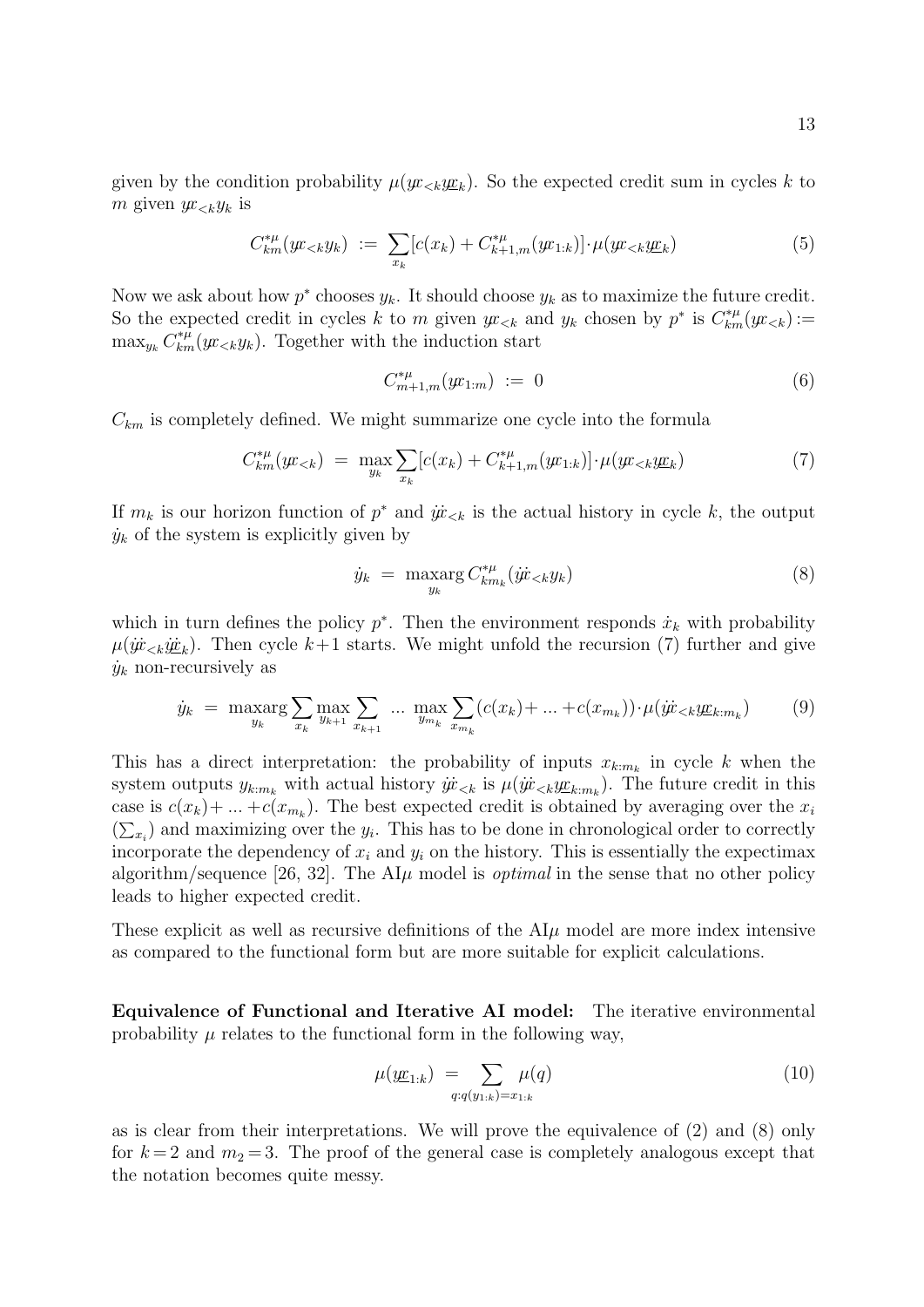given by the condition probability $\mu(y\!x_{<k}y\underline{x}_k)$. So the expected credit sum in cycles $k$ to $m$ given $y\!x_{<k}y_k$ is

$$C^{*\mu}_{km}(y\!x_{<k}y_k) \;:=\; \sum_{x_k}[c(x_k) + C^{*\mu}_{k+1,m}(y\!x_{1:k})]\!\cdot\!\mu(y\!x_{<k}y\underline{x}_k) \tag{5}$$

Now we ask about how $p^*$ chooses $y_k$. It should choose $y_k$ as to maximize the future credit. So the expected credit in cycles $k$ to $m$ given $y\!x_{<k}$ and $y_k$ chosen by $p^*$ is $C^{*\mu}_{km}(y\!x_{<k}) := \max_{y_k} C^{*\mu}_{km}(y\!x_{<k}y_k)$. Together with the induction start

$$C^{*\mu}_{m+1,m}(y\!x_{1:m}) \;:=\; 0 \tag{6}$$

$C_{km}$ is completely defined. We might summarize one cycle into the formula

$$C^{*\mu}_{km}(y\!x_{<k}) \;=\; \max_{y_k}\sum_{x_k}[c(x_k) + C^{*\mu}_{k+1,m}(y\!x_{1:k})]\!\cdot\!\mu(y\!x_{<k}y\underline{x}_k) \tag{7}$$

If $m_k$ is our horizon function of $p^*$ and $\dot{y}\!\dot{x}_{<k}$ is the actual history in cycle $k$, the output $\dot{y}_k$ of the system is explicitly given by

$$\dot{y}_k \;=\; \underset{y_k}{\text{maxarg}}\, C^{*\mu}_{km_k}(\dot{y}\!\dot{x}_{<k}y_k) \tag{8}$$

which in turn defines the policy $p^*$. Then the environment responds $\dot{x}_k$ with probability $\mu(\dot{y}\!\dot{x}_{<k}\dot{y}\underline{\dot{x}}_k)$. Then cycle $k\!+\!1$ starts. We might unfold the recursion (7) further and give $\dot{y}_k$ non-recursively as

$$\dot{y}_k \;=\; \underset{y_k}{\text{maxarg}}\sum_{x_k}\max_{y_{k+1}}\sum_{x_{k+1}}\;...\;\max_{y_{m_k}}\sum_{x_{m_k}}(c(x_k)\!+...+\!c(x_{m_k}))\!\cdot\!\mu(\dot{y}\!\dot{x}_{<k}y\underline{x}_{k:m_k}) \tag{9}$$

This has a direct interpretation: the probability of inputs $x_{k:m_k}$ in cycle $k$ when the system outputs $y_{k:m_k}$ with actual history $\dot{y}\!\dot{x}_{<k}$ is $\mu(\dot{y}\!\dot{x}_{<k}y\underline{x}_{k:m_k})$. The future credit in this case is $c(x_k)\!+...+\!c(x_{m_k})$. The best expected credit is obtained by averaging over the $x_i$ $(\sum_{x_i})$ and maximizing over the $y_i$. This has to be done in chronological order to correctly incorporate the dependency of $x_i$ and $y_i$ on the history. This is essentially the expectimax algorithm/sequence [26, 32]. The AI$\mu$ model is *optimal* in the sense that no other policy leads to higher expected credit.

These explicit as well as recursive definitions of the AI$\mu$ model are more index intensive as compared to the functional form but are more suitable for explicit calculations.

**Equivalence of Functional and Iterative AI model:** The iterative environmental probability $\mu$ relates to the functional form in the following way,

$$\mu(y\underline{x}_{1:k}) \;=\; \sum_{q:q(y_{1:k})=x_{1:k}}\mu(q) \tag{10}$$

as is clear from their interpretations. We will prove the equivalence of (2) and (8) only for $k\!=\!2$ and $m_2\!=\!3$. The proof of the general case is completely analogous except that the notation becomes quite messy.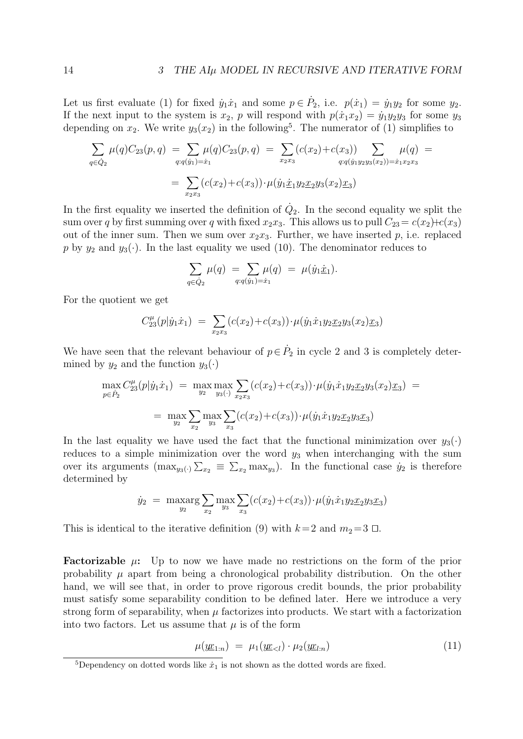Let us first evaluate (1) for fixed $\dot{y}_1\dot{x}_1$ and some $p\in\dot{P}_2$, i.e. $p(\dot{x}_1)=\dot{y}_1 y_2$ for some $y_2$. If the next input to the system is $x_2$, $p$ will respond with $p(\dot{x}_1 x_2)=\dot{y}_1 y_2 y_3$ for some $y_3$ depending on $x_2$. We write $y_3(x_2)$ in the following[5]. The numerator of (1) simplifies to

$$\sum_{q\in\dot{Q}_2}\mu(q)C_{23}(p,q) \;=\; \sum_{q:q(\dot{y}_1)=\dot{x}_1}\mu(q)C_{23}(p,q) \;=\; \sum_{x_2x_3}(c(x_2)+c(x_3))\sum_{q:q(\dot{y}_1y_2y_3(x_2))=\dot{x}_1x_2x_3}\mu(q) \;=$$

$$=\; \sum_{x_2x_3}(c(x_2)+c(x_3))\cdot\mu(\dot{y}_1\underline{\dot{x}}_1 y_2\underline{x}_2 y_3(x_2)\underline{x}_3)$$

In the first equality we inserted the definition of $\dot{Q}_2$. In the second equality we split the sum over $q$ by first summing over $q$ with fixed $x_2x_3$. This allows us to pull $C_{23}=c(x_2)+c(x_3)$ out of the inner sum. Then we sum over $x_2x_3$. Further, we have inserted $p$, i.e. replaced $p$ by $y_2$ and $y_3(\cdot)$. In the last equality we used (10). The denominator reduces to

$$\sum_{q\in\dot{Q}_2}\mu(q) \;=\; \sum_{q:q(\dot{y}_1)=\dot{x}_1}\mu(q) \;=\; \mu(\dot{y}_1\underline{\dot{x}}_1).$$

For the quotient we get

$$C_{23}^\mu(p|\dot{y}_1\dot{x}_1) \;=\; \sum_{x_2x_3}(c(x_2)+c(x_3))\cdot\mu(\dot{y}_1\dot{x}_1 y_2\underline{x}_2 y_3(x_2)\underline{x}_3)$$

We have seen that the relevant behaviour of $p\in\dot{P}_2$ in cycle 2 and 3 is completely determined by $y_2$ and the function $y_3(\cdot)$

$$\max_{p\in\dot{P}_2}C_{23}^\mu(p|\dot{y}_1\dot{x}_1) \;=\; \max_{y_2}\max_{y_3(\cdot)}\sum_{x_2x_3}(c(x_2)+c(x_3))\cdot\mu(\dot{y}_1\dot{x}_1 y_2\underline{x}_2 y_3(x_2)\underline{x}_3) \;=$$

$$=\; \max_{y_2}\sum_{x_2}\max_{y_3}\sum_{x_3}(c(x_2)+c(x_3))\cdot\mu(\dot{y}_1\dot{x}_1 y_2\underline{x}_2 y_3\underline{x}_3)$$

In the last equality we have used the fact that the functional minimization over $y_3(\cdot)$ reduces to a simple minimization over the word $y_3$ when interchanging with the sum over its arguments ($\max_{y_3(\cdot)}\sum_{x_2}\equiv\sum_{x_2}\max_{y_3}$). In the functional case $\dot{y}_2$ is therefore determined by

$$\dot{y}_2 \;=\; \underset{y_2}{\text{maxarg}}\sum_{x_2}\max_{y_3}\sum_{x_3}(c(x_2)+c(x_3))\cdot\mu(\dot{y}_1\dot{x}_1 y_2\underline{x}_2 y_3\underline{x}_3)$$

This is identical to the iterative definition (9) with $k=2$ and $m_2=3$ $\square$.

**Factorizable $\mu$:** Up to now we have made no restrictions on the form of the prior probability $\mu$ apart from being a chronological probability distribution. On the other hand, we will see that, in order to prove rigorous credit bounds, the prior probability must satisfy some separability condition to be defined later. Here we introduce a very strong form of separability, when $\mu$ factorizes into products. We start with a factorization into two factors. Let us assume that $\mu$ is of the form

$$\mu(y\underline{x}_{1:n}) \;=\; \mu_1(y\underline{x}_{<l})\cdot\mu_2(y\underline{x}_{l:n}) \tag{11}$$

[5] Dependency on dotted words like $\dot{x}_1$ is not shown as the dotted words are fixed.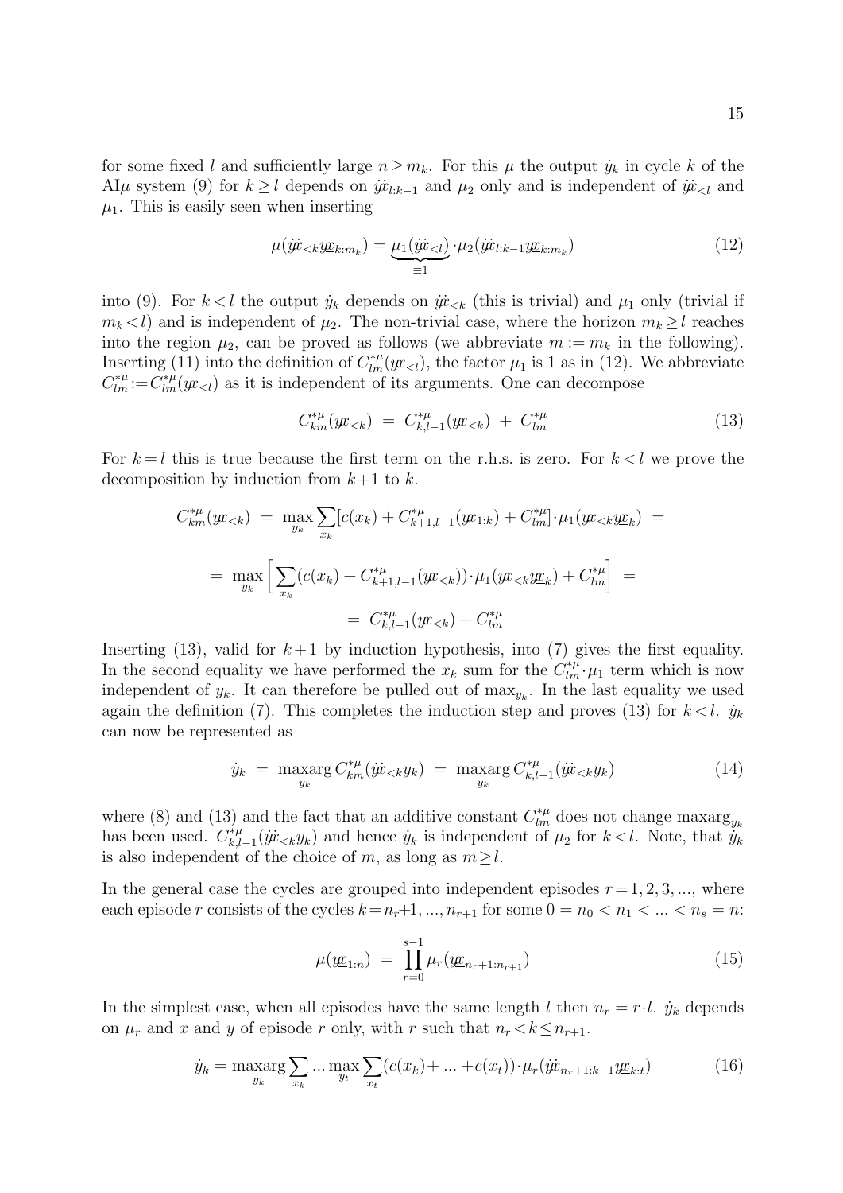for some fixed $l$ and sufficiently large $n \geq m_k$. For this $\mu$ the output $\dot{y}_k$ in cycle $k$ of the AI$\mu$ system (9) for $k \geq l$ depends on $\dot{y}\dot{x}_{l:k-1}$ and $\mu_2$ only and is independent of $\dot{y}\dot{x}_{<l}$ and $\mu_1$. This is easily seen when inserting

$$\mu(\dot{y}\dot{x}_{<k}y\underline{x}_{k:m_k}) = \underbrace{\mu_1(\dot{y}\dot{x}_{<l})}_{\equiv 1} \cdot \mu_2(\dot{y}\dot{x}_{l:k-1}y\underline{x}_{k:m_k}) \tag{12}$$

into (9). For $k < l$ the output $\dot{y}_k$ depends on $\dot{y}\dot{x}_{<k}$ (this is trivial) and $\mu_1$ only (trivial if $m_k < l$) and is independent of $\mu_2$. The non-trivial case, where the horizon $m_k \geq l$ reaches into the region $\mu_2$, can be proved as follows (we abbreviate $m := m_k$ in the following). Inserting (11) into the definition of $C^{*\mu}_{lm}(yx_{<l})$, the factor $\mu_1$ is 1 as in (12). We abbreviate $C^{*\mu}_{lm} := C^{*\mu}_{lm}(yx_{<l})$ as it is independent of its arguments. One can decompose

$$C^{*\mu}_{km}(yx_{<k}) \;=\; C^{*\mu}_{k,l-1}(yx_{<k}) \;+\; C^{*\mu}_{lm} \tag{13}$$

For $k = l$ this is true because the first term on the r.h.s. is zero. For $k < l$ we prove the decomposition by induction from $k+1$ to $k$.

$$C^{*\mu}_{km}(yx_{<k}) \;=\; \max_{y_k} \sum_{x_k} [c(x_k) + C^{*\mu}_{k+1,l-1}(yx_{1:k}) + C^{*\mu}_{lm}] \cdot \mu_1(yx_{<k}y\underline{x}_k) \;=$$

$$=\; \max_{y_k} \bigg[ \sum_{x_k} (c(x_k) + C^{*\mu}_{k+1,l-1}(yx_{<k})) \cdot \mu_1(yx_{<k}y\underline{x}_k) + C^{*\mu}_{lm} \bigg] \;=$$

$$=\; C^{*\mu}_{k,l-1}(yx_{<k}) + C^{*\mu}_{lm}$$

Inserting (13), valid for $k+1$ by induction hypothesis, into (7) gives the first equality. In the second equality we have performed the $x_k$ sum for the $C^{*\mu}_{lm} \cdot \mu_1$ term which is now independent of $y_k$. It can therefore be pulled out of $\max_{y_k}$. In the last equality we used again the definition (7). This completes the induction step and proves (13) for $k < l$. $\dot{y}_k$ can now be represented as

$$\dot{y}_k \;=\; \underset{y_k}{\text{maxarg}}\, C^{*\mu}_{km}(\dot{y}\dot{x}_{<k}y_k) \;=\; \underset{y_k}{\text{maxarg}}\, C^{*\mu}_{k,l-1}(\dot{y}\dot{x}_{<k}y_k) \tag{14}$$

where (8) and (13) and the fact that an additive constant $C^{*\mu}_{lm}$ does not change $\text{maxarg}_{y_k}$ has been used. $C^{*\mu}_{k,l-1}(\dot{y}\dot{x}_{<k}y_k)$ and hence $\dot{y}_k$ is independent of $\mu_2$ for $k < l$. Note, that $\dot{y}_k$ is also independent of the choice of $m$, as long as $m \geq l$.

In the general case the cycles are grouped into independent episodes $r = 1, 2, 3, ...$, where each episode $r$ consists of the cycles $k = n_r+1, ..., n_{r+1}$ for some $0 = n_0 < n_1 < ... < n_s = n$:

$$\mu(y\underline{x}_{1:n}) \;=\; \prod_{r=0}^{s-1} \mu_r(y\underline{x}_{n_r+1:n_{r+1}}) \tag{15}$$

In the simplest case, when all episodes have the same length $l$ then $n_r = r \cdot l$. $\dot{y}_k$ depends on $\mu_r$ and $x$ and $y$ of episode $r$ only, with $r$ such that $n_r < k \leq n_{r+1}$.

$$\dot{y}_k = \underset{y_k}{\text{maxarg}} \sum_{x_k} ... \max_{y_t} \sum_{x_t} (c(x_k) + ... + c(x_t)) \cdot \mu_r(\dot{y}\dot{x}_{n_r+1:k-1}y\underline{x}_{k:t}) \tag{16}$$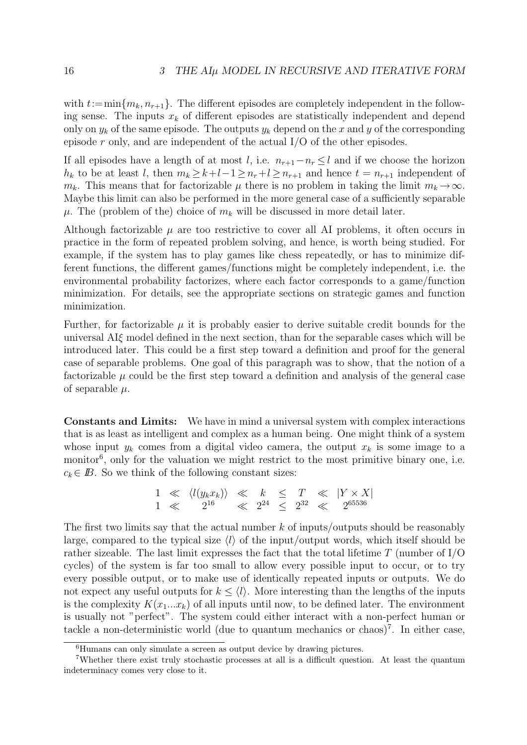with $t{:=}\min\{m_k,n_{r+1}\}$. The different episodes are completely independent in the following sense. The inputs $x_k$ of different episodes are statistically independent and depend only on $y_k$ of the same episode. The outputs $y_k$ depend on the $x$ and $y$ of the corresponding episode $r$ only, and are independent of the actual I/O of the other episodes.

If all episodes have a length of at most $l$, i.e. $n_{r+1}-n_r \leq l$ and if we choose the horizon $h_k$ to be at least $l$, then $m_k \geq k+l-1 \geq n_r+l \geq n_{r+1}$ and hence $t = n_{r+1}$ independent of $m_k$. This means that for factorizable $\mu$ there is no problem in taking the limit $m_k \to \infty$. Maybe this limit can also be performed in the more general case of a sufficiently separable $\mu$. The (problem of the) choice of $m_k$ will be discussed in more detail later.

Although factorizable $\mu$ are too restrictive to cover all AI problems, it often occurs in practice in the form of repeated problem solving, and hence, is worth being studied. For example, if the system has to play games like chess repeatedly, or has to minimize different functions, the different games/functions might be completely independent, i.e. the environmental probability factorizes, where each factor corresponds to a game/function minimization. For details, see the appropriate sections on strategic games and function minimization.

Further, for factorizable $\mu$ it is probably easier to derive suitable credit bounds for the universal AI$\xi$ model defined in the next section, than for the separable cases which will be introduced later. This could be a first step toward a definition and proof for the general case of separable problems. One goal of this paragraph was to show, that the notion of a factorizable $\mu$ could be the first step toward a definition and analysis of the general case of separable $\mu$.

**Constants and Limits:** We have in mind a universal system with complex interactions that is as least as intelligent and complex as a human being. One might think of a system whose input $y_k$ comes from a digital video camera, the output $x_k$ is some image to a monitor[6], only for the valuation we might restrict to the most primitive binary one, i.e. $c_k \in I\!\!B$. So we think of the following constant sizes:

$$\begin{array}{ccccccccc} 1 & \ll & \langle l(y_k x_k)\rangle & \ll & k & \leq & T & \ll & |Y\times X| \\ 1 & \ll & 2^{16} & \ll & 2^{24} & \leq & 2^{32} & \ll & 2^{65536} \end{array}$$

The first two limits say that the actual number $k$ of inputs/outputs should be reasonably large, compared to the typical size $\langle l\rangle$ of the input/output words, which itself should be rather sizeable. The last limit expresses the fact that the total lifetime $T$ (number of I/O cycles) of the system is far too small to allow every possible input to occur, or to try every possible output, or to make use of identically repeated inputs or outputs. We do not expect any useful outputs for $k \leq \langle l\rangle$. More interesting than the lengths of the inputs is the complexity $K(x_1...x_k)$ of all inputs until now, to be defined later. The environment is usually not "perfect". The system could either interact with a non-perfect human or tackle a non-deterministic world (due to quantum mechanics or chaos)[7]. In either case,

[6] Humans can only simulate a screen as output device by drawing pictures.

[7] Whether there exist truly stochastic processes at all is a difficult question. At least the quantum indeterminacy comes very close to it.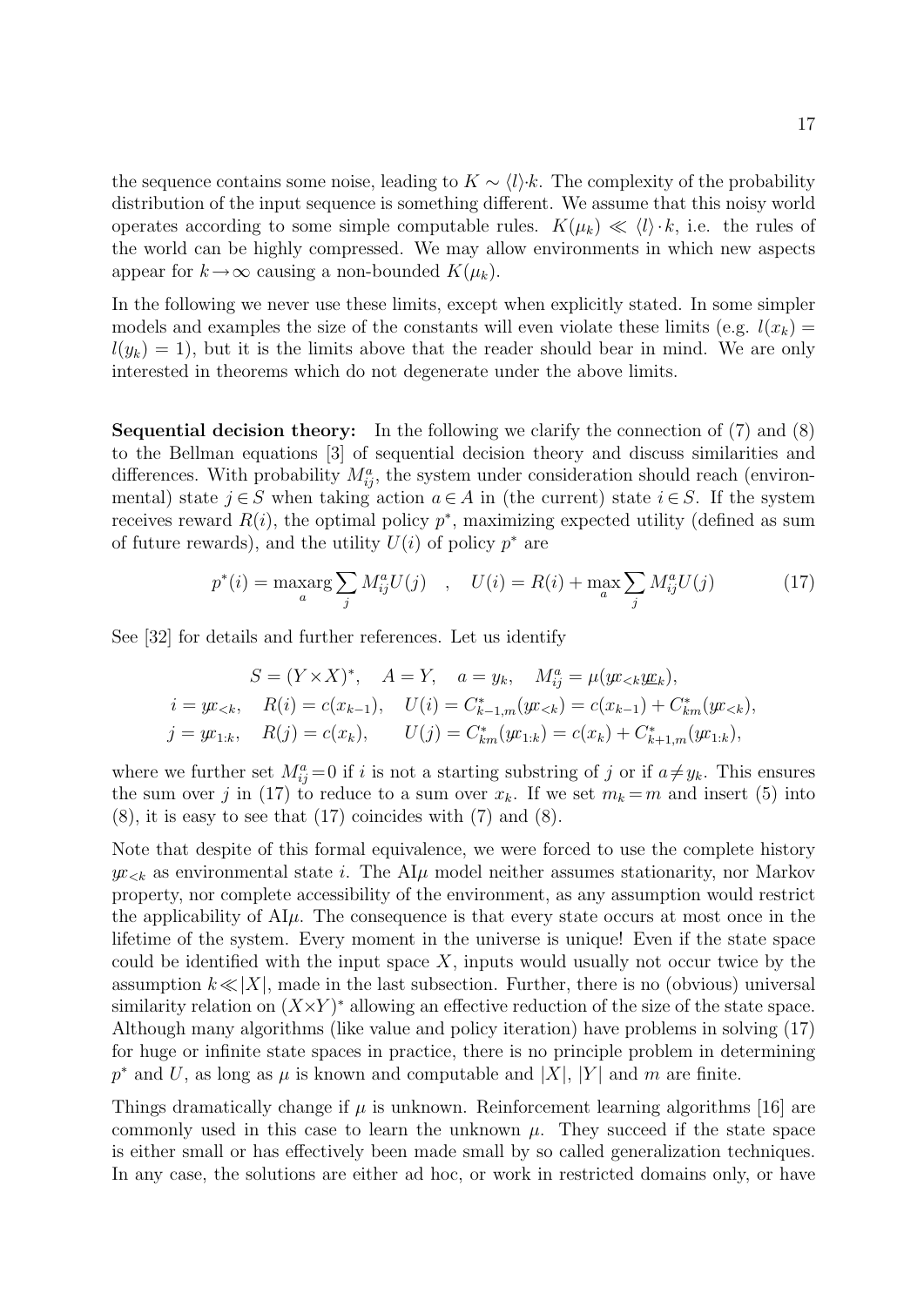the sequence contains some noise, leading to $K \sim \langle l \rangle \cdot k$. The complexity of the probability distribution of the input sequence is something different. We assume that this noisy world operates according to some simple computable rules. $K(\mu_k) \ll \langle l \rangle \cdot k$, i.e. the rules of the world can be highly compressed. We may allow environments in which new aspects appear for $k \to \infty$ causing a non-bounded $K(\mu_k)$.

In the following we never use these limits, except when explicitly stated. In some simpler models and examples the size of the constants will even violate these limits (e.g. $l(x_k) = l(y_k) = 1$), but it is the limits above that the reader should bear in mind. We are only interested in theorems which do not degenerate under the above limits.

**Sequential decision theory:** In the following we clarify the connection of (7) and (8) to the Bellman equations [3] of sequential decision theory and discuss similarities and differences. With probability $M_{ij}^a$, the system under consideration should reach (environmental) state $j \in S$ when taking action $a \in A$ in (the current) state $i \in S$. If the system receives reward $R(i)$, the optimal policy $p^*$, maximizing expected utility (defined as sum of future rewards), and the utility $U(i)$ of policy $p^*$ are

$$p^*(i) = \underset{a}{\text{maxarg}} \sum_j M_{ij}^a U(j) \quad , \quad U(i) = R(i) + \max_a \sum_j M_{ij}^a U(j) \tag{17}$$

See [32] for details and further references. Let us identify

$$\begin{aligned}
S = (Y \times X)^*, \quad A = Y, \quad a = y_k, \quad M_{ij}^a = \mu(y\!x_{<k} y\underline{x}_k), \\
i = y\!x_{<k}, \quad R(i) = c(x_{k-1}), \quad U(i) = C_{k-1,m}^*(y\!x_{<k}) = c(x_{k-1}) + C_{km}^*(y\!x_{<k}), \\
j = y\!x_{1:k}, \quad R(j) = c(x_k), \quad U(j) = C_{km}^*(y\!x_{1:k}) = c(x_k) + C_{k+1,m}^*(y\!x_{1:k}),
\end{aligned}$$

where we further set $M_{ij}^a = 0$ if $i$ is not a starting substring of $j$ or if $a \neq y_k$. This ensures the sum over $j$ in (17) to reduce to a sum over $x_k$. If we set $m_k = m$ and insert (5) into (8), it is easy to see that (17) coincides with (7) and (8).

Note that despite of this formal equivalence, we were forced to use the complete history $y\!x_{<k}$ as environmental state $i$. The AI$\mu$ model neither assumes stationarity, nor Markov property, nor complete accessibility of the environment, as any assumption would restrict the applicability of AI$\mu$. The consequence is that every state occurs at most once in the lifetime of the system. Every moment in the universe is unique! Even if the state space could be identified with the input space $X$, inputs would usually not occur twice by the assumption $k \ll |X|$, made in the last subsection. Further, there is no (obvious) universal similarity relation on $(X \times Y)^*$ allowing an effective reduction of the size of the state space. Although many algorithms (like value and policy iteration) have problems in solving (17) for huge or infinite state spaces in practice, there is no principle problem in determining $p^*$ and $U$, as long as $\mu$ is known and computable and $|X|$, $|Y|$ and $m$ are finite.

Things dramatically change if $\mu$ is unknown. Reinforcement learning algorithms [16] are commonly used in this case to learn the unknown $\mu$. They succeed if the state space is either small or has effectively been made small by so called generalization techniques. In any case, the solutions are either ad hoc, or work in restricted domains only, or have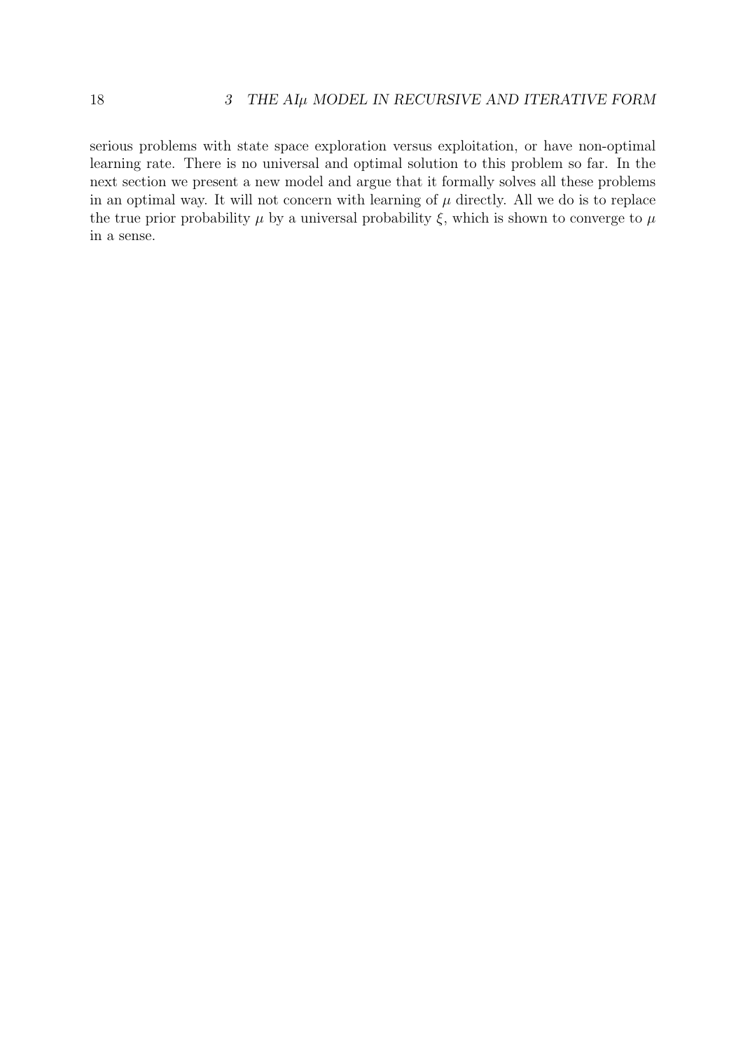serious problems with state space exploration versus exploitation, or have non-optimal learning rate. There is no universal and optimal solution to this problem so far. In the next section we present a new model and argue that it formally solves all these problems in an optimal way. It will not concern with learning of $\mu$ directly. All we do is to replace the true prior probability $\mu$ by a universal probability $\xi$, which is shown to converge to $\mu$ in a sense.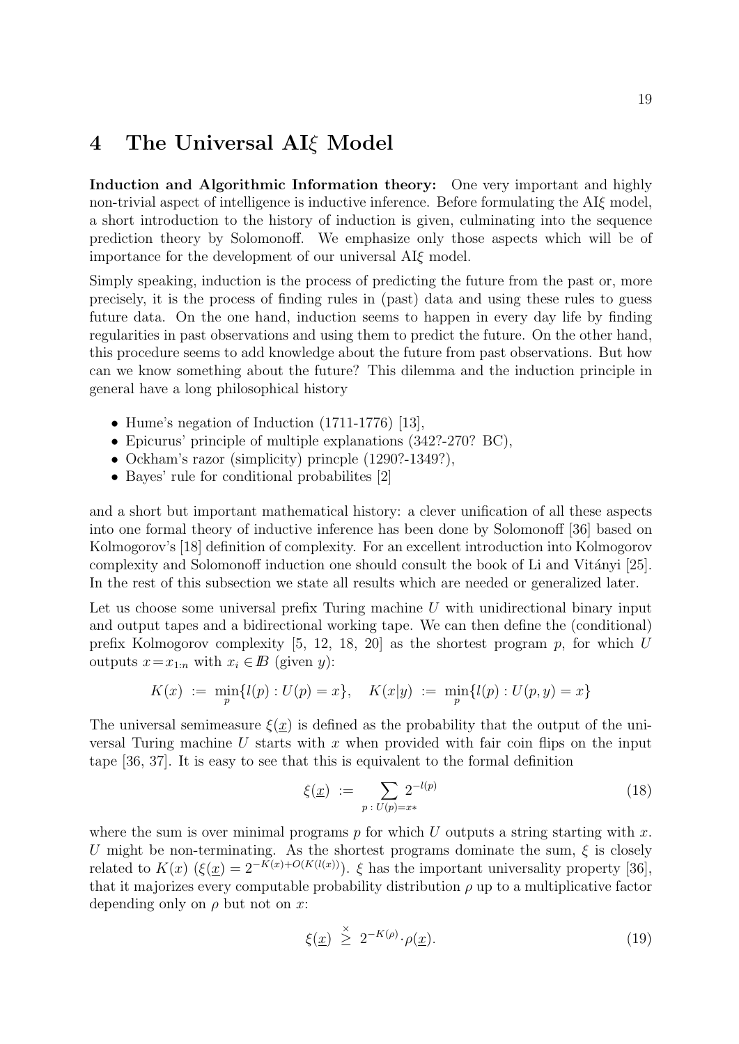# 4 The Universal AI$\xi$ Model

**Induction and Algorithmic Information theory:** One very important and highly non-trivial aspect of intelligence is inductive inference. Before formulating the AI$\xi$ model, a short introduction to the history of induction is given, culminating into the sequence prediction theory by Solomonoff. We emphasize only those aspects which will be of importance for the development of our universal AI$\xi$ model.

Simply speaking, induction is the process of predicting the future from the past or, more precisely, it is the process of finding rules in (past) data and using these rules to guess future data. On the one hand, induction seems to happen in every day life by finding regularities in past observations and using them to predict the future. On the other hand, this procedure seems to add knowledge about the future from past observations. But how can we know something about the future? This dilemma and the induction principle in general have a long philosophical history

- Hume's negation of Induction (1711-1776) [13],
- Epicurus' principle of multiple explanations (342?-270? BC),
- Ockham's razor (simplicity) princple (1290?-1349?),
- Bayes' rule for conditional probabilites [2]

and a short but important mathematical history: a clever unification of all these aspects into one formal theory of inductive inference has been done by Solomonoff [36] based on Kolmogorov's [18] definition of complexity. For an excellent introduction into Kolmogorov complexity and Solomonoff induction one should consult the book of Li and Vitányi [25]. In the rest of this subsection we state all results which are needed or generalized later.

Let us choose some universal prefix Turing machine $U$ with unidirectional binary input and output tapes and a bidirectional working tape. We can then define the (conditional) prefix Kolmogorov complexity [5, 12, 18, 20] as the shortest program $p$, for which $U$ outputs $x = x_{1:n}$ with $x_i \in I\!B$ (given $y$):

$$K(x) \;:=\; \min_p\{l(p) : U(p) = x\}, \quad K(x|y) \;:=\; \min_p\{l(p) : U(p, y) = x\}$$

The universal semimeasure $\xi(\underline{x})$ is defined as the probability that the output of the universal Turing machine $U$ starts with $x$ when provided with fair coin flips on the input tape [36, 37]. It is easy to see that this is equivalent to the formal definition

$$\xi(\underline{x}) \;:=\; \sum_{p\,:\,U(p)=x*} 2^{-l(p)} \tag{18}$$

where the sum is over minimal programs $p$ for which $U$ outputs a string starting with $x$. $U$ might be non-terminating. As the shortest programs dominate the sum, $\xi$ is closely related to $K(x)$ ($\xi(\underline{x}) = 2^{-K(x)+O(K(l(x)))}$). $\xi$ has the important universality property [36], that it majorizes every computable probability distribution $\rho$ up to a multiplicative factor depending only on $\rho$ but not on $x$:

$$\xi(\underline{x}) \;\stackrel{\times}{\geq}\; 2^{-K(\rho)}\cdot\rho(\underline{x}). \tag{19}$$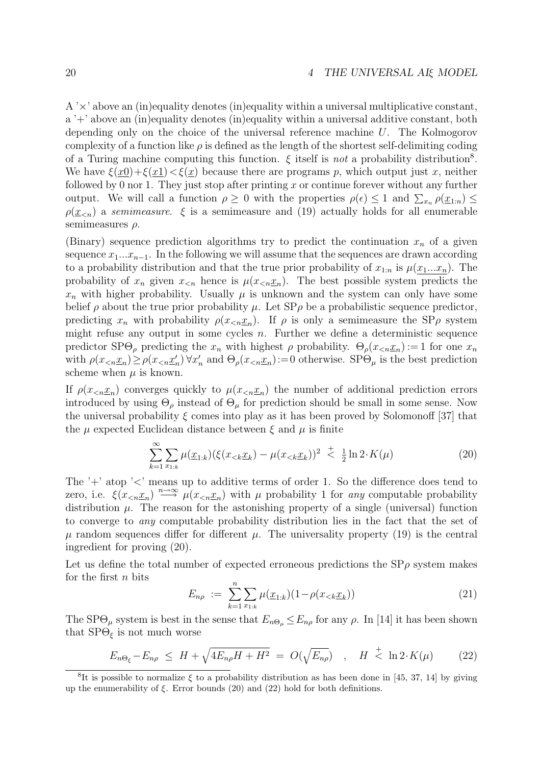A '$\times$' above an (in)equality denotes (in)equality within a universal multiplicative constant, a '+' above an (in)equality denotes (in)equality within a universal additive constant, both depending only on the choice of the universal reference machine $U$. The Kolmogorov complexity of a function like $\rho$ is defined as the length of the shortest self-delimiting coding of a Turing machine computing this function. $\xi$ itself is *not* a probability distribution[8]. We have $\xi(\underline{x0})+\xi(\underline{x1})<\xi(\underline{x})$ because there are programs $p$, which output just $x$, neither followed by 0 nor 1. They just stop after printing $x$ or continue forever without any further output. We will call a function $\rho \geq 0$ with the properties $\rho(\epsilon) \leq 1$ and $\sum_{x_n} \rho(\underline{x}_{1:n}) \leq \rho(\underline{x}_{<n})$ a *semimeasure*. $\xi$ is a semimeasure and (19) actually holds for all enumerable semimeasures $\rho$.

(Binary) sequence prediction algorithms try to predict the continuation $x_n$ of a given sequence $x_1...x_{n-1}$. In the following we will assume that the sequences are drawn according to a probability distribution and that the true prior probability of $x_{1:n}$ is $\mu(\underline{x_1...x_n})$. The probability of $x_n$ given $x_{<n}$ hence is $\mu(x_{<n}\underline{x}_n)$. The best possible system predicts the $x_n$ with higher probability. Usually $\mu$ is unknown and the system can only have some belief $\rho$ about the true prior probability $\mu$. Let SP$\rho$ be a probabilistic sequence predictor, predicting $x_n$ with probability $\rho(x_{<n}\underline{x}_n)$. If $\rho$ is only a semimeasure the SP$\rho$ system might refuse any output in some cycles $n$. Further we define a deterministic sequence predictor SP$\Theta_\rho$ predicting the $x_n$ with highest $\rho$ probability. $\Theta_\rho(x_{<n}\underline{x}_n):=1$ for one $x_n$ with $\rho(x_{<n}\underline{x}_n)\geq\rho(x_{<n}\underline{x}'_n)\,\forall x'_n$ and $\Theta_\rho(x_{<n}\underline{x}_n):=0$ otherwise. SP$\Theta_\mu$ is the best prediction scheme when $\mu$ is known.

If $\rho(x_{<n}\underline{x}_n)$ converges quickly to $\mu(x_{<n}\underline{x}_n)$ the number of additional prediction errors introduced by using $\Theta_\rho$ instead of $\Theta_\mu$ for prediction should be small in some sense. Now the universal probability $\xi$ comes into play as it has been proved by Solomonoff [37] that the $\mu$ expected Euclidean distance between $\xi$ and $\mu$ is finite

$$\sum_{k=1}^{\infty}\sum_{x_{1:k}}\mu(\underline{x}_{1:k})(\xi(x_{<k}\underline{x}_k)-\mu(x_{<k}\underline{x}_k))^2 \;\stackrel{+}{<}\; \tfrac{1}{2}\ln 2\cdot K(\mu) \tag{20}$$

The '+' atop '<' means up to additive terms of order 1. So the difference does tend to zero, i.e. $\xi(x_{<n}\underline{x}_n) \stackrel{n\to\infty}{\longrightarrow} \mu(x_{<n}\underline{x}_n)$ with $\mu$ probability 1 for *any* computable probability distribution $\mu$. The reason for the astonishing property of a single (universal) function to converge to *any* computable probability distribution lies in the fact that the set of $\mu$ random sequences differ for different $\mu$. The universality property (19) is the central ingredient for proving (20).

Let us define the total number of expected erroneous predictions the SP$\rho$ system makes for the first $n$ bits

$$E_{n\rho} \;:=\; \sum_{k=1}^{n}\sum_{x_{1:k}}\mu(\underline{x}_{1:k})(1-\rho(x_{<k}\underline{x}_k)) \tag{21}$$

The SP$\Theta_\mu$ system is best in the sense that $E_{n\Theta_\mu}\leq E_{n\rho}$ for any $\rho$. In [14] it has been shown that SP$\Theta_\xi$ is not much worse

$$E_{n\Theta_\xi}-E_{n\rho} \;\leq\; H+\sqrt{4E_{n\rho}H+H^2} \;=\; O(\sqrt{E_{n\rho}}) \quad , \quad H \;\stackrel{+}{<}\; \ln 2\cdot K(\mu) \tag{22}$$

[8] It is possible to normalize $\xi$ to a probability distribution as has been done in [45, 37, 14] by giving up the enumerability of $\xi$. Error bounds (20) and (22) hold for both definitions.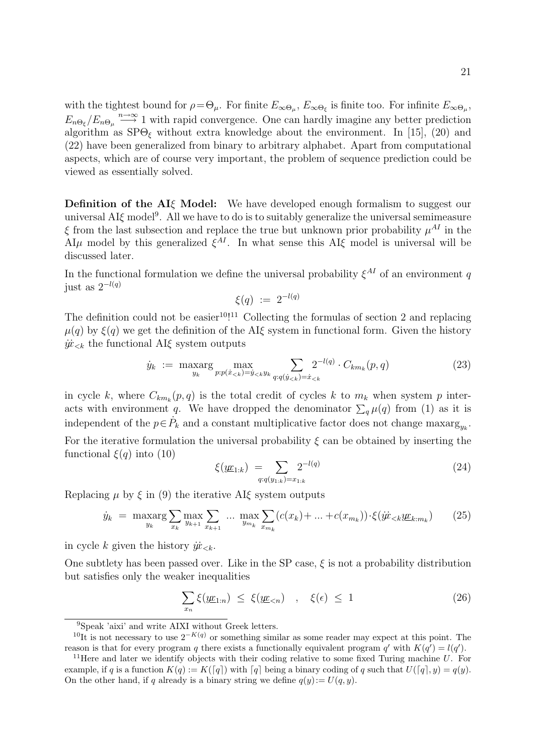with the tightest bound for $\rho = \Theta_\mu$. For finite $E_{\infty\Theta_\mu}$, $E_{\infty\Theta_\xi}$ is finite too. For infinite $E_{\infty\Theta_\mu}$, $E_{n\Theta_\xi}/E_{n\Theta_\mu} \stackrel{n\to\infty}{\longrightarrow} 1$ with rapid convergence. One can hardly imagine any better prediction algorithm as SP$\Theta_\xi$ without extra knowledge about the environment. In [15], (20) and (22) have been generalized from binary to arbitrary alphabet. Apart from computational aspects, which are of course very important, the problem of sequence prediction could be viewed as essentially solved.

**Definition of the AI$\xi$ Model:** We have developed enough formalism to suggest our universal AI$\xi$ model[9]. All we have to do is to suitably generalize the universal semimeasure $\xi$ from the last subsection and replace the true but unknown prior probability $\mu^{AI}$ in the AI$\mu$ model by this generalized $\xi^{AI}$. In what sense this AI$\xi$ model is universal will be discussed later.

In the functional formulation we define the universal probability $\xi^{AI}$ of an environment $q$ just as $2^{-l(q)}$

$$\xi(q) \;:=\; 2^{-l(q)}$$

The definition could not be easier[10]![11] Collecting the formulas of section 2 and replacing $\mu(q)$ by $\xi(q)$ we get the definition of the AI$\xi$ system in functional form. Given the history $\dot{y}\dot{x}_{<k}$ the functional AI$\xi$ system outputs

$$\dot{y}_k \;:=\; \operatorname*{maxarg}_{y_k} \max_{p:p(\dot{x}_{<k})=\dot{y}_{<k}y_k} \sum_{q:q(\dot{y}_{<k})=\dot{x}_{<k}} 2^{-l(q)} \cdot C_{km_k}(p,q) \tag{23}$$

in cycle $k$, where $C_{km_k}(p,q)$ is the total credit of cycles $k$ to $m_k$ when system $p$ interacts with environment $q$. We have dropped the denominator $\sum_q \mu(q)$ from (1) as it is independent of the $p \in \dot{P}_k$ and a constant multiplicative factor does not change $\operatorname{maxarg}_{y_k}$.

For the iterative formulation the universal probability $\xi$ can be obtained by inserting the functional $\xi(q)$ into (10)

$$\xi(\underline{yx}_{1:k}) \;=\; \sum_{q:q(y_{1:k})=x_{1:k}} 2^{-l(q)} \tag{24}$$

Replacing $\mu$ by $\xi$ in (9) the iterative AI$\xi$ system outputs

$$\dot{y}_k \;=\; \operatorname*{maxarg}_{y_k} \sum_{x_k} \max_{y_{k+1}} \sum_{x_{k+1}} \;...\; \max_{y_{m_k}} \sum_{x_{m_k}} (c(x_k)+\,...\,+c(x_{m_k}))\cdot\xi(\dot{y}\dot{x}_{<k}\underline{yx}_{k:m_k}) \tag{25}$$

in cycle $k$ given the history $\dot{y}\dot{x}_{<k}$.

One subtlety has been passed over. Like in the SP case, $\xi$ is not a probability distribution but satisfies only the weaker inequalities

$$\sum_{x_n} \xi(\underline{yx}_{1:n}) \;\leq\; \xi(\underline{yx}_{<n}) \quad , \quad \xi(\epsilon) \;\leq\; 1 \tag{26}$$

---

[9] Speak 'aixi' and write AIXI without Greek letters.

[10] It is not necessary to use $2^{-K(q)}$ or something similar as some reader may expect at this point. The reason is that for every program $q$ there exists a functionally equivalent program $q'$ with $K(q') = l(q')$.

[11] Here and later we identify objects with their coding relative to some fixed Turing machine $U$. For example, if $q$ is a function $K(q) := K(\lceil q \rceil)$ with $\lceil q \rceil$ being a binary coding of $q$ such that $U(\lceil q \rceil, y) = q(y)$. On the other hand, if $q$ already is a binary string we define $q(y) := U(q, y)$.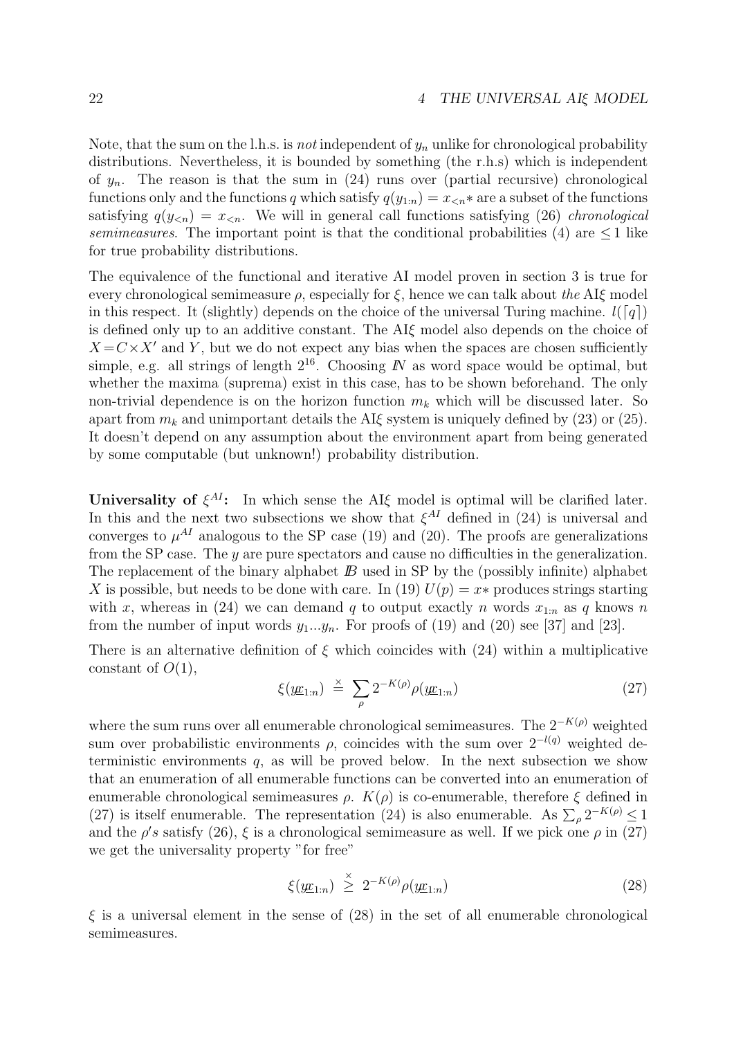Note, that the sum on the l.h.s. is *not* independent of $y_n$ unlike for chronological probability distributions. Nevertheless, it is bounded by something (the r.h.s) which is independent of $y_n$. The reason is that the sum in (24) runs over (partial recursive) chronological functions only and the functions $q$ which satisfy $q(y_{1:n}) = x_{<n}*$ are a subset of the functions satisfying $q(y_{<n}) = x_{<n}$. We will in general call functions satisfying (26) *chronological semimeasures*. The important point is that the conditional probabilities (4) are $\leq 1$ like for true probability distributions.

The equivalence of the functional and iterative AI model proven in section 3 is true for every chronological semimeasure $\rho$, especially for $\xi$, hence we can talk about *the* AI$\xi$ model in this respect. It (slightly) depends on the choice of the universal Turing machine. $l(\lceil q \rceil)$ is defined only up to an additive constant. The AI$\xi$ model also depends on the choice of $X = C \times X'$ and $Y$, but we do not expect any bias when the spaces are chosen sufficiently simple, e.g. all strings of length $2^{16}$. Choosing $I\!N$ as word space would be optimal, but whether the maxima (suprema) exist in this case, has to be shown beforehand. The only non-trivial dependence is on the horizon function $m_k$ which will be discussed later. So apart from $m_k$ and unimportant details the AI$\xi$ system is uniquely defined by (23) or (25). It doesn't depend on any assumption about the environment apart from being generated by some computable (but unknown!) probability distribution.

**Universality of $\xi^{AI}$:** In which sense the AI$\xi$ model is optimal will be clarified later. In this and the next two subsections we show that $\xi^{AI}$ defined in (24) is universal and converges to $\mu^{AI}$ analogous to the SP case (19) and (20). The proofs are generalizations from the SP case. The $y$ are pure spectators and cause no difficulties in the generalization. The replacement of the binary alphabet $I\!B$ used in SP by the (possibly infinite) alphabet $X$ is possible, but needs to be done with care. In (19) $U(p) = x*$ produces strings starting with $x$, whereas in (24) we can demand $q$ to output exactly $n$ words $x_{1:n}$ as $q$ knows $n$ from the number of input words $y_1...y_n$. For proofs of (19) and (20) see [37] and [23].

There is an alternative definition of $\xi$ which coincides with (24) within a multiplicative constant of $O(1)$,

$$\xi(\underline{yx}_{1:n}) \;\stackrel{\times}{=}\; \sum_{\rho} 2^{-K(\rho)} \rho(\underline{yx}_{1:n}) \tag{27}$$

where the sum runs over all enumerable chronological semimeasures. The $2^{-K(\rho)}$ weighted sum over probabilistic environments $\rho$, coincides with the sum over $2^{-l(q)}$ weighted deterministic environments $q$, as will be proved below. In the next subsection we show that an enumeration of all enumerable functions can be converted into an enumeration of enumerable chronological semimeasures $\rho$. $K(\rho)$ is co-enumerable, therefore $\xi$ defined in (27) is itself enumerable. The representation (24) is also enumerable. As $\sum_\rho 2^{-K(\rho)} \leq 1$ and the $\rho's$ satisfy (26), $\xi$ is a chronological semimeasure as well. If we pick one $\rho$ in (27) we get the universality property "for free"

$$\xi(\underline{yx}_{1:n}) \;\stackrel{\times}{\geq}\; 2^{-K(\rho)} \rho(\underline{yx}_{1:n}) \tag{28}$$

$\xi$ is a universal element in the sense of (28) in the set of all enumerable chronological semimeasures.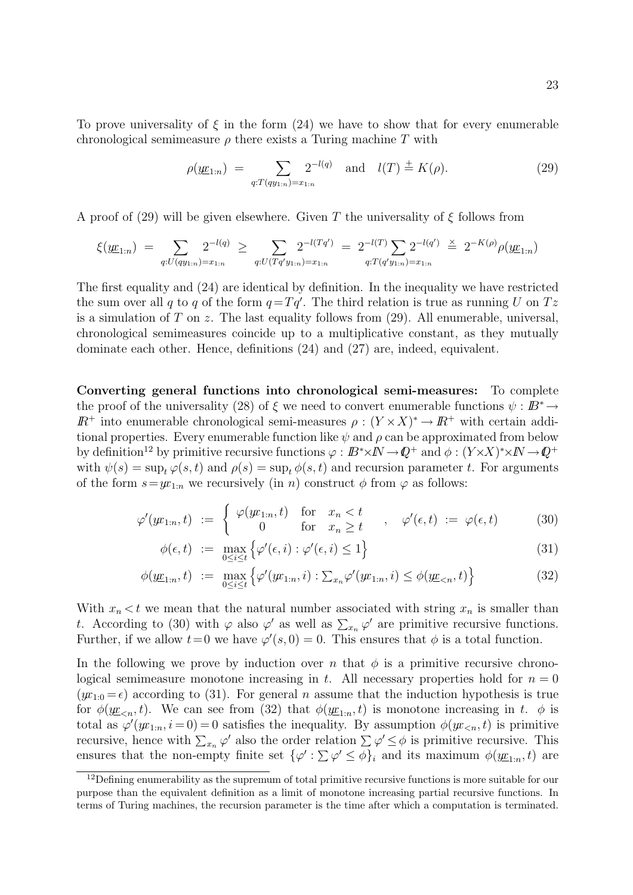To prove universality of $\xi$ in the form (24) we have to show that for every enumerable chronological semimeasure $\rho$ there exists a Turing machine $T$ with

$$\rho(y\!\underline{x}_{1:n}) \;=\; \sum_{q:T(qy_{1:n})=x_{1:n}} 2^{-l(q)} \quad \text{and} \quad l(T) \stackrel{+}{=} K(\rho). \tag{29}$$

A proof of (29) will be given elsewhere. Given $T$ the universality of $\xi$ follows from

$$\xi(y\!\underline{x}_{1:n}) \;=\; \sum_{q:U(qy_{1:n})=x_{1:n}} 2^{-l(q)} \;\geq\; \sum_{q:U(Tq'y_{1:n})=x_{1:n}} 2^{-l(Tq')} \;=\; 2^{-l(T)} \sum_{q:T(q'y_{1:n})=x_{1:n}} 2^{-l(q')} \;\stackrel{\times}{=}\; 2^{-K(\rho)}\rho(y\!\underline{x}_{1:n})$$

The first equality and (24) are identical by definition. In the inequality we have restricted the sum over all $q$ to $q$ of the form $q\!=\!Tq'$. The third relation is true as running $U$ on $Tz$ is a simulation of $T$ on $z$. The last equality follows from (29). All enumerable, universal, chronological semimeasures coincide up to a multiplicative constant, as they mutually dominate each other. Hence, definitions (24) and (27) are, indeed, equivalent.

**Converting general functions into chronological semi-measures:** To complete the proof of the universality (28) of $\xi$ we need to convert enumerable functions $\psi : \mathbb{B}^* \to \mathbb{R}^+$ into enumerable chronological semi-measures $\rho : (Y\times X)^* \to \mathbb{R}^+$ with certain additional properties. Every enumerable function like $\psi$ and $\rho$ can be approximated from below by definition[12] by primitive recursive functions $\varphi : \mathbb{B}^*\!\times\!\mathbb{N} \to \mathbb{Q}^+$ and $\phi : (Y\!\times\!X)^*\!\times\!\mathbb{N} \to \mathbb{Q}^+$ with $\psi(s) = \sup_t \varphi(s,t)$ and $\rho(s) = \sup_t \phi(s,t)$ and recursion parameter $t$. For arguments of the form $s\!=\!yx_{1:n}$ we recursively (in $n$) construct $\phi$ from $\varphi$ as follows:

$$\varphi'(yx_{1:n},t) \;:=\; \left\{ \begin{array}{ccc} \varphi(yx_{1:n},t) & \text{for} & x_n < t \\ 0 & \text{for} & x_n \geq t \end{array} \right. \quad , \quad \varphi'(\epsilon,t) \;:=\; \varphi(\epsilon,t) \tag{30}$$

$$\phi(\epsilon,t) \;:=\; \max_{0\leq i\leq t}\left\{\varphi'(\epsilon,i) : \varphi'(\epsilon,i) \leq 1\right\} \tag{31}$$

$$\phi(y\!\underline{x}_{1:n},t) \;:=\; \max_{0\leq i\leq t}\left\{\varphi'(yx_{1:n},i) : \textstyle\sum_{x_n}\varphi'(yx_{1:n},i) \leq \phi(y\!\underline{x}_{<n},t)\right\} \tag{32}$$

With $x_n\!<\!t$ we mean that the natural number associated with string $x_n$ is smaller than $t$. According to (30) with $\varphi$ also $\varphi'$ as well as $\sum_{x_n}\varphi'$ are primitive recursive functions. Further, if we allow $t\!=\!0$ we have $\varphi'(s,0) = 0$. This ensures that $\phi$ is a total function.

In the following we prove by induction over $n$ that $\phi$ is a primitive recursive chronological semimeasure monotone increasing in $t$. All necessary properties hold for $n = 0$ $(yx_{1:0}\!=\!\epsilon)$ according to (31). For general $n$ assume that the induction hypothesis is true for $\phi(y\!\underline{x}_{<n},t)$. We can see from (32) that $\phi(y\!\underline{x}_{1:n},t)$ is monotone increasing in $t$. $\phi$ is total as $\varphi'(yx_{1:n},i\!=\!0)\!=\!0$ satisfies the inequality. By assumption $\phi(yx_{<n},t)$ is primitive recursive, hence with $\sum_{x_n}\varphi'$ also the order relation $\sum\varphi'\!\leq\!\phi$ is primitive recursive. This ensures that the non-empty finite set $\{\varphi' : \sum\varphi' \leq \phi\}_i$ and its maximum $\phi(y\!\underline{x}_{1:n},t)$ are

[12] Defining enumerability as the supremum of total primitive recursive functions is more suitable for our purpose than the equivalent definition as a limit of monotone increasing partial recursive functions. In terms of Turing machines, the recursion parameter is the time after which a computation is terminated.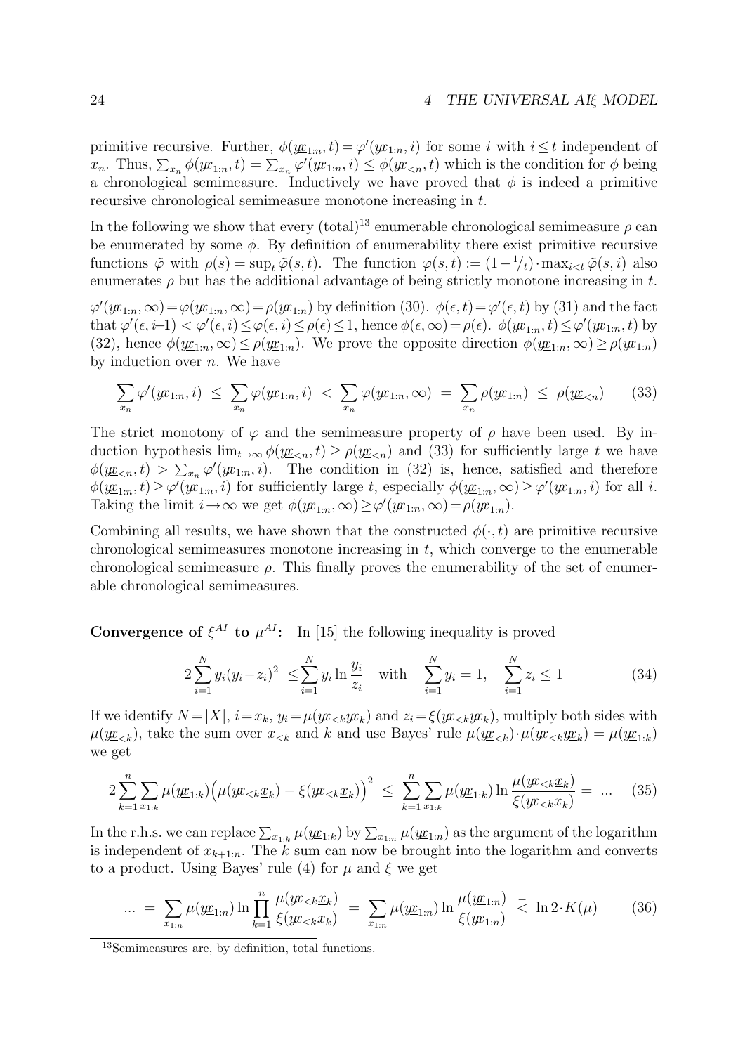primitive recursive. Further, $\phi(y\!\underline{x}_{1:n},t)=\varphi'(yx_{1:n},i)$ for some $i$ with $i\leq t$ independent of $x_n$. Thus, $\sum_{x_n}\phi(y\!\underline{x}_{1:n},t)=\sum_{x_n}\varphi'(yx_{1:n},i)\leq\phi(y\!\underline{x}_{<n},t)$ which is the condition for $\phi$ being a chronological semimeasure. Inductively we have proved that $\phi$ is indeed a primitive recursive chronological semimeasure monotone increasing in $t$.

In the following we show that every (total)[13] enumerable chronological semimeasure $\rho$ can be enumerated by some $\phi$. By definition of enumerability there exist primitive recursive functions $\tilde{\varphi}$ with $\rho(s)=\sup_t\tilde{\varphi}(s,t)$. The function $\varphi(s,t):=(1-{}^1\!/_t)\cdot\max_{i<t}\tilde{\varphi}(s,i)$ also enumerates $\rho$ but has the additional advantage of being strictly monotone increasing in $t$.

$\varphi'(yx_{1:n},\infty)=\varphi(yx_{1:n},\infty)=\rho(yx_{1:n})$ by definition (30). $\phi(\epsilon,t)=\varphi'(\epsilon,t)$ by (31) and the fact that $\varphi'(\epsilon,i\!-\!1)<\varphi'(\epsilon,i)\leq\varphi(\epsilon,i)\leq\rho(\epsilon)\leq 1$, hence $\phi(\epsilon,\infty)=\rho(\epsilon)$. $\phi(y\!\underline{x}_{1:n},t)\leq\varphi'(yx_{1:n},t)$ by (32), hence $\phi(y\!\underline{x}_{1:n},\infty)\leq\rho(y\!\underline{x}_{1:n})$. We prove the opposite direction $\phi(y\!\underline{x}_{1:n},\infty)\geq\rho(yx_{1:n})$ by induction over $n$. We have

$$\sum_{x_n}\varphi'(yx_{1:n},i)\;\leq\;\sum_{x_n}\varphi(yx_{1:n},i)\;<\;\sum_{x_n}\varphi(yx_{1:n},\infty)\;=\;\sum_{x_n}\rho(yx_{1:n})\;\leq\;\rho(y\!\underline{x}_{<n}) \tag{33}$$

The strict monotony of $\varphi$ and the semimeasure property of $\rho$ have been used. By induction hypothesis $\lim_{t\to\infty}\phi(y\!\underline{x}_{<n},t)\geq\rho(y\!\underline{x}_{<n})$ and (33) for sufficiently large $t$ we have $\phi(y\!\underline{x}_{<n},t)>\sum_{x_n}\varphi'(yx_{1:n},i)$. The condition in (32) is, hence, satisfied and therefore $\phi(y\!\underline{x}_{1:n},t)\geq\varphi'(yx_{1:n},i)$ for sufficiently large $t$, especially $\phi(y\!\underline{x}_{1:n},\infty)\geq\varphi'(yx_{1:n},i)$ for all $i$. Taking the limit $i\to\infty$ we get $\phi(y\!\underline{x}_{1:n},\infty)\geq\varphi'(yx_{1:n},\infty)=\rho(y\!\underline{x}_{1:n})$.

Combining all results, we have shown that the constructed $\phi(\cdot,t)$ are primitive recursive chronological semimeasures monotone increasing in $t$, which converge to the enumerable chronological semimeasure $\rho$. This finally proves the enumerability of the set of enumerable chronological semimeasures.

**Convergence of $\xi^{AI}$ to $\mu^{AI}$:** In [15] the following inequality is proved

$$2\sum_{i=1}^N y_i(y_i-z_i)^2\;\leq\sum_{i=1}^N y_i\ln\frac{y_i}{z_i}\quad\text{with}\quad\sum_{i=1}^N y_i=1,\quad\sum_{i=1}^N z_i\leq 1 \tag{34}$$

If we identify $N=|X|$, $i=x_k$, $y_i=\mu(yx_{<k}y\!\underline{x}_k)$ and $z_i=\xi(yx_{<k}y\!\underline{x}_k)$, multiply both sides with $\mu(y\!\underline{x}_{<k})$, take the sum over $x_{<k}$ and $k$ and use Bayes' rule $\mu(y\!\underline{x}_{<k})\cdot\mu(yx_{<k}y\!\underline{x}_k)=\mu(y\!\underline{x}_{1:k})$ we get

$$2\sum_{k=1}^n\sum_{x_{1:k}}\mu(y\!\underline{x}_{1:k})\Big(\mu(yx_{<k}\underline{x}_k)-\xi(yx_{<k}\underline{x}_k)\Big)^2\;\leq\;\sum_{k=1}^n\sum_{x_{1:k}}\mu(y\!\underline{x}_{1:k})\ln\frac{\mu(yx_{<k}\underline{x}_k)}{\xi(yx_{<k}\underline{x}_k)}\;=\;... \tag{35}$$

In the r.h.s. we can replace $\sum_{x_{1:k}}\mu(y\!\underline{x}_{1:k})$ by $\sum_{x_{1:n}}\mu(y\!\underline{x}_{1:n})$ as the argument of the logarithm is independent of $x_{k+1:n}$. The $k$ sum can now be brought into the logarithm and converts to a product. Using Bayes' rule (4) for $\mu$ and $\xi$ we get

$$...\;=\;\sum_{x_{1:n}}\mu(y\!\underline{x}_{1:n})\ln\prod_{k=1}^n\frac{\mu(yx_{<k}\underline{x}_k)}{\xi(yx_{<k}\underline{x}_k)}\;=\;\sum_{x_{1:n}}\mu(y\!\underline{x}_{1:n})\ln\frac{\mu(y\!\underline{x}_{1:n})}{\xi(y\!\underline{x}_{1:n})}\;\stackrel{+}{<}\;\ln 2\cdot K(\mu) \tag{36}$$

[13] Semimeasures are, by definition, total functions.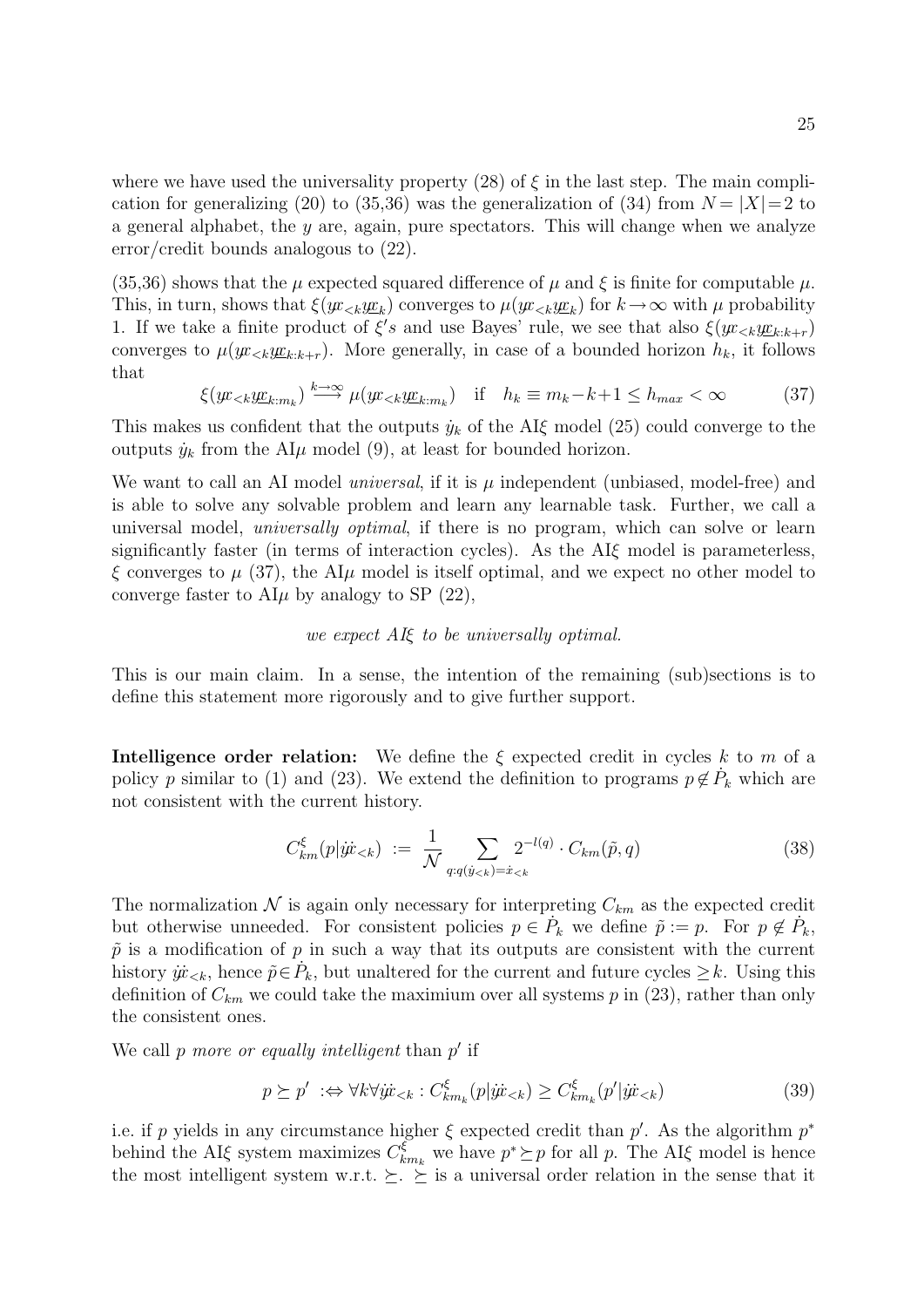where we have used the universality property (28) of $\xi$ in the last step. The main complication for generalizing (20) to (35,36) was the generalization of (34) from $N=|X|=2$ to a general alphabet, the $y$ are, again, pure spectators. This will change when we analyze error/credit bounds analogous to (22).

(35,36) shows that the $\mu$ expected squared difference of $\mu$ and $\xi$ is finite for computable $\mu$. This, in turn, shows that $\xi(y\!x_{<k}\underline{y\!x}_k)$ converges to $\mu(y\!x_{<k}\underline{y\!x}_k)$ for $k\to\infty$ with $\mu$ probability 1. If we take a finite product of $\xi's$ and use Bayes' rule, we see that also $\xi(y\!x_{<k}\underline{y\!x}_{k:k+r})$ converges to $\mu(y\!x_{<k}\underline{y\!x}_{k:k+r})$. More generally, in case of a bounded horizon $h_k$, it follows that

$$\xi(y\!x_{<k}\underline{y\!x}_{k:m_k}) \stackrel{k\to\infty}{\longrightarrow} \mu(y\!x_{<k}\underline{y\!x}_{k:m_k}) \quad \text{if} \quad h_k\equiv m_k-k+1\leq h_{max}<\infty \tag{37}$$

This makes us confident that the outputs $\dot{y}_k$ of the AI$\xi$ model (25) could converge to the outputs $\dot{y}_k$ from the AI$\mu$ model (9), at least for bounded horizon.

We want to call an AI model *universal*, if it is $\mu$ independent (unbiased, model-free) and is able to solve any solvable problem and learn any learnable task. Further, we call a universal model, *universally optimal*, if there is no program, which can solve or learn significantly faster (in terms of interaction cycles). As the AI$\xi$ model is parameterless, $\xi$ converges to $\mu$ (37), the AI$\mu$ model is itself optimal, and we expect no other model to converge faster to AI$\mu$ by analogy to SP (22),

*we expect AI$\xi$ to be universally optimal.*

This is our main claim. In a sense, the intention of the remaining (sub)sections is to define this statement more rigorously and to give further support.

**Intelligence order relation:** We define the $\xi$ expected credit in cycles $k$ to $m$ of a policy $p$ similar to (1) and (23). We extend the definition to programs $p\notin\dot{P}_k$ which are not consistent with the current history.

$$C_{km}^\xi(p|\dot{y}\dot{x}_{<k}) \;:=\; \frac{1}{\mathcal{N}}\sum_{q:q(\dot{y}_{<k})=\dot{x}_{<k}} 2^{-l(q)}\cdot C_{km}(\tilde{p},q) \tag{38}$$

The normalization $\mathcal{N}$ is again only necessary for interpreting $C_{km}$ as the expected credit but otherwise unneeded. For consistent policies $p\in\dot{P}_k$ we define $\tilde{p}:=p$. For $p\notin\dot{P}_k$, $\tilde{p}$ is a modification of $p$ in such a way that its outputs are consistent with the current history $\dot{y}\dot{x}_{<k}$, hence $\tilde{p}\in\dot{P}_k$, but unaltered for the current and future cycles $\geq k$. Using this definition of $C_{km}$ we could take the maximium over all systems $p$ in (23), rather than only the consistent ones.

We call $p$ *more or equally intelligent* than $p'$ if

$$p\succeq p' \;:\Leftrightarrow \forall k\forall\dot{y}\dot{x}_{<k}: C_{km_k}^\xi(p|\dot{y}\dot{x}_{<k})\geq C_{km_k}^\xi(p'|\dot{y}\dot{x}_{<k}) \tag{39}$$

i.e. if $p$ yields in any circumstance higher $\xi$ expected credit than $p'$. As the algorithm $p^*$ behind the AI$\xi$ system maximizes $C_{km_k}^\xi$ we have $p^*\succeq p$ for all $p$. The AI$\xi$ model is hence the most intelligent system w.r.t. $\succeq$. $\succeq$ is a universal order relation in the sense that it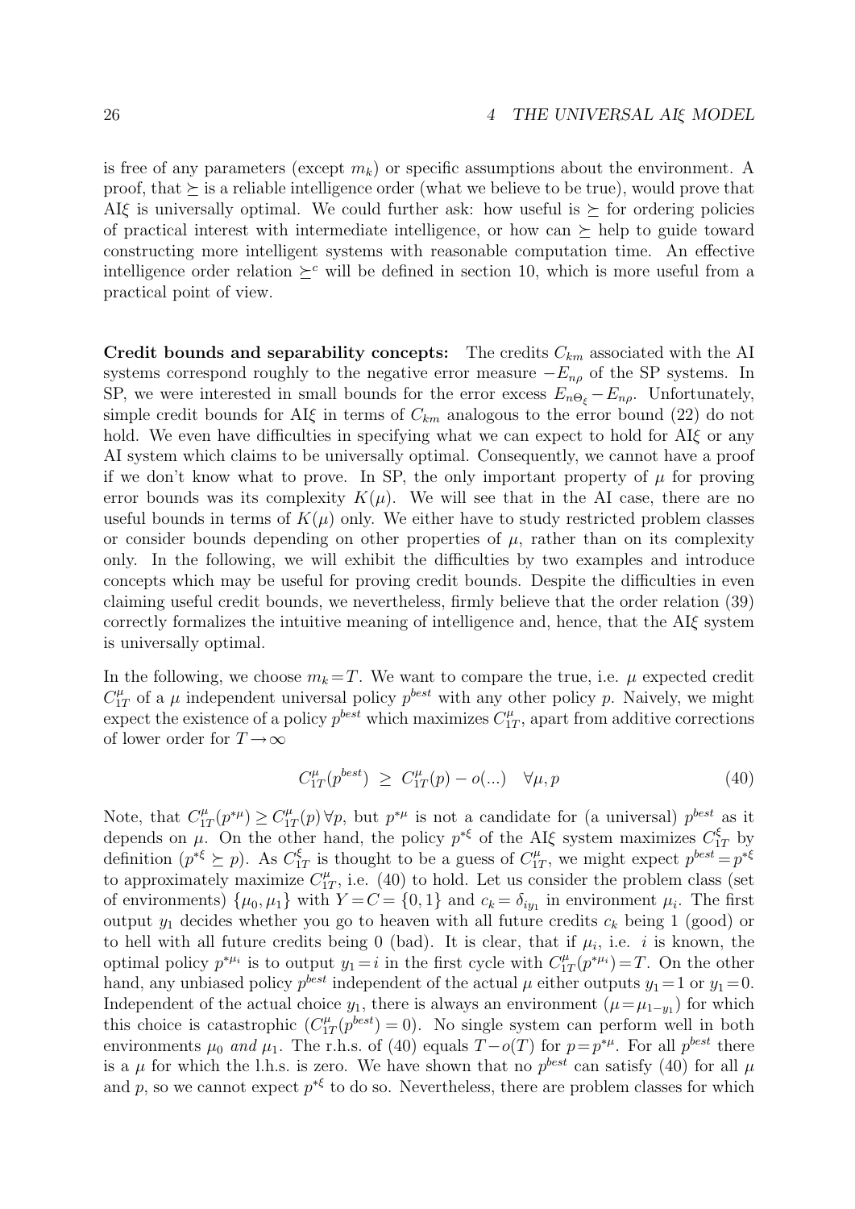is free of any parameters (except $m_k$) or specific assumptions about the environment. A proof, that $\succeq$ is a reliable intelligence order (what we believe to be true), would prove that AI$\xi$ is universally optimal. We could further ask: how useful is $\succeq$ for ordering policies of practical interest with intermediate intelligence, or how can $\succeq$ help to guide toward constructing more intelligent systems with reasonable computation time. An effective intelligence order relation $\succeq^c$ will be defined in section 10, which is more useful from a practical point of view.

**Credit bounds and separability concepts:** The credits $C_{km}$ associated with the AI systems correspond roughly to the negative error measure $-E_{n\rho}$ of the SP systems. In SP, we were interested in small bounds for the error excess $E_{n\Theta_\xi} - E_{n\rho}$. Unfortunately, simple credit bounds for AI$\xi$ in terms of $C_{km}$ analogous to the error bound (22) do not hold. We even have difficulties in specifying what we can expect to hold for AI$\xi$ or any AI system which claims to be universally optimal. Consequently, we cannot have a proof if we don't know what to prove. In SP, the only important property of $\mu$ for proving error bounds was its complexity $K(\mu)$. We will see that in the AI case, there are no useful bounds in terms of $K(\mu)$ only. We either have to study restricted problem classes or consider bounds depending on other properties of $\mu$, rather than on its complexity only. In the following, we will exhibit the difficulties by two examples and introduce concepts which may be useful for proving credit bounds. Despite the difficulties in even claiming useful credit bounds, we nevertheless, firmly believe that the order relation (39) correctly formalizes the intuitive meaning of intelligence and, hence, that the AI$\xi$ system is universally optimal.

In the following, we choose $m_k = T$. We want to compare the true, i.e. $\mu$ expected credit $C_{1T}^\mu$ of a $\mu$ independent universal policy $p^{best}$ with any other policy $p$. Naively, we might expect the existence of a policy $p^{best}$ which maximizes $C_{1T}^\mu$, apart from additive corrections of lower order for $T \to \infty$

$$C_{1T}^\mu(p^{best}) \;\geq\; C_{1T}^\mu(p) - o(...) \quad \forall \mu, p \tag{40}$$

Note, that $C_{1T}^\mu(p^{*\mu}) \geq C_{1T}^\mu(p)\, \forall p$, but $p^{*\mu}$ is not a candidate for (a universal) $p^{best}$ as it depends on $\mu$. On the other hand, the policy $p^{*\xi}$ of the AI$\xi$ system maximizes $C_{1T}^\xi$ by definition ($p^{*\xi} \succeq p$). As $C_{1T}^\xi$ is thought to be a guess of $C_{1T}^\mu$, we might expect $p^{best} = p^{*\xi}$ to approximately maximize $C_{1T}^\mu$, i.e. (40) to hold. Let us consider the problem class (set of environments) $\{\mu_0, \mu_1\}$ with $Y = C = \{0,1\}$ and $c_k = \delta_{iy_1}$ in environment $\mu_i$. The first output $y_1$ decides whether you go to heaven with all future credits $c_k$ being 1 (good) or to hell with all future credits being 0 (bad). It is clear, that if $\mu_i$, i.e. $i$ is known, the optimal policy $p^{*\mu_i}$ is to output $y_1 = i$ in the first cycle with $C_{1T}^\mu(p^{*\mu_i}) = T$. On the other hand, any unbiased policy $p^{best}$ independent of the actual $\mu$ either outputs $y_1 = 1$ or $y_1 = 0$. Independent of the actual choice $y_1$, there is always an environment ($\mu = \mu_{1-y_1}$) for which this choice is catastrophic ($C_{1T}^\mu(p^{best}) = 0$). No single system can perform well in both environments $\mu_0$ *and* $\mu_1$. The r.h.s. of (40) equals $T - o(T)$ for $p = p^{*\mu}$. For all $p^{best}$ there is a $\mu$ for which the l.h.s. is zero. We have shown that no $p^{best}$ can satisfy (40) for all $\mu$ and $p$, so we cannot expect $p^{*\xi}$ to do so. Nevertheless, there are problem classes for which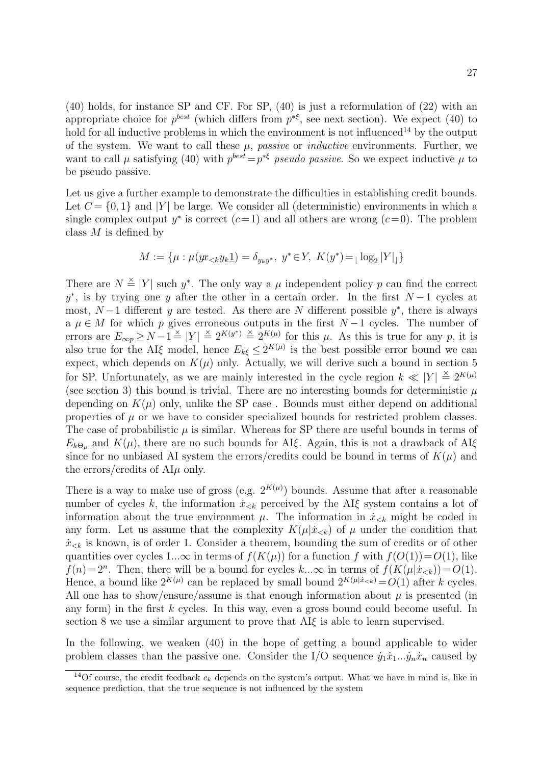(40) holds, for instance SP and CF. For SP, (40) is just a reformulation of (22) with an appropriate choice for $p^{best}$ (which differs from $p^{*\xi}$, see next section). We expect (40) to hold for all inductive problems in which the environment is not influenced[14] by the output of the system. We want to call these $\mu$, *passive* or *inductive* environments. Further, we want to call $\mu$ satisfying (40) with $p^{best}=p^{*\xi}$ *pseudo passive*. So we expect inductive $\mu$ to be pseudo passive.

Let us give a further example to demonstrate the difficulties in establishing credit bounds. Let $C=\{0,1\}$ and $|Y|$ be large. We consider all (deterministic) environments in which a single complex output $y^*$ is correct ($c=1$) and all others are wrong ($c=0$). The problem class $M$ is defined by

$$M := \{\mu : \mu(y\!\!\!/x_{<k}y_k\underline{1}) = \delta_{y_k y^*},\ y^*\!\in Y,\ K(y^*) =_{\lfloor} \log_2|Y|_{\rfloor}\}$$

There are $N \stackrel{\times}{=} |Y|$ such $y^*$. The only way a $\mu$ independent policy $p$ can find the correct $y^*$, is by trying one $y$ after the other in a certain order. In the first $N-1$ cycles at most, $N-1$ different $y$ are tested. As there are $N$ different possible $y^*$, there is always a $\mu\in M$ for which $p$ gives erroneous outputs in the first $N-1$ cycles. The number of errors are $E_{\infty p}\geq N-1 \stackrel{\times}{=} |Y| \stackrel{\times}{=} 2^{K(y^*)} \stackrel{\times}{=} 2^{K(\mu)}$ for this $\mu$. As this is true for any $p$, it is also true for the AI$\xi$ model, hence $E_{k\xi}\leq 2^{K(\mu)}$ is the best possible error bound we can expect, which depends on $K(\mu)$ only. Actually, we will derive such a bound in section 5 for SP. Unfortunately, as we are mainly interested in the cycle region $k \ll |Y| \stackrel{\times}{=} 2^{K(\mu)}$ (see section 3) this bound is trivial. There are no interesting bounds for deterministic $\mu$ depending on $K(\mu)$ only, unlike the SP case . Bounds must either depend on additional properties of $\mu$ or we have to consider specialized bounds for restricted problem classes. The case of probabilistic $\mu$ is similar. Whereas for SP there are useful bounds in terms of $E_{k\Theta_\mu}$ and $K(\mu)$, there are no such bounds for AI$\xi$. Again, this is not a drawback of AI$\xi$ since for no unbiased AI system the errors/credits could be bound in terms of $K(\mu)$ and the errors/credits of AI$\mu$ only.

There is a way to make use of gross (e.g. $2^{K(\mu)}$) bounds. Assume that after a reasonable number of cycles $k$, the information $\dot{x}_{<k}$ perceived by the AI$\xi$ system contains a lot of information about the true environment $\mu$. The information in $\dot{x}_{<k}$ might be coded in any form. Let us assume that the complexity $K(\mu|\dot{x}_{<k})$ of $\mu$ under the condition that $\dot{x}_{<k}$ is known, is of order 1. Consider a theorem, bounding the sum of credits or of other quantities over cycles $1...\infty$ in terms of $f(K(\mu))$ for a function $f$ with $f(O(1))=O(1)$, like $f(n)=2^n$. Then, there will be a bound for cycles $k...\infty$ in terms of $f(K(\mu|\dot{x}_{<k}))=O(1)$. Hence, a bound like $2^{K(\mu)}$ can be replaced by small bound $2^{K(\mu|\dot{x}_{<k})}=O(1)$ after $k$ cycles. All one has to show/ensure/assume is that enough information about $\mu$ is presented (in any form) in the first $k$ cycles. In this way, even a gross bound could become useful. In section 8 we use a similar argument to prove that AI$\xi$ is able to learn supervised.

In the following, we weaken (40) in the hope of getting a bound applicable to wider problem classes than the passive one. Consider the I/O sequence $\dot{y}_1\dot{x}_1...\dot{y}_n\dot{x}_n$ caused by

[14] Of course, the credit feedback $c_k$ depends on the system's output. What we have in mind is, like in sequence prediction, that the true sequence is not influenced by the system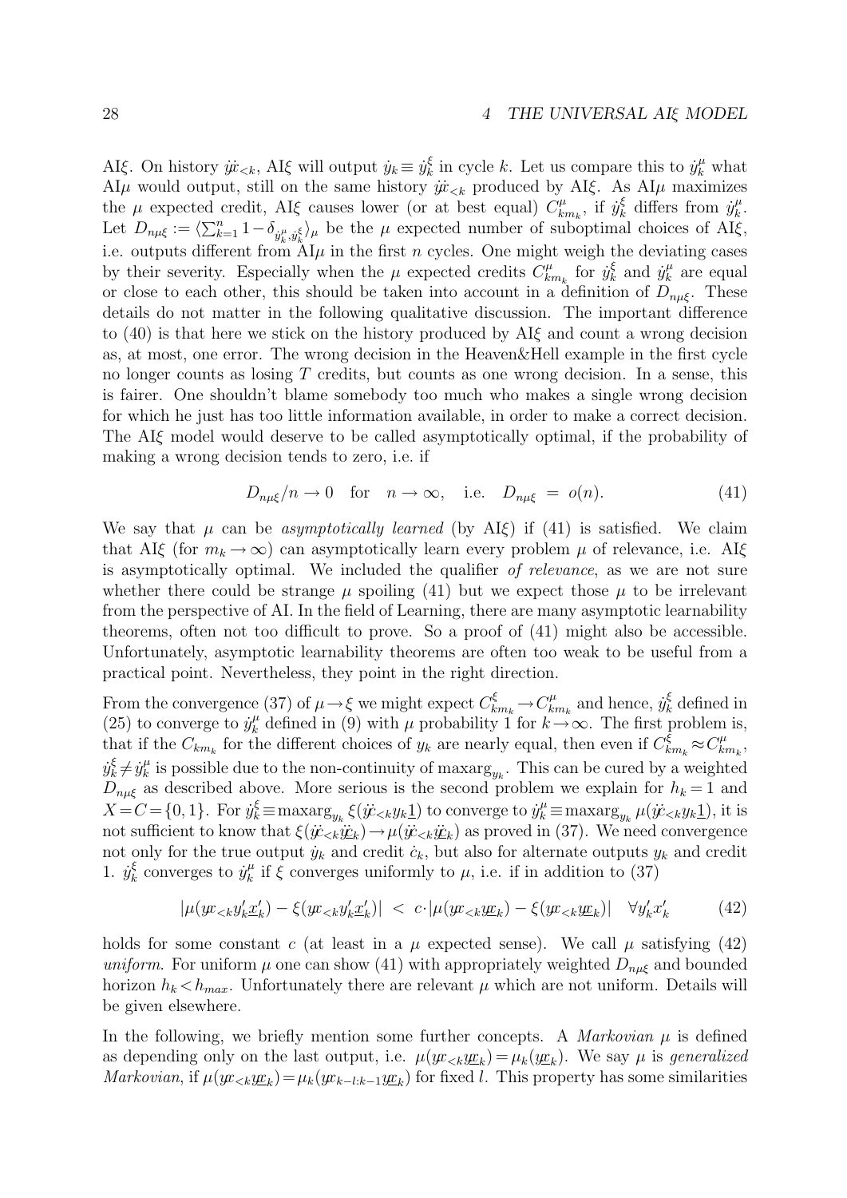AI$\xi$. On history $\dot{y}\dot{x}_{<k}$, AI$\xi$ will output $\dot{y}_k \equiv \dot{y}_k^\xi$ in cycle $k$. Let us compare this to $\dot{y}_k^\mu$ what AI$\mu$ would output, still on the same history $\dot{y}\dot{x}_{<k}$ produced by AI$\xi$. As AI$\mu$ maximizes the $\mu$ expected credit, AI$\xi$ causes lower (or at best equal) $C^\mu_{km_k}$, if $\dot{y}_k^\xi$ differs from $\dot{y}_k^\mu$. Let $D_{n\mu\xi} := \langle \sum_{k=1}^n 1 - \delta_{\dot{y}_k^\mu, \dot{y}_k^\xi} \rangle_\mu$ be the $\mu$ expected number of suboptimal choices of AI$\xi$, i.e. outputs different from AI$\mu$ in the first $n$ cycles. One might weigh the deviating cases by their severity. Especially when the $\mu$ expected credits $C^\mu_{km_k}$ for $\dot{y}_k^\xi$ and $\dot{y}_k^\mu$ are equal or close to each other, this should be taken into account in a definition of $D_{n\mu\xi}$. These details do not matter in the following qualitative discussion. The important difference to (40) is that here we stick on the history produced by AI$\xi$ and count a wrong decision as, at most, one error. The wrong decision in the Heaven&Hell example in the first cycle no longer counts as losing $T$ credits, but counts as one wrong decision. In a sense, this is fairer. One shouldn't blame somebody too much who makes a single wrong decision for which he just has too little information available, in order to make a correct decision. The AI$\xi$ model would deserve to be called asymptotically optimal, if the probability of making a wrong decision tends to zero, i.e. if

$$D_{n\mu\xi}/n \to 0 \quad \text{for} \quad n \to \infty, \quad \text{i.e.} \quad D_{n\mu\xi} \;=\; o(n). \tag{41}$$

We say that $\mu$ can be *asymptotically learned* (by AI$\xi$) if (41) is satisfied. We claim that AI$\xi$ (for $m_k \to \infty$) can asymptotically learn every problem $\mu$ of relevance, i.e. AI$\xi$ is asymptotically optimal. We included the qualifier *of relevance*, as we are not sure whether there could be strange $\mu$ spoiling (41) but we expect those $\mu$ to be irrelevant from the perspective of AI. In the field of Learning, there are many asymptotic learnability theorems, often not too difficult to prove. So a proof of (41) might also be accessible. Unfortunately, asymptotic learnability theorems are often too weak to be useful from a practical point. Nevertheless, they point in the right direction.

From the convergence (37) of $\mu \to \xi$ we might expect $C^\xi_{km_k} \to C^\mu_{km_k}$ and hence, $\dot{y}_k^\xi$ defined in (25) to converge to $\dot{y}_k^\mu$ defined in (9) with $\mu$ probability 1 for $k \to \infty$. The first problem is, that if the $C_{km_k}$ for the different choices of $y_k$ are nearly equal, then even if $C^\xi_{km_k} \approx C^\mu_{km_k}$, $\dot{y}_k^\xi \neq \dot{y}_k^\mu$ is possible due to the non-continuity of $\text{maxarg}_{y_k}$. This can be cured by a weighted $D_{n\mu\xi}$ as described above. More serious is the second problem we explain for $h_k = 1$ and $X = C = \{0,1\}$. For $\dot{y}_k^\xi \equiv \text{maxarg}_{y_k} \xi(\dot{y}\dot{c}_{<k} y_k \underline{1})$ to converge to $\dot{y}_k^\mu \equiv \text{maxarg}_{y_k} \mu(\dot{y}\dot{c}_{<k} y_k \underline{1})$, it is not sufficient to know that $\xi(\dot{y}\dot{c}_{<k} \dot{y}\dot{\underline{c}}_k) \to \mu(\dot{y}\dot{c}_{<k} \dot{y}\dot{\underline{c}}_k)$ as proved in (37). We need convergence not only for the true output $\dot{y}_k$ and credit $\dot{c}_k$, but also for alternate outputs $y_k$ and credit 1. $\dot{y}_k^\xi$ converges to $\dot{y}_k^\mu$ if $\xi$ converges uniformly to $\mu$, i.e. if in addition to (37)

$$|\mu(yx_{<k} y_k' \underline{x}_k') - \xi(yx_{<k} y_k' \underline{x}_k')| \;<\; c \cdot |\mu(yx_{<k} y\underline{x}_k) - \xi(yx_{<k} y\underline{x}_k)| \quad \forall y_k' x_k' \tag{42}$$

holds for some constant $c$ (at least in a $\mu$ expected sense). We call $\mu$ satisfying (42) *uniform*. For uniform $\mu$ one can show (41) with appropriately weighted $D_{n\mu\xi}$ and bounded horizon $h_k < h_{max}$. Unfortunately there are relevant $\mu$ which are not uniform. Details will be given elsewhere.

In the following, we briefly mention some further concepts. A *Markovian* $\mu$ is defined as depending only on the last output, i.e. $\mu(yx_{<k} y\underline{x}_k) = \mu_k(y\underline{x}_k)$. We say $\mu$ is *generalized Markovian*, if $\mu(yx_{<k} y\underline{x}_k) = \mu_k(yx_{k-l:k-1} y\underline{x}_k)$ for fixed $l$. This property has some similarities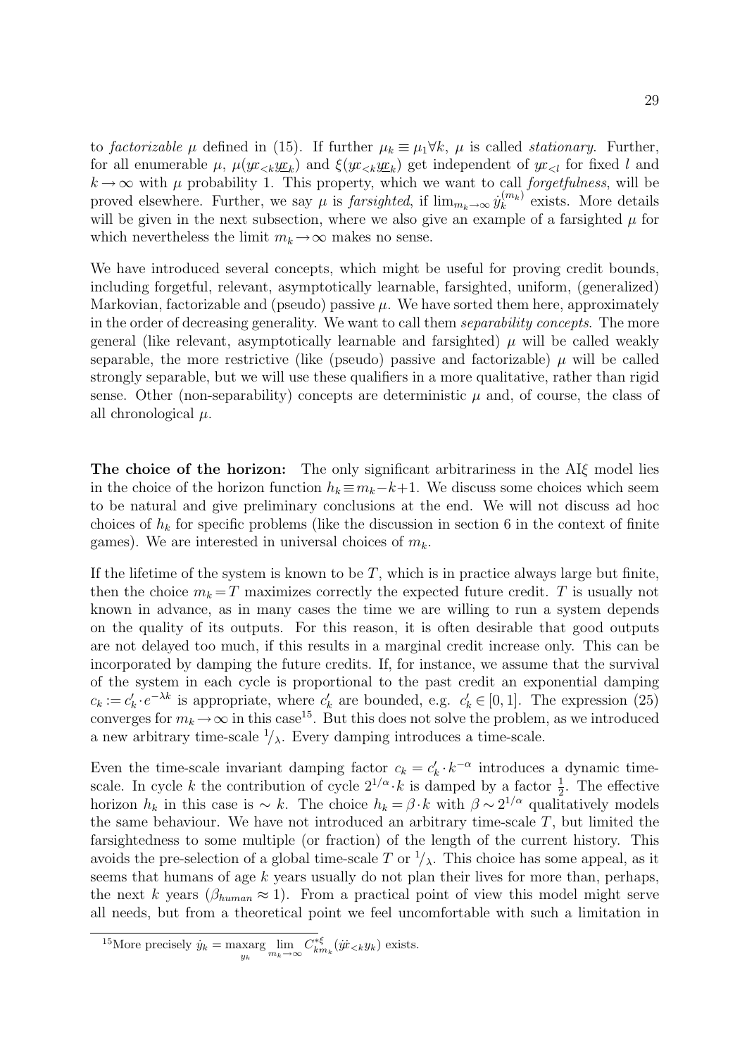to *factorizable* $\mu$ defined in (15). If further $\mu_k \equiv \mu_1 \forall k$, $\mu$ is called *stationary*. Further, for all enumerable $\mu$, $\mu(yx_{<k}\underline{yx}_k)$ and $\xi(yx_{<k}\underline{yx}_k)$ get independent of $yx_{<l}$ for fixed $l$ and $k \to \infty$ with $\mu$ probability 1. This property, which we want to call *forgetfulness*, will be proved elsewhere. Further, we say $\mu$ is *farsighted*, if $\lim_{m_k \to \infty} \dot{y}_k^{(m_k)}$ exists. More details will be given in the next subsection, where we also give an example of a farsighted $\mu$ for which nevertheless the limit $m_k \to \infty$ makes no sense.

We have introduced several concepts, which might be useful for proving credit bounds, including forgetful, relevant, asymptotically learnable, farsighted, uniform, (generalized) Markovian, factorizable and (pseudo) passive $\mu$. We have sorted them here, approximately in the order of decreasing generality. We want to call them *separability concepts*. The more general (like relevant, asymptotically learnable and farsighted) $\mu$ will be called weakly separable, the more restrictive (like (pseudo) passive and factorizable) $\mu$ will be called strongly separable, but we will use these qualifiers in a more qualitative, rather than rigid sense. Other (non-separability) concepts are deterministic $\mu$ and, of course, the class of all chronological $\mu$.

**The choice of the horizon:** The only significant arbitrariness in the AI$\xi$ model lies in the choice of the horizon function $h_k \equiv m_k - k + 1$. We discuss some choices which seem to be natural and give preliminary conclusions at the end. We will not discuss ad hoc choices of $h_k$ for specific problems (like the discussion in section 6 in the context of finite games). We are interested in universal choices of $m_k$.

If the lifetime of the system is known to be $T$, which is in practice always large but finite, then the choice $m_k = T$ maximizes correctly the expected future credit. $T$ is usually not known in advance, as in many cases the time we are willing to run a system depends on the quality of its outputs. For this reason, it is often desirable that good outputs are not delayed too much, if this results in a marginal credit increase only. This can be incorporated by damping the future credits. If, for instance, we assume that the survival of the system in each cycle is proportional to the past credit an exponential damping $c_k := c'_k \cdot e^{-\lambda k}$ is appropriate, where $c'_k$ are bounded, e.g. $c'_k \in [0,1]$. The expression (25) converges for $m_k \to \infty$ in this case[15]. But this does not solve the problem, as we introduced a new arbitrary time-scale $^1/_\lambda$. Every damping introduces a time-scale.

Even the time-scale invariant damping factor $c_k = c'_k \cdot k^{-\alpha}$ introduces a dynamic time-scale. In cycle $k$ the contribution of cycle $2^{1/\alpha} \cdot k$ is damped by a factor $\frac{1}{2}$. The effective horizon $h_k$ in this case is $\sim k$. The choice $h_k = \beta \cdot k$ with $\beta \sim 2^{1/\alpha}$ qualitatively models the same behaviour. We have not introduced an arbitrary time-scale $T$, but limited the farsightedness to some multiple (or fraction) of the length of the current history. This avoids the pre-selection of a global time-scale $T$ or $^1/_\lambda$. This choice has some appeal, as it seems that humans of age $k$ years usually do not plan their lives for more than, perhaps, the next $k$ years ($\beta_{human} \approx 1$). From a practical point of view this model might serve all needs, but from a theoretical point we feel uncomfortable with such a limitation in

[15] More precisely $\dot{y}_k = \underset{y_k}{\text{maxarg}} \lim_{m_k \to \infty} C^{*\xi}_{km_k}(\dot{y}\dot{x}_{<k} y_k)$ exists.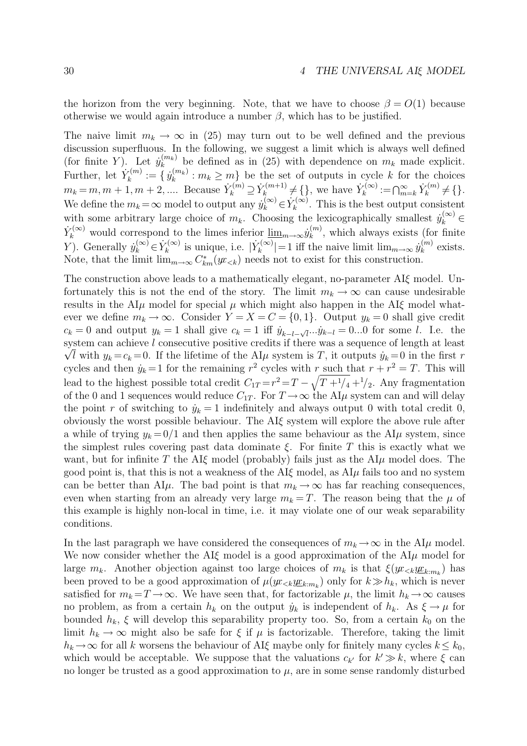the horizon from the very beginning. Note, that we have to choose $\beta = O(1)$ because otherwise we would again introduce a number $\beta$, which has to be justified.

The naive limit $m_k \to \infty$ in (25) may turn out to be well defined and the previous discussion superfluous. In the following, we suggest a limit which is always well defined (for finite $Y$). Let $\dot{y}_k^{(m_k)}$ be defined as in (25) with dependence on $m_k$ made explicit. Further, let $\dot{Y}_k^{(m)} := \{ \dot{y}_k^{(m_k)} : m_k \geq m \}$ be the set of outputs in cycle $k$ for the choices $m_k = m, m+1, m+2, ....$ Because $\dot{Y}_k^{(m)} \supseteq \dot{Y}_k^{(m+1)} \neq \{\}$, we have $\dot{Y}_k^{(\infty)} := \bigcap_{m=k}^{\infty} \dot{Y}_k^{(m)} \neq \{\}$. We define the $m_k = \infty$ model to output any $\dot{y}_k^{(\infty)} \in \dot{Y}_k^{(\infty)}$. This is the best output consistent with some arbitrary large choice of $m_k$. Choosing the lexicographically smallest $\dot{y}_k^{(\infty)} \in \dot{Y}_k^{(\infty)}$ would correspond to the limes inferior $\underline{\lim}_{m\to\infty} \dot{y}_k^{(m)}$, which always exists (for finite $Y$). Generally $\dot{y}_k^{(\infty)} \in \dot{Y}_k^{(\infty)}$ is unique, i.e. $|\dot{Y}_k^{(\infty)}| = 1$ iff the naive limit $\lim_{m\to\infty} \dot{y}_k^{(m)}$ exists. Note, that the limit $\lim_{m\to\infty} C^*_{km}(\dot{y}\dot{x}_{<k})$ needs not to exist for this construction.

The construction above leads to a mathematically elegant, no-parameter AI$\xi$ model. Unfortunately this is not the end of the story. The limit $m_k \to \infty$ can cause undesirable results in the AI$\mu$ model for special $\mu$ which might also happen in the AI$\xi$ model whatever we define $m_k \to \infty$. Consider $Y = X = C = \{0, 1\}$. Output $y_k = 0$ shall give credit $c_k = 0$ and output $y_k = 1$ shall give $c_k = 1$ iff $\dot{y}_{k-l-\sqrt{l}}...\dot{y}_{k-l} = 0...0$ for some $l$. I.e. the system can achieve $l$ consecutive positive credits if there was a sequence of length at least $\sqrt{l}$ with $y_k = c_k = 0$. If the lifetime of the AI$\mu$ system is $T$, it outputs $\dot{y}_k = 0$ in the first $r$ cycles and then $\dot{y}_k = 1$ for the remaining $r^2$ cycles with $r$ such that $r + r^2 = T$. This will lead to the highest possible total credit $C_{1T} = r^2 = T - \sqrt{T + 1/4} + 1/2$. Any fragmentation of the 0 and 1 sequences would reduce $C_{1T}$. For $T \to \infty$ the AI$\mu$ system can and will delay the point $r$ of switching to $\dot{y}_k = 1$ indefinitely and always output 0 with total credit 0, obviously the worst possible behaviour. The AI$\xi$ system will explore the above rule after a while of trying $y_k = 0/1$ and then applies the same behaviour as the AI$\mu$ system, since the simplest rules covering past data dominate $\xi$. For finite $T$ this is exactly what we want, but for infinite $T$ the AI$\xi$ model (probably) fails just as the AI$\mu$ model does. The good point is, that this is not a weakness of the AI$\xi$ model, as AI$\mu$ fails too and no system can be better than AI$\mu$. The bad point is that $m_k \to \infty$ has far reaching consequences, even when starting from an already very large $m_k = T$. The reason being that the $\mu$ of this example is highly non-local in time, i.e. it may violate one of our weak separability conditions.

In the last paragraph we have considered the consequences of $m_k \to \infty$ in the AI$\mu$ model. We now consider whether the AI$\xi$ model is a good approximation of the AI$\mu$ model for large $m_k$. Another objection against too large choices of $m_k$ is that $\xi(\dot{y}\dot{x}_{<k} \underline{y}\underline{x}_{k:m_k})$ has been proved to be a good approximation of $\mu(\dot{y}\dot{x}_{<k} \underline{y}\underline{x}_{k:m_k})$ only for $k \gg h_k$, which is never satisfied for $m_k = T \to \infty$. We have seen that, for factorizable $\mu$, the limit $h_k \to \infty$ causes no problem, as from a certain $h_k$ on the output $\dot{y}_k$ is independent of $h_k$. As $\xi \to \mu$ for bounded $h_k$, $\xi$ will develop this separability property too. So, from a certain $k_0$ on the limit $h_k \to \infty$ might also be safe for $\xi$ if $\mu$ is factorizable. Therefore, taking the limit $h_k \to \infty$ for all $k$ worsens the behaviour of AI$\xi$ maybe only for finitely many cycles $k \leq k_0$, which would be acceptable. We suppose that the valuations $c_{k'}$ for $k' \gg k$, where $\xi$ can no longer be trusted as a good approximation to $\mu$, are in some sense randomly disturbed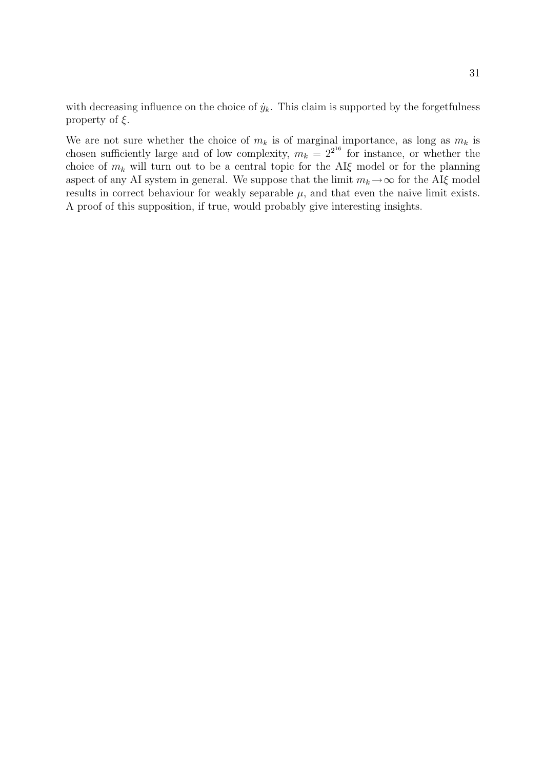with decreasing influence on the choice of $\dot{y}_k$. This claim is supported by the forgetfulness property of $\xi$.

We are not sure whether the choice of $m_k$ is of marginal importance, as long as $m_k$ is chosen sufficiently large and of low complexity, $m_k = 2^{2^{16}}$ for instance, or whether the choice of $m_k$ will turn out to be a central topic for the AI$\xi$ model or for the planning aspect of any AI system in general. We suppose that the limit $m_k \to \infty$ for the AI$\xi$ model results in correct behaviour for weakly separable $\mu$, and that even the naive limit exists. A proof of this supposition, if true, would probably give interesting insights.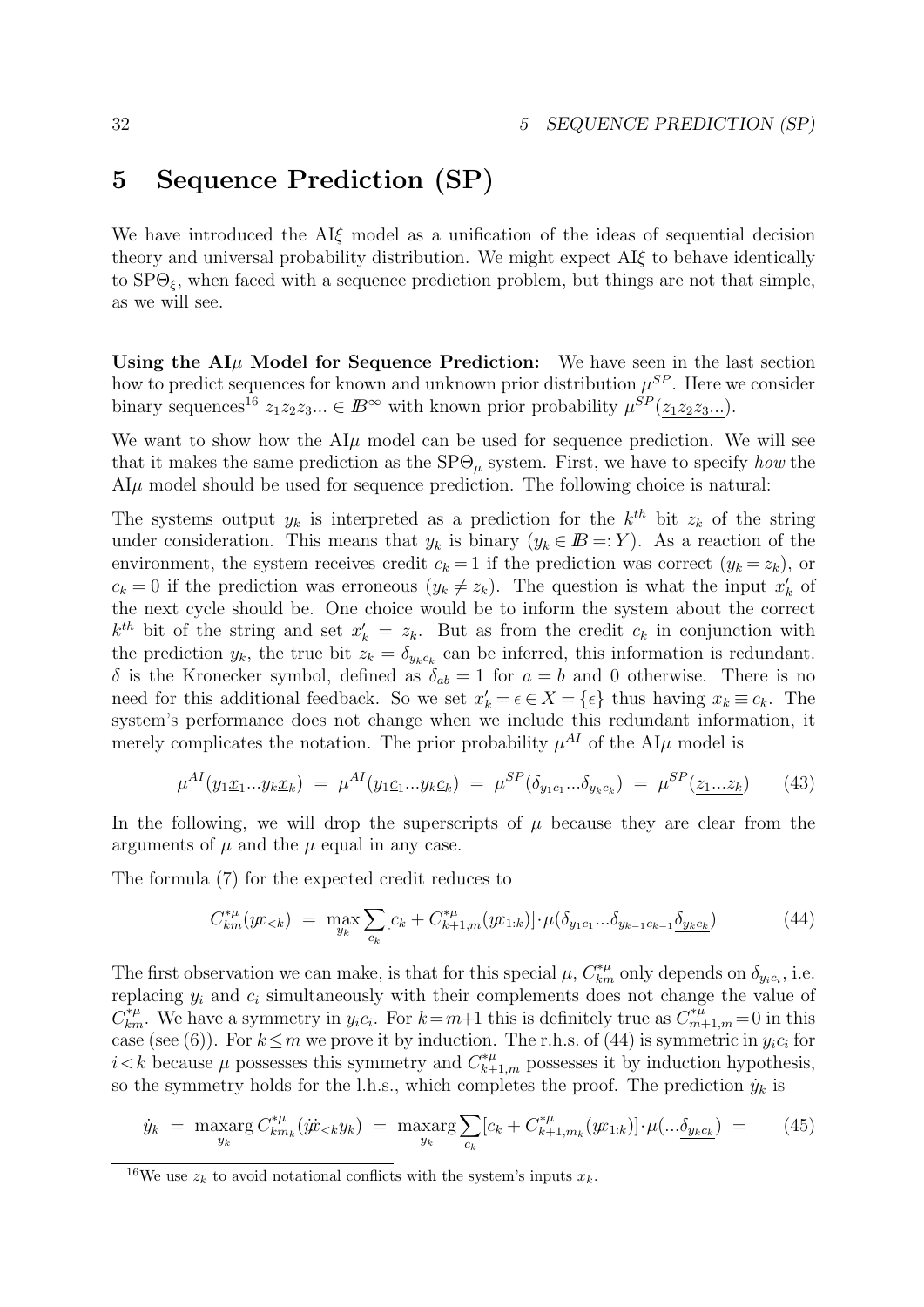# 5 Sequence Prediction (SP)

We have introduced the AI$\xi$ model as a unification of the ideas of sequential decision theory and universal probability distribution. We might expect AI$\xi$ to behave identically to SP$\Theta_\xi$, when faced with a sequence prediction problem, but things are not that simple, as we will see.

**Using the AI$\mu$ Model for Sequence Prediction:** We have seen in the last section how to predict sequences for known and unknown prior distribution $\mu^{SP}$. Here we consider binary sequences[16] $z_1 z_2 z_3 ... \in I\!\!B^\infty$ with known prior probability $\mu^{SP}(\underline{z_1 z_2 z_3 ...})$.

We want to show how the AI$\mu$ model can be used for sequence prediction. We will see that it makes the same prediction as the SP$\Theta_\mu$ system. First, we have to specify *how* the AI$\mu$ model should be used for sequence prediction. The following choice is natural:

The systems output $y_k$ is interpreted as a prediction for the $k^{th}$ bit $z_k$ of the string under consideration. This means that $y_k$ is binary ($y_k \in I\!\!B =: Y$). As a reaction of the environment, the system receives credit $c_k = 1$ if the prediction was correct ($y_k = z_k$), or $c_k = 0$ if the prediction was erroneous ($y_k \neq z_k$). The question is what the input $x'_k$ of the next cycle should be. One choice would be to inform the system about the correct $k^{th}$ bit of the string and set $x'_k = z_k$. But as from the credit $c_k$ in conjunction with the prediction $y_k$, the true bit $z_k = \delta_{y_k c_k}$ can be inferred, this information is redundant. $\delta$ is the Kronecker symbol, defined as $\delta_{ab} = 1$ for $a = b$ and 0 otherwise. There is no need for this additional feedback. So we set $x'_k = \epsilon \in X = \{\epsilon\}$ thus having $x_k \equiv c_k$. The system's performance does not change when we include this redundant information, it merely complicates the notation. The prior probability $\mu^{AI}$ of the AI$\mu$ model is

$$\mu^{AI}(y_1\underline{x}_1 ... y_k\underline{x}_k) \;=\; \mu^{AI}(y_1\underline{c}_1 ... y_k\underline{c}_k) \;=\; \mu^{SP}(\underline{\delta_{y_1 c_1} ... \delta_{y_k c_k}}) \;=\; \mu^{SP}(\underline{z_1 ... z_k}) \tag{43}$$

In the following, we will drop the superscripts of $\mu$ because they are clear from the arguments of $\mu$ and the $\mu$ equal in any case.

The formula (7) for the expected credit reduces to

$$C^{*\mu}_{km}(y\!x_{<k}) \;=\; \max_{y_k} \sum_{c_k} [c_k + C^{*\mu}_{k+1,m}(y\!x_{1:k})] \cdot \mu(\delta_{y_1 c_1} ... \delta_{y_{k-1} c_{k-1}} \underline{\delta_{y_k c_k}}) \tag{44}$$

The first observation we can make, is that for this special $\mu$, $C^{*\mu}_{km}$ only depends on $\delta_{y_i c_i}$, i.e. replacing $y_i$ and $c_i$ simultaneously with their complements does not change the value of $C^{*\mu}_{km}$. We have a symmetry in $y_i c_i$. For $k = m{+}1$ this is definitely true as $C^{*\mu}_{m+1,m} = 0$ in this case (see (6)). For $k \leq m$ we prove it by induction. The r.h.s. of (44) is symmetric in $y_i c_i$ for $i < k$ because $\mu$ possesses this symmetry and $C^{*\mu}_{k+1,m}$ possesses it by induction hypothesis, so the symmetry holds for the l.h.s., which completes the proof. The prediction $\dot{y}_k$ is

$$\dot{y}_k \;=\; \max_{y_k}\!\arg\, C^{*\mu}_{km_k}(\dot{y}\!\dot{x}_{<k} y_k) \;=\; \max_{y_k}\!\arg \sum_{c_k} [c_k + C^{*\mu}_{k+1,m_k}(y\!x_{1:k})] \cdot \mu(...\underline{\delta_{y_k c_k}}) \;= \tag{45}$$

[16] We use $z_k$ to avoid notational conflicts with the system's inputs $x_k$.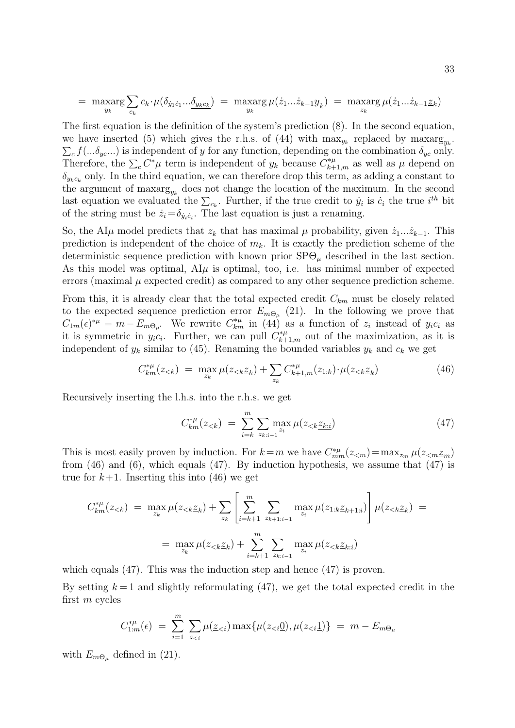$$= \operatorname*{maxarg}_{y_k} \sum_{c_k} c_k \cdot \mu(\delta_{\dot{y}_1\dot{c}_1}...\underline{\delta_{y_k c_k}}) \;=\; \operatorname*{maxarg}_{y_k} \mu(\dot{z}_1...\dot{z}_{k-1}\underline{y}_k) \;=\; \operatorname*{maxarg}_{z_k} \mu(\dot{z}_1...\dot{z}_{k-1}\underline{z}_k)$$

The first equation is the definition of the system's prediction (8). In the second equation, we have inserted (5) which gives the r.h.s. of (44) with $\max_{y_k}$ replaced by $\operatorname{maxarg}_{y_k}$. $\sum_c f(...\delta_{yc}...)$ is independent of $y$ for any function, depending on the combination $\delta_{yc}$ only. Therefore, the $\sum_c C^*\mu$ term is independent of $y_k$ because $C^{*\mu}_{k+1,m}$ as well as $\mu$ depend on $\delta_{y_k c_k}$ only. In the third equation, we can therefore drop this term, as adding a constant to the argument of $\operatorname{maxarg}_{y_k}$ does not change the location of the maximum. In the second last equation we evaluated the $\sum_{c_k}$. Further, if the true credit to $\dot{y}_i$ is $\dot{c}_i$ the true $i^{th}$ bit of the string must be $\dot{z}_i = \delta_{\dot{y}_i\dot{c}_i}$. The last equation is just a renaming.

So, the AI$\mu$ model predicts that $z_k$ that has maximal $\mu$ probability, given $\dot{z}_1...\dot{z}_{k-1}$. This prediction is independent of the choice of $m_k$. It is exactly the prediction scheme of the deterministic sequence prediction with known prior SP$\Theta_\mu$ described in the last section. As this model was optimal, AI$\mu$ is optimal, too, i.e. has minimal number of expected errors (maximal $\mu$ expected credit) as compared to any other sequence prediction scheme.

From this, it is already clear that the total expected credit $C_{km}$ must be closely related to the expected sequence prediction error $E_{m\Theta_\mu}$ (21). In the following we prove that $C_{1m}(\epsilon)^{*\mu} = m - E_{m\Theta_\mu}$. We rewrite $C^{*\mu}_{km}$ in (44) as a function of $z_i$ instead of $y_i c_i$ as it is symmetric in $y_i c_i$. Further, we can pull $C^{*\mu}_{k+1,m}$ out of the maximization, as it is independent of $y_k$ similar to (45). Renaming the bounded variables $y_k$ and $c_k$ we get

$$C^{*\mu}_{km}(z_{<k}) \;=\; \max_{z_k} \mu(z_{<k}\underline{z}_k) + \sum_{z_k} C^{*\mu}_{k+1,m}(z_{1:k}) \cdot \mu(z_{<k}\underline{z}_k) \tag{46}$$

Recursively inserting the l.h.s. into the r.h.s. we get

$$C^{*\mu}_{km}(z_{<k}) \;=\; \sum_{i=k}^{m} \sum_{z_{k:i-1}} \max_{z_i} \mu(z_{<k}\underline{z_{k:i}}) \tag{47}$$

This is most easily proven by induction. For $k=m$ we have $C^{*\mu}_{mm}(z_{<m}) = \max_{z_m} \mu(z_{<m}\underline{z}_m)$ from (46) and (6), which equals (47). By induction hypothesis, we assume that (47) is true for $k+1$. Inserting this into (46) we get

$$C^{*\mu}_{km}(z_{<k}) \;=\; \max_{z_k} \mu(z_{<k}\underline{z}_k) + \sum_{z_k} \left[ \sum_{i=k+1}^{m} \sum_{z_{k+1:i-1}} \max_{z_i} \mu(z_{1:k}\underline{z}_{k+1:i}) \right] \mu(z_{<k}\underline{z}_k) \;=$$

$$=\; \max_{z_k} \mu(z_{<k}\underline{z}_k) + \sum_{i=k+1}^{m} \sum_{z_{k:i-1}} \max_{z_i} \mu(z_{<k}\underline{z}_{k:i})$$

which equals (47). This was the induction step and hence (47) is proven.

By setting $k=1$ and slightly reformulating (47), we get the total expected credit in the first $m$ cycles

$$C^{*\mu}_{1:m}(\epsilon) \;=\; \sum_{i=1}^{m} \sum_{z_{<i}} \mu(\underline{z}_{<i}) \max\{\mu(z_{<i}\underline{0}), \mu(z_{<i}\underline{1})\} \;=\; m - E_{m\Theta_\mu}$$

with $E_{m\Theta_\mu}$ defined in (21).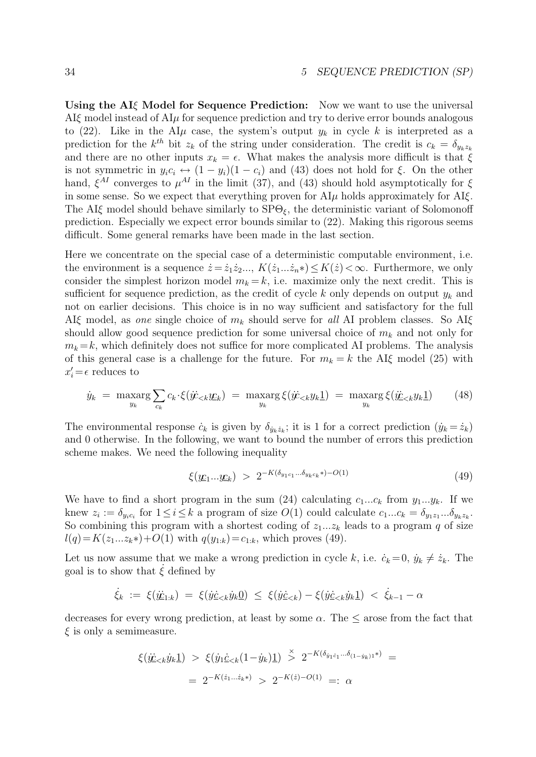**Using the AI$\xi$ Model for Sequence Prediction:** Now we want to use the universal AI$\xi$ model instead of AI$\mu$ for sequence prediction and try to derive error bounds analogous to (22). Like in the AI$\mu$ case, the system's output $y_k$ in cycle $k$ is interpreted as a prediction for the $k^{th}$ bit $z_k$ of the string under consideration. The credit is $c_k = \delta_{y_k z_k}$ and there are no other inputs $x_k = \epsilon$. What makes the analysis more difficult is that $\xi$ is not symmetric in $y_i c_i \leftrightarrow (1-y_i)(1-c_i)$ and (43) does not hold for $\xi$. On the other hand, $\xi^{AI}$ converges to $\mu^{AI}$ in the limit (37), and (43) should hold asymptotically for $\xi$ in some sense. So we expect that everything proven for AI$\mu$ holds approximately for AI$\xi$. The AI$\xi$ model should behave similarly to SP$\Theta_\xi$, the deterministic variant of Solomonoff prediction. Especially we expect error bounds similar to (22). Making this rigorous seems difficult. Some general remarks have been made in the last section.

Here we concentrate on the special case of a deterministic computable environment, i.e. the environment is a sequence $\dot{z} = \dot{z}_1 \dot{z}_2 ...$, $K(\dot{z}_1 ... \dot{z}_n *) \leq K(\dot{z}) < \infty$. Furthermore, we only consider the simplest horizon model $m_k = k$, i.e. maximize only the next credit. This is sufficient for sequence prediction, as the credit of cycle $k$ only depends on output $y_k$ and not on earlier decisions. This choice is in no way sufficient and satisfactory for the full AI$\xi$ model, as *one* single choice of $m_k$ should serve for *all* AI problem classes. So AI$\xi$ should allow good sequence prediction for some universal choice of $m_k$ and not only for $m_k = k$, which definitely does not suffice for more complicated AI problems. The analysis of this general case is a challenge for the future. For $m_k = k$ the AI$\xi$ model (25) with $x'_i = \epsilon$ reduces to

$$\dot{y}_k \;=\; \underset{y_k}{\text{maxarg}} \sum_{c_k} c_k \cdot \xi(\dot{y}\!\dot{c}_{<k} \underline{y\!c}_k) \;=\; \underset{y_k}{\text{maxarg}}\, \xi(\dot{y}\!\dot{c}_{<k} y_k \underline{1}) \;=\; \underset{y_k}{\text{maxarg}}\, \xi(\underline{\dot{y}\!\dot{c}}_{<k} y_k \underline{1}) \qquad (48)$$

The environmental response $\dot{c}_k$ is given by $\delta_{\dot{y}_k \dot{z}_k}$; it is 1 for a correct prediction ($\dot{y}_k = \dot{z}_k$) and 0 otherwise. In the following, we want to bound the number of errors this prediction scheme makes. We need the following inequality

$$\xi(\underline{y\!c}_1 ... \underline{y\!c}_k) \;>\; 2^{-K(\delta_{y_1 c_1} ... \delta_{y_k c_k} *) - O(1)} \qquad (49)$$

We have to find a short program in the sum (24) calculating $c_1 ... c_k$ from $y_1 ... y_k$. If we knew $z_i := \delta_{y_i c_i}$ for $1 \leq i \leq k$ a program of size $O(1)$ could calculate $c_1 ... c_k = \delta_{y_1 z_1} ... \delta_{y_k z_k}$. So combining this program with a shortest coding of $z_1 ... z_k$ leads to a program $q$ of size $l(q) = K(z_1 ... z_k *) + O(1)$ with $q(y_{1:k}) = c_{1:k}$, which proves (49).

Let us now assume that we make a wrong prediction in cycle $k$, i.e. $\dot{c}_k = 0$, $\dot{y}_k \neq \dot{z}_k$. The goal is to show that $\dot{\xi}$ defined by

$$\dot{\xi}_k \;:=\; \xi(\underline{\dot{y}\!\dot{c}}_{1:k}) \;=\; \xi(\dot{y}\underline{\dot{c}}_{<k} \dot{y}_k \underline{0}) \;\leq\; \xi(\dot{y}\underline{\dot{c}}_{<k}) - \xi(\dot{y}\underline{\dot{c}}_{<k} \dot{y}_k \underline{1}) \;<\; \dot{\xi}_{k-1} - \alpha$$

decreases for every wrong prediction, at least by some $\alpha$. The $\leq$ arose from the fact that $\xi$ is only a semimeasure.

$$\xi(\underline{\dot{y}\!\dot{c}}_{<k} \dot{y}_k \underline{1}) \;>\; \xi(\dot{y}_1 \underline{\dot{c}}_{<k} (1-\dot{y}_k) \underline{1}) \;\stackrel{\times}{>}\; 2^{-K(\delta_{\dot{y}_1 \dot{c}_1} ... \delta_{(1-\dot{y}_k)1} *)} \;=$$

$$=\; 2^{-K(\dot{z}_1 ... \dot{z}_k *)} \;>\; 2^{-K(\dot{z}) - O(1)} \;=:\; \alpha$$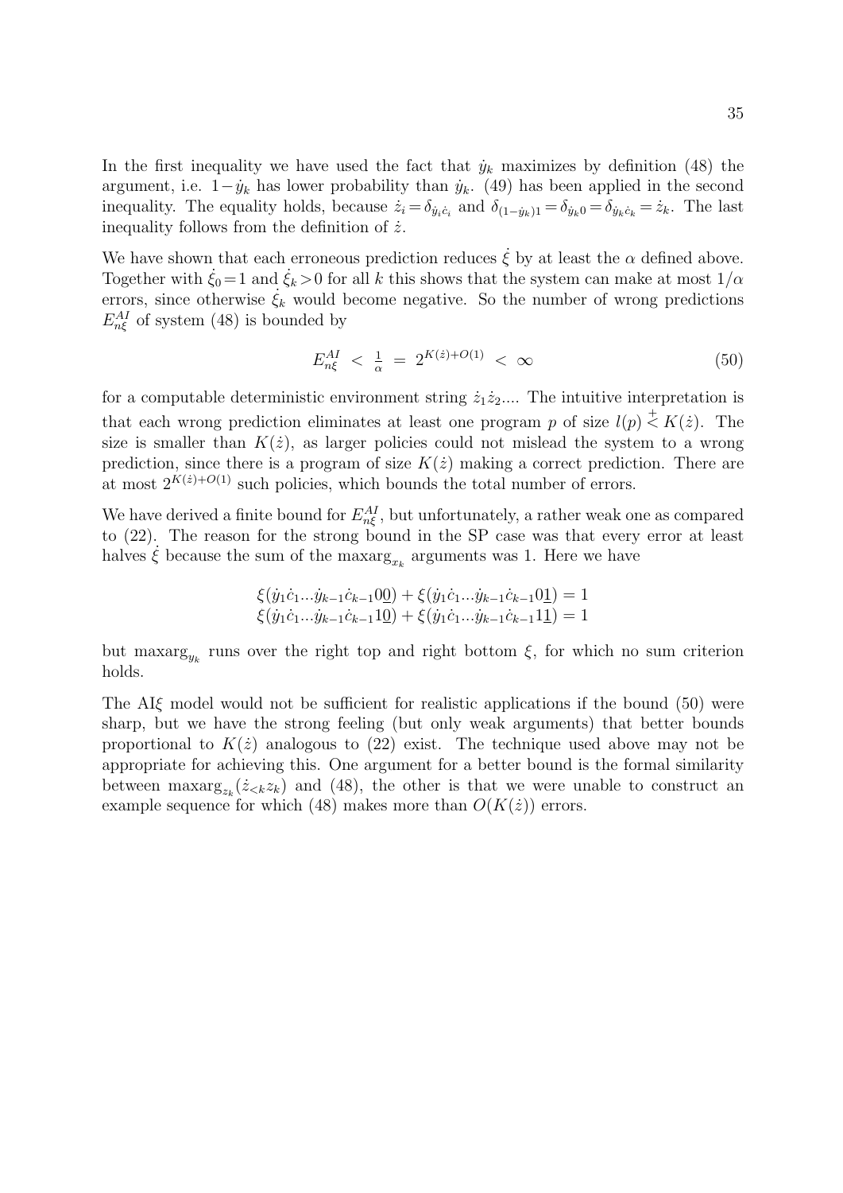In the first inequality we have used the fact that $\dot{y}_k$ maximizes by definition (48) the argument, i.e. $1-\dot{y}_k$ has lower probability than $\dot{y}_k$. (49) has been applied in the second inequality. The equality holds, because $\dot{z}_i = \delta_{\dot{y}_i \dot{c}_i}$ and $\delta_{(1-\dot{y}_k)1} = \delta_{\dot{y}_k 0} = \delta_{\dot{y}_k \dot{c}_k} = \dot{z}_k$. The last inequality follows from the definition of $\dot{z}$.

We have shown that each erroneous prediction reduces $\dot{\xi}$ by at least the $\alpha$ defined above. Together with $\dot{\xi}_0 = 1$ and $\dot{\xi}_k > 0$ for all $k$ this shows that the system can make at most $1/\alpha$ errors, since otherwise $\dot{\xi}_k$ would become negative. So the number of wrong predictions $E^{AI}_{n\xi}$ of system (48) is bounded by

$$E^{AI}_{n\xi} \;<\; \tfrac{1}{\alpha} \;=\; 2^{K(\dot{z})+O(1)} \;<\; \infty \tag{50}$$

for a computable deterministic environment string $\dot{z}_1\dot{z}_2...$. The intuitive interpretation is that each wrong prediction eliminates at least one program $p$ of size $l(p) \overset{+}{<} K(\dot{z})$. The size is smaller than $K(\dot{z})$, as larger policies could not mislead the system to a wrong prediction, since there is a program of size $K(\dot{z})$ making a correct prediction. There are at most $2^{K(\dot{z})+O(1)}$ such policies, which bounds the total number of errors.

We have derived a finite bound for $E^{AI}_{n\xi}$, but unfortunately, a rather weak one as compared to (22). The reason for the strong bound in the SP case was that every error at least halves $\dot{\xi}$ because the sum of the $\text{maxarg}_{x_k}$ arguments was 1. Here we have

$$\begin{aligned}
\xi(\dot{y}_1\dot{c}_1...\dot{y}_{k-1}\dot{c}_{k-1}0\underline{0}) + \xi(\dot{y}_1\dot{c}_1...\dot{y}_{k-1}\dot{c}_{k-1}0\underline{1}) = 1 \\
\xi(\dot{y}_1\dot{c}_1...\dot{y}_{k-1}\dot{c}_{k-1}1\underline{0}) + \xi(\dot{y}_1\dot{c}_1...\dot{y}_{k-1}\dot{c}_{k-1}1\underline{1}) = 1
\end{aligned}$$

but $\text{maxarg}_{y_k}$ runs over the right top and right bottom $\xi$, for which no sum criterion holds.

The AI$\xi$ model would not be sufficient for realistic applications if the bound (50) were sharp, but we have the strong feeling (but only weak arguments) that better bounds proportional to $K(\dot{z})$ analogous to (22) exist. The technique used above may not be appropriate for achieving this. One argument for a better bound is the formal similarity between $\text{maxarg}_{z_k}(\dot{z}_{<k}z_k)$ and (48), the other is that we were unable to construct an example sequence for which (48) makes more than $O(K(\dot{z}))$ errors.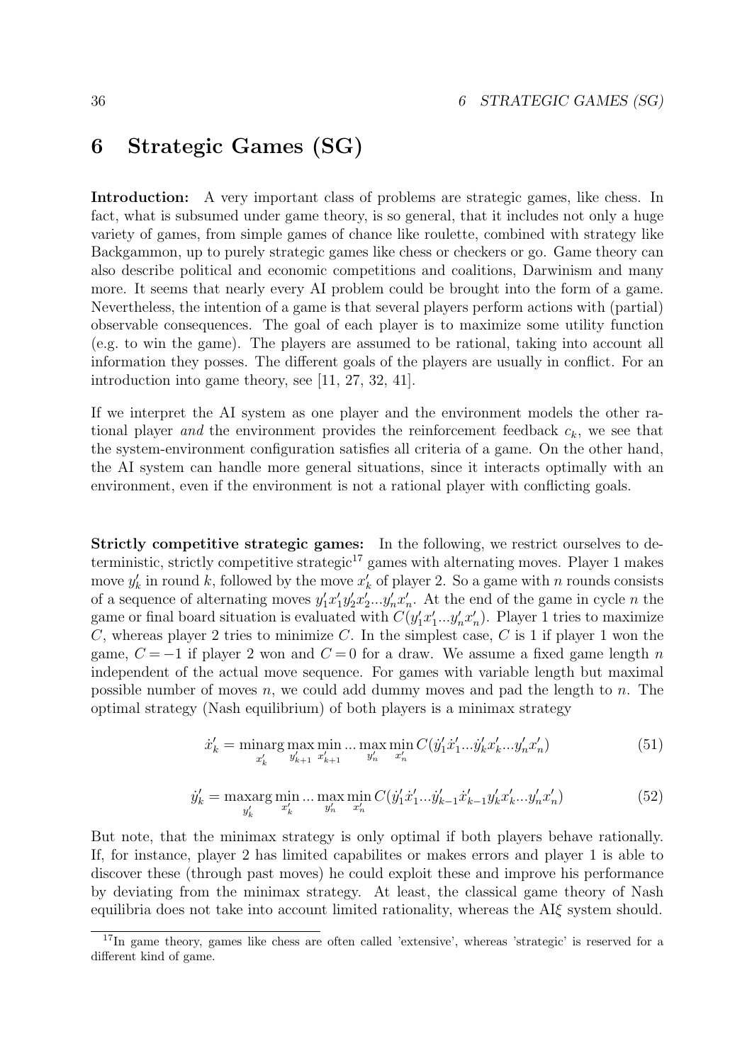# 6 Strategic Games (SG)

**Introduction:** A very important class of problems are strategic games, like chess. In fact, what is subsumed under game theory, is so general, that it includes not only a huge variety of games, from simple games of chance like roulette, combined with strategy like Backgammon, up to purely strategic games like chess or checkers or go. Game theory can also describe political and economic competitions and coalitions, Darwinism and many more. It seems that nearly every AI problem could be brought into the form of a game. Nevertheless, the intention of a game is that several players perform actions with (partial) observable consequences. The goal of each player is to maximize some utility function (e.g. to win the game). The players are assumed to be rational, taking into account all information they posses. The different goals of the players are usually in conflict. For an introduction into game theory, see [11, 27, 32, 41].

If we interpret the AI system as one player and the environment models the other rational player *and* the environment provides the reinforcement feedback $c_k$, we see that the system-environment configuration satisfies all criteria of a game. On the other hand, the AI system can handle more general situations, since it interacts optimally with an environment, even if the environment is not a rational player with conflicting goals.

**Strictly competitive strategic games:** In the following, we restrict ourselves to deterministic, strictly competitive strategic[17] games with alternating moves. Player 1 makes move $y'_k$ in round $k$, followed by the move $x'_k$ of player 2. So a game with $n$ rounds consists of a sequence of alternating moves $y'_1x'_1y'_2x'_2...y'_nx'_n$. At the end of the game in cycle $n$ the game or final board situation is evaluated with $C(y'_1x'_1...y'_nx'_n)$. Player 1 tries to maximize $C$, whereas player 2 tries to minimize $C$. In the simplest case, $C$ is 1 if player 1 won the game, $C=-1$ if player 2 won and $C=0$ for a draw. We assume a fixed game length $n$ independent of the actual move sequence. For games with variable length but maximal possible number of moves $n$, we could add dummy moves and pad the length to $n$. The optimal strategy (Nash equilibrium) of both players is a minimax strategy

$$\dot{x}'_k = \underset{x'_k}{\text{minarg}} \max_{y'_{k+1}} \min_{x'_{k+1}} ... \max_{y'_n} \min_{x'_n} C(\dot{y}'_1\dot{x}'_1...\dot{y}'_kx'_k...y'_nx'_n) \tag{51}$$

$$\dot{y}'_k = \underset{y'_k}{\text{maxarg}} \min_{x'_k} ... \max_{y'_n} \min_{x'_n} C(\dot{y}'_1\dot{x}'_1...\dot{y}'_{k-1}\dot{x}'_{k-1}y'_kx'_k...y'_nx'_n) \tag{52}$$

But note, that the minimax strategy is only optimal if both players behave rationally. If, for instance, player 2 has limited capabilites or makes errors and player 1 is able to discover these (through past moves) he could exploit these and improve his performance by deviating from the minimax strategy. At least, the classical game theory of Nash equilibria does not take into account limited rationality, whereas the AI$\xi$ system should.

[17] In game theory, games like chess are often called 'extensive', whereas 'strategic' is reserved for a different kind of game.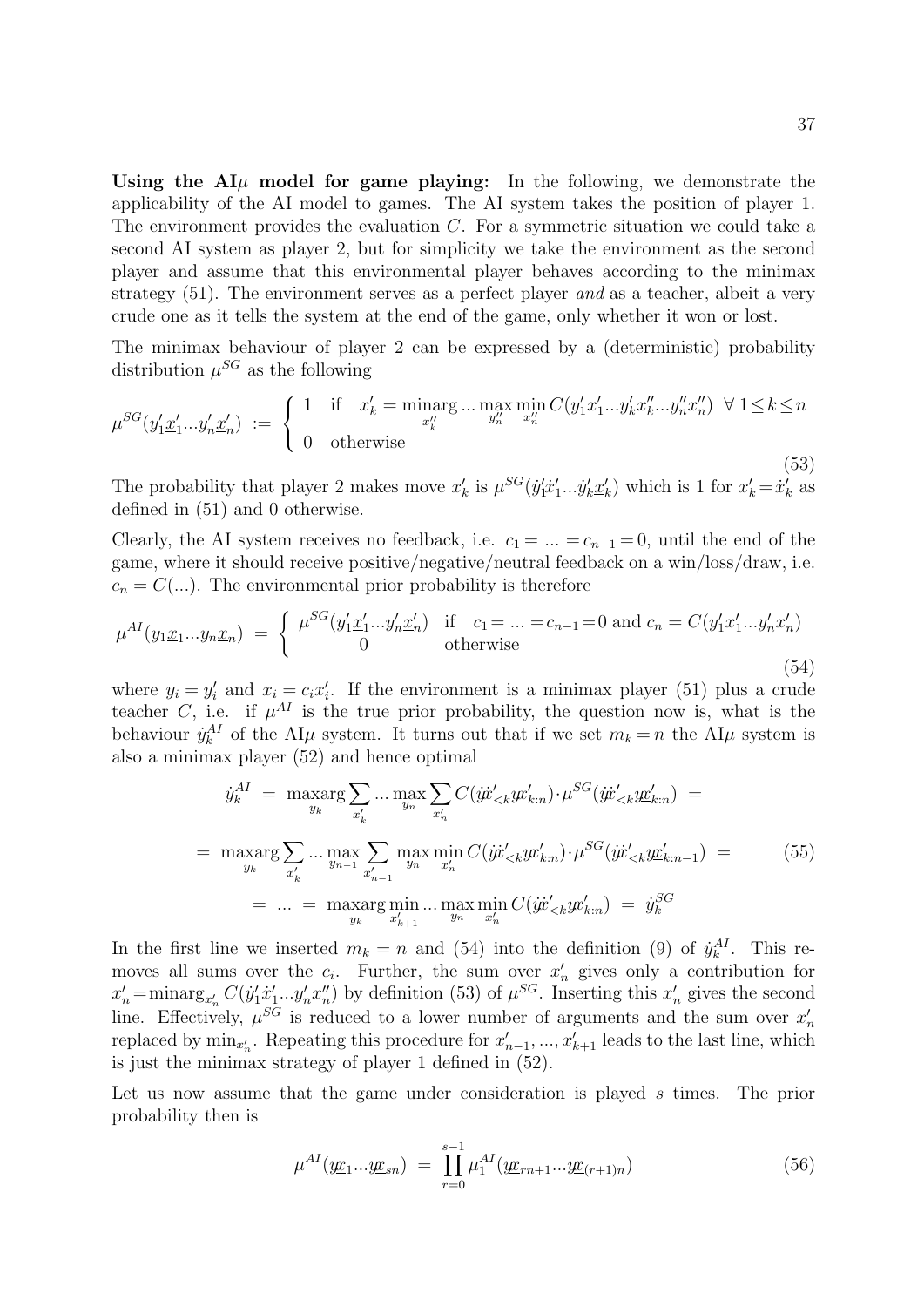**Using the AI$\mu$ model for game playing:** In the following, we demonstrate the applicability of the AI model to games. The AI system takes the position of player 1. The environment provides the evaluation $C$. For a symmetric situation we could take a second AI system as player 2, but for simplicity we take the environment as the second player and assume that this environmental player behaves according to the minimax strategy (51). The environment serves as a perfect player *and* as a teacher, albeit a very crude one as it tells the system at the end of the game, only whether it won or lost.

The minimax behaviour of player 2 can be expressed by a (deterministic) probability distribution $\mu^{SG}$ as the following

$$\mu^{SG}(y_1'\underline{x}_1'...y_n'\underline{x}_n') \;:=\; \left\{ \begin{array}{ll} 1 & \text{if} \quad x_k' = \underset{x_k''}{\text{minarg}} ... \max_{y_n''} \min_{x_n''} C(y_1'x_1'...y_k'x_k''...y_n''x_n'') \;\; \forall \, 1\leq k\leq n \\ 0 & \text{otherwise} \end{array} \right. \tag{53}$$

The probability that player 2 makes move $x_k'$ is $\mu^{SG}(\dot{y}_1'\dot{x}_1'...\dot{y}_k'\underline{x}_k')$ which is 1 for $x_k' = \dot{x}_k'$ as defined in (51) and 0 otherwise.

Clearly, the AI system receives no feedback, i.e. $c_1 = ... = c_{n-1} = 0$, until the end of the game, where it should receive positive/negative/neutral feedback on a win/loss/draw, i.e. $c_n = C(...)$. The environmental prior probability is therefore

$$\mu^{AI}(y_1\underline{x}_1...y_n\underline{x}_n) \;=\; \left\{ \begin{array}{ll} \mu^{SG}(y_1'\underline{x}_1'...y_n'\underline{x}_n') & \text{if} \quad c_1 = ... = c_{n-1} = 0 \text{ and } c_n = C(y_1'x_1'...y_n'x_n') \\ 0 & \text{otherwise} \end{array} \right. \tag{54}$$

where $y_i = y_i'$ and $x_i = c_i x_i'$. If the environment is a minimax player (51) plus a crude teacher $C$, i.e. if $\mu^{AI}$ is the true prior probability, the question now is, what is the behaviour $\dot{y}_k^{AI}$ of the AI$\mu$ system. It turns out that if we set $m_k = n$ the AI$\mu$ system is also a minimax player (52) and hence optimal

$$\begin{aligned} \dot{y}_k^{AI} \;&=\; \underset{y_k}{\text{maxarg}} \sum_{x_k'} ... \max_{y_n} \sum_{x_n'} C(\dot{y}\dot{x}_{<k}'yx_{k:n}') \cdot \mu^{SG}(\dot{y}\dot{x}_{<k}'y\underline{x}_{k:n}') \;= \\ =\; \underset{y_k}{\text{maxarg}} \sum_{x_k'} &... \max_{y_{n-1}} \sum_{x_{n-1}'} \max_{y_n} \min_{x_n'} C(\dot{y}\dot{x}_{<k}'yx_{k:n}') \cdot \mu^{SG}(\dot{y}\dot{x}_{<k}'y\underline{x}_{k:n-1}') \;= \\ =\; ... \;&=\; \underset{y_k}{\text{maxarg}} \min_{x_{k+1}'} ... \max_{y_n} \min_{x_n'} C(\dot{y}\dot{x}_{<k}'yx_{k:n}') \;=\; \dot{y}_k^{SG} \end{aligned} \tag{55}$$

In the first line we inserted $m_k = n$ and (54) into the definition (9) of $\dot{y}_k^{AI}$. This removes all sums over the $c_i$. Further, the sum over $x_n'$ gives only a contribution for $x_n' = \text{minarg}_{x_n'} C(\dot{y}_1'\dot{x}_1'...y_n'x_n'')$ by definition (53) of $\mu^{SG}$. Inserting this $x_n'$ gives the second line. Effectively, $\mu^{SG}$ is reduced to a lower number of arguments and the sum over $x_n'$ replaced by $\min_{x_n'}$. Repeating this procedure for $x_{n-1}', ..., x_{k+1}'$ leads to the last line, which is just the minimax strategy of player 1 defined in (52).

Let us now assume that the game under consideration is played $s$ times. The prior probability then is

$$\mu^{AI}(y\underline{x}_1...y\underline{x}_{sn}) \;=\; \prod_{r=0}^{s-1} \mu_1^{AI}(y\underline{x}_{rn+1}...y\underline{x}_{(r+1)n}) \tag{56}$$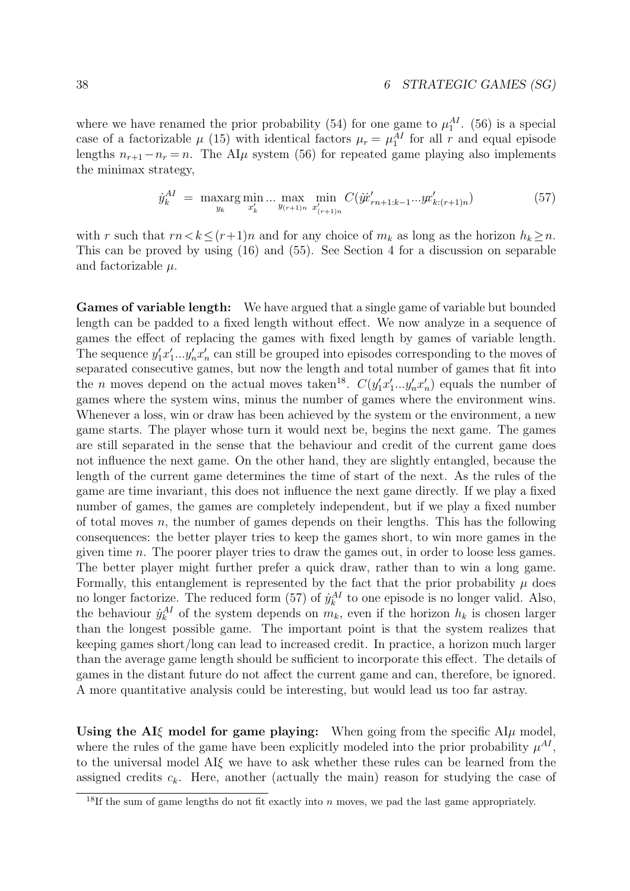where we have renamed the prior probability (54) for one game to $\mu_1^{AI}$. (56) is a special case of a factorizable $\mu$ (15) with identical factors $\mu_r = \mu_1^{AI}$ for all $r$ and equal episode lengths $n_{r+1} - n_r = n$. The AI$\mu$ system (56) for repeated game playing also implements the minimax strategy,

$$\dot{y}_k^{AI} \;=\; \underset{y_k}{\text{maxarg}} \min_{x'_k} ... \max_{y_{(r+1)n}} \min_{x'_{(r+1)n}} C(\dot{y}\dot{x}'_{rn+1:k-1} ... y x'_{k:(r+1)n}) \tag{57}$$

with $r$ such that $rn < k \leq (r+1)n$ and for any choice of $m_k$ as long as the horizon $h_k \geq n$. This can be proved by using (16) and (55). See Section 4 for a discussion on separable and factorizable $\mu$.

**Games of variable length:** We have argued that a single game of variable but bounded length can be padded to a fixed length without effect. We now analyze in a sequence of games the effect of replacing the games with fixed length by games of variable length. The sequence $y'_1 x'_1 ... y'_n x'_n$ can still be grouped into episodes corresponding to the moves of separated consecutive games, but now the length and total number of games that fit into the $n$ moves depend on the actual moves taken[18]. $C(y'_1 x'_1 ... y'_n x'_n)$ equals the number of games where the system wins, minus the number of games where the environment wins. Whenever a loss, win or draw has been achieved by the system or the environment, a new game starts. The player whose turn it would next be, begins the next game. The games are still separated in the sense that the behaviour and credit of the current game does not influence the next game. On the other hand, they are slightly entangled, because the length of the current game determines the time of start of the next. As the rules of the game are time invariant, this does not influence the next game directly. If we play a fixed number of games, the games are completely independent, but if we play a fixed number of total moves $n$, the number of games depends on their lengths. This has the following consequences: the better player tries to keep the games short, to win more games in the given time $n$. The poorer player tries to draw the games out, in order to loose less games. The better player might further prefer a quick draw, rather than to win a long game. Formally, this entanglement is represented by the fact that the prior probability $\mu$ does no longer factorize. The reduced form (57) of $\dot{y}_k^{AI}$ to one episode is no longer valid. Also, the behaviour $\dot{y}_k^{AI}$ of the system depends on $m_k$, even if the horizon $h_k$ is chosen larger than the longest possible game. The important point is that the system realizes that keeping games short/long can lead to increased credit. In practice, a horizon much larger than the average game length should be sufficient to incorporate this effect. The details of games in the distant future do not affect the current game and can, therefore, be ignored. A more quantitative analysis could be interesting, but would lead us too far astray.

**Using the AI$\xi$ model for game playing:** When going from the specific AI$\mu$ model, where the rules of the game have been explicitly modeled into the prior probability $\mu^{AI}$, to the universal model AI$\xi$ we have to ask whether these rules can be learned from the assigned credits $c_k$. Here, another (actually the main) reason for studying the case of

[18] If the sum of game lengths do not fit exactly into $n$ moves, we pad the last game appropriately.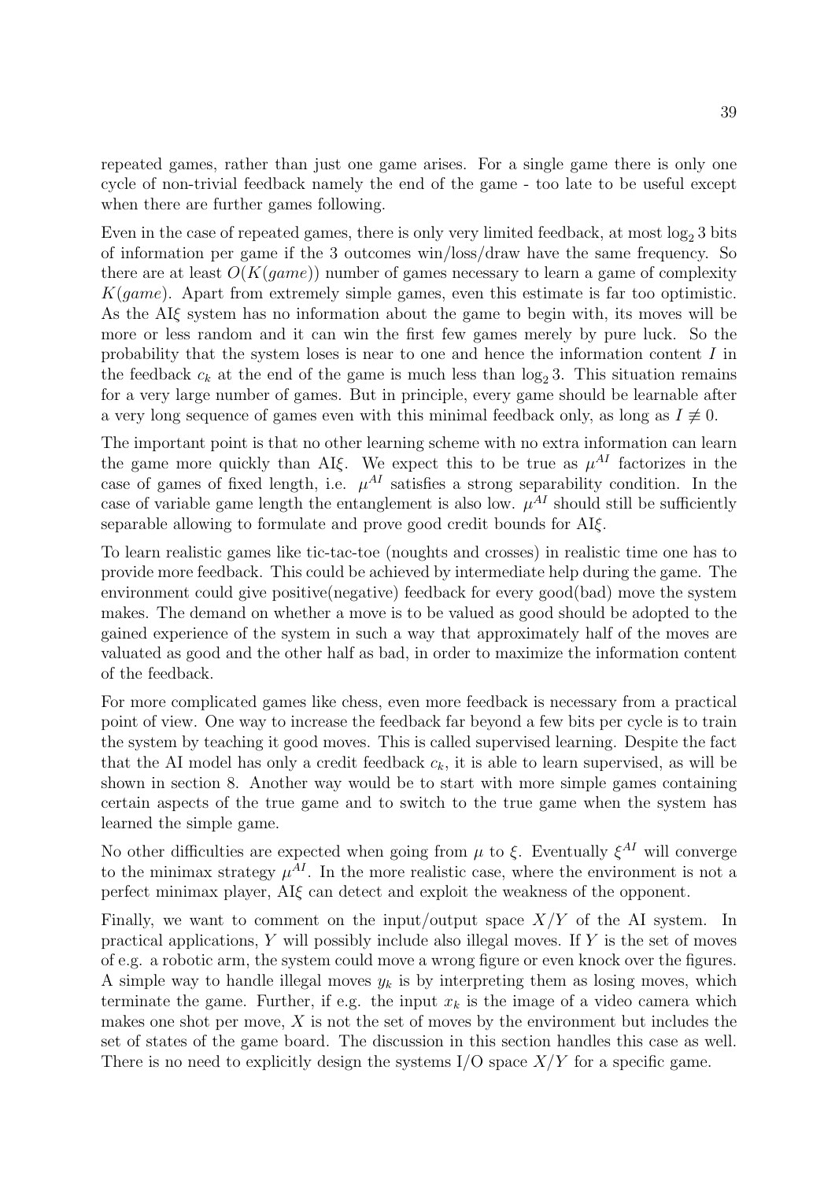repeated games, rather than just one game arises. For a single game there is only one cycle of non-trivial feedback namely the end of the game - too late to be useful except when there are further games following.

Even in the case of repeated games, there is only very limited feedback, at most $\log_2 3$ bits of information per game if the 3 outcomes win/loss/draw have the same frequency. So there are at least $O(K(game))$ number of games necessary to learn a game of complexity $K(game)$. Apart from extremely simple games, even this estimate is far too optimistic. As the AI$\xi$ system has no information about the game to begin with, its moves will be more or less random and it can win the first few games merely by pure luck. So the probability that the system loses is near to one and hence the information content $I$ in the feedback $c_k$ at the end of the game is much less than $\log_2 3$. This situation remains for a very large number of games. But in principle, every game should be learnable after a very long sequence of games even with this minimal feedback only, as long as $I \not\equiv 0$.

The important point is that no other learning scheme with no extra information can learn the game more quickly than AI$\xi$. We expect this to be true as $\mu^{AI}$ factorizes in the case of games of fixed length, i.e. $\mu^{AI}$ satisfies a strong separability condition. In the case of variable game length the entanglement is also low. $\mu^{AI}$ should still be sufficiently separable allowing to formulate and prove good credit bounds for AI$\xi$.

To learn realistic games like tic-tac-toe (noughts and crosses) in realistic time one has to provide more feedback. This could be achieved by intermediate help during the game. The environment could give positive(negative) feedback for every good(bad) move the system makes. The demand on whether a move is to be valued as good should be adopted to the gained experience of the system in such a way that approximately half of the moves are valuated as good and the other half as bad, in order to maximize the information content of the feedback.

For more complicated games like chess, even more feedback is necessary from a practical point of view. One way to increase the feedback far beyond a few bits per cycle is to train the system by teaching it good moves. This is called supervised learning. Despite the fact that the AI model has only a credit feedback $c_k$, it is able to learn supervised, as will be shown in section 8. Another way would be to start with more simple games containing certain aspects of the true game and to switch to the true game when the system has learned the simple game.

No other difficulties are expected when going from $\mu$ to $\xi$. Eventually $\xi^{AI}$ will converge to the minimax strategy $\mu^{AI}$. In the more realistic case, where the environment is not a perfect minimax player, AI$\xi$ can detect and exploit the weakness of the opponent.

Finally, we want to comment on the input/output space $X/Y$ of the AI system. In practical applications, $Y$ will possibly include also illegal moves. If $Y$ is the set of moves of e.g. a robotic arm, the system could move a wrong figure or even knock over the figures. A simple way to handle illegal moves $y_k$ is by interpreting them as losing moves, which terminate the game. Further, if e.g. the input $x_k$ is the image of a video camera which makes one shot per move, $X$ is not the set of moves by the environment but includes the set of states of the game board. The discussion in this section handles this case as well. There is no need to explicitly design the systems I/O space $X/Y$ for a specific game.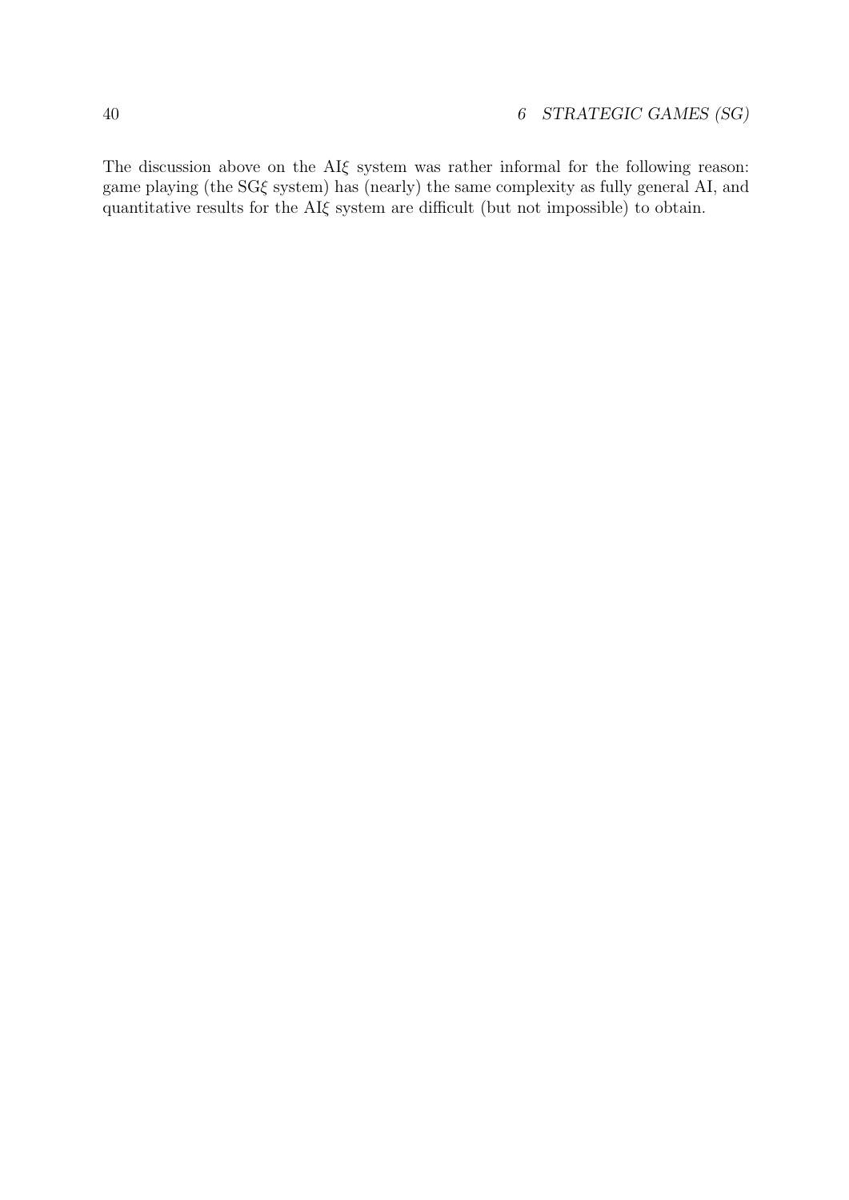The discussion above on the AI$\xi$ system was rather informal for the following reason: game playing (the SG$\xi$ system) has (nearly) the same complexity as fully general AI, and quantitative results for the AI$\xi$ system are difficult (but not impossible) to obtain.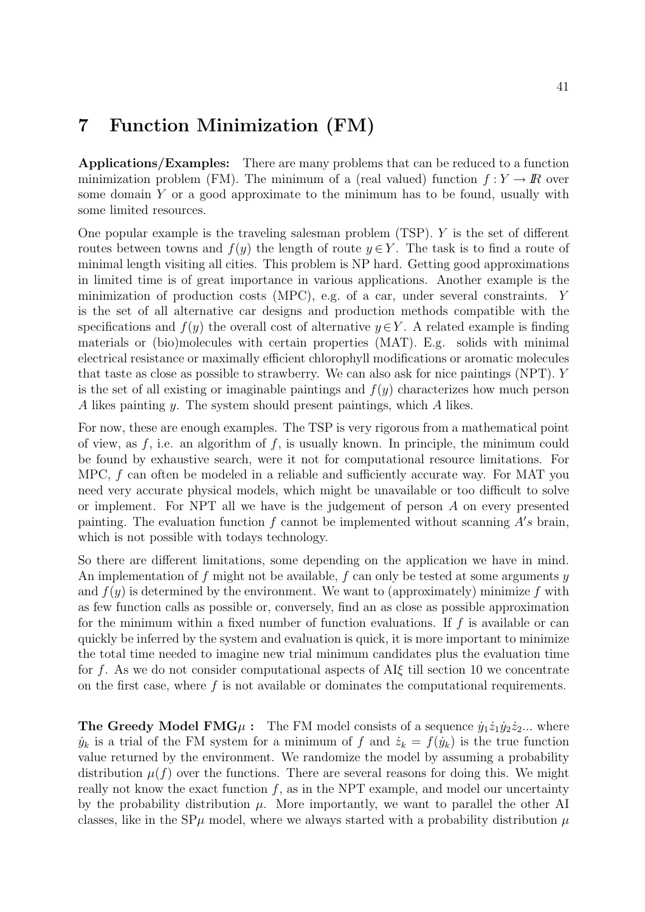# 7 Function Minimization (FM)

**Applications/Examples:** There are many problems that can be reduced to a function minimization problem (FM). The minimum of a (real valued) function $f:Y\to I\!R$ over some domain $Y$ or a good approximate to the minimum has to be found, usually with some limited resources.

One popular example is the traveling salesman problem (TSP). $Y$ is the set of different routes between towns and $f(y)$ the length of route $y\in Y$. The task is to find a route of minimal length visiting all cities. This problem is NP hard. Getting good approximations in limited time is of great importance in various applications. Another example is the minimization of production costs (MPC), e.g. of a car, under several constraints. $Y$ is the set of all alternative car designs and production methods compatible with the specifications and $f(y)$ the overall cost of alternative $y\in Y$. A related example is finding materials or (bio)molecules with certain properties (MAT). E.g. solids with minimal electrical resistance or maximally efficient chlorophyll modifications or aromatic molecules that taste as close as possible to strawberry. We can also ask for nice paintings (NPT). $Y$ is the set of all existing or imaginable paintings and $f(y)$ characterizes how much person $A$ likes painting $y$. The system should present paintings, which $A$ likes.

For now, these are enough examples. The TSP is very rigorous from a mathematical point of view, as $f$, i.e. an algorithm of $f$, is usually known. In principle, the minimum could be found by exhaustive search, were it not for computational resource limitations. For MPC, $f$ can often be modeled in a reliable and sufficiently accurate way. For MAT you need very accurate physical models, which might be unavailable or too difficult to solve or implement. For NPT all we have is the judgement of person $A$ on every presented painting. The evaluation function $f$ cannot be implemented without scanning $A's$ brain, which is not possible with todays technology.

So there are different limitations, some depending on the application we have in mind. An implementation of $f$ might not be available, $f$ can only be tested at some arguments $y$ and $f(y)$ is determined by the environment. We want to (approximately) minimize $f$ with as few function calls as possible or, conversely, find an as close as possible approximation for the minimum within a fixed number of function evaluations. If $f$ is available or can quickly be inferred by the system and evaluation is quick, it is more important to minimize the total time needed to imagine new trial minimum candidates plus the evaluation time for $f$. As we do not consider computational aspects of AI$\xi$ till section 10 we concentrate on the first case, where $f$ is not available or dominates the computational requirements.

**The Greedy Model FMG$\mu$ :** The FM model consists of a sequence $\dot y_1\dot z_1\dot y_2\dot z_2...$ where $\dot y_k$ is a trial of the FM system for a minimum of $f$ and $\dot z_k=f(\dot y_k)$ is the true function value returned by the environment. We randomize the model by assuming a probability distribution $\mu(f)$ over the functions. There are several reasons for doing this. We might really not know the exact function $f$, as in the NPT example, and model our uncertainty by the probability distribution $\mu$. More importantly, we want to parallel the other AI classes, like in the SP$\mu$ model, where we always started with a probability distribution $\mu$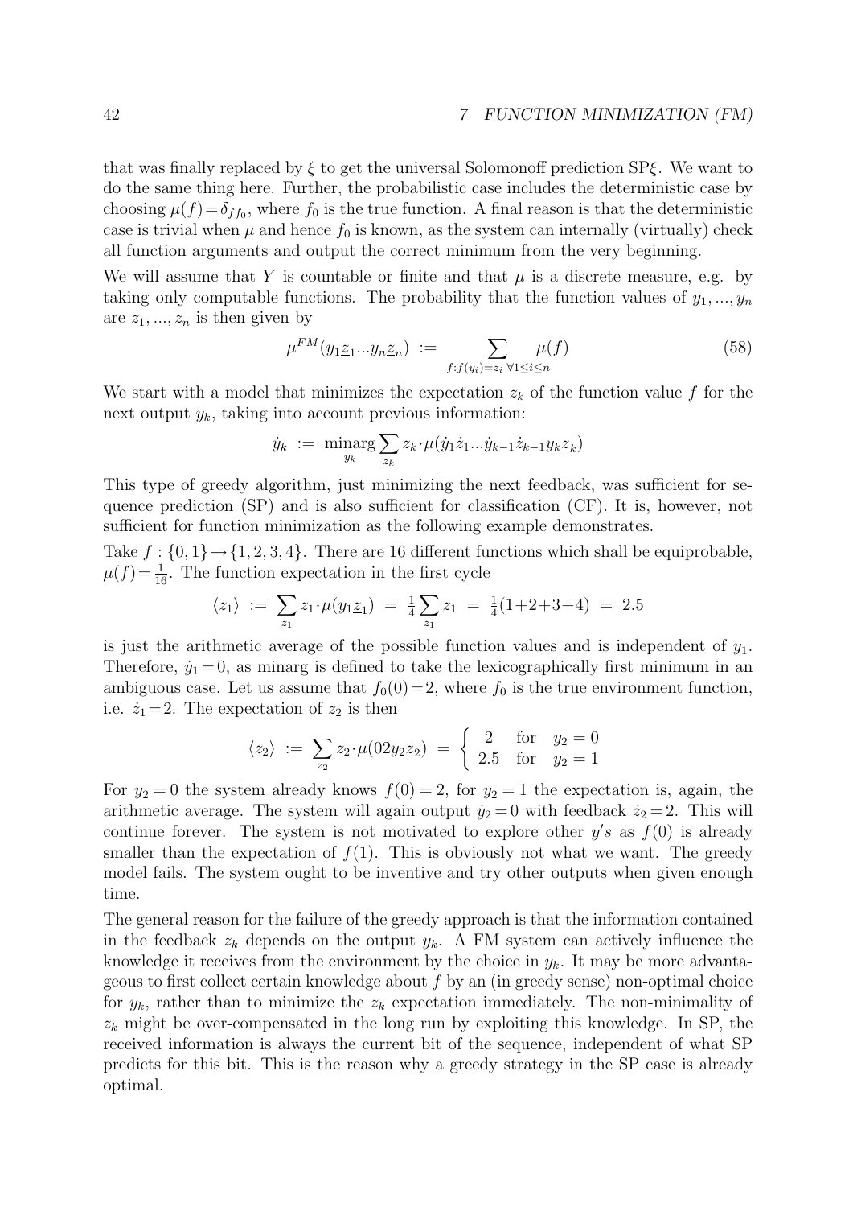that was finally replaced by $\xi$ to get the universal Solomonoff prediction SP$\xi$. We want to do the same thing here. Further, the probabilistic case includes the deterministic case by choosing $\mu(f)=\delta_{ff_0}$, where $f_0$ is the true function. A final reason is that the deterministic case is trivial when $\mu$ and hence $f_0$ is known, as the system can internally (virtually) check all function arguments and output the correct minimum from the very beginning.

We will assume that $Y$ is countable or finite and that $\mu$ is a discrete measure, e.g. by taking only computable functions. The probability that the function values of $y_1,...,y_n$ are $z_1,...,z_n$ is then given by

$$\mu^{FM}(y_1\underline{z}_1...y_n\underline{z}_n) \;:=\; \sum_{f:f(y_i)=z_i\;\forall 1\leq i\leq n} \mu(f) \tag{58}$$

We start with a model that minimizes the expectation $z_k$ of the function value $f$ for the next output $y_k$, taking into account previous information:

$$\dot{y}_k \;:=\; \underset{y_k}{\text{minarg}} \sum_{z_k} z_k\cdot\mu(\dot{y}_1\dot{z}_1...\dot{y}_{k-1}\dot{z}_{k-1}y_k\underline{z}_k)$$

This type of greedy algorithm, just minimizing the next feedback, was sufficient for sequence prediction (SP) and is also sufficient for classification (CF). It is, however, not sufficient for function minimization as the following example demonstrates.

Take $f:\{0,1\}\to\{1,2,3,4\}$. There are 16 different functions which shall be equiprobable, $\mu(f)=\frac{1}{16}$. The function expectation in the first cycle

$$\langle z_1\rangle \;:=\; \sum_{z_1} z_1\cdot\mu(y_1\underline{z}_1) \;=\; \tfrac{1}{4}\sum_{z_1} z_1 \;=\; \tfrac{1}{4}(1+2+3+4) \;=\; 2.5$$

is just the arithmetic average of the possible function values and is independent of $y_1$. Therefore, $\dot{y}_1=0$, as minarg is defined to take the lexicographically first minimum in an ambiguous case. Let us assume that $f_0(0)=2$, where $f_0$ is the true environment function, i.e. $\dot{z}_1=2$. The expectation of $z_2$ is then

$$\langle z_2\rangle \;:=\; \sum_{z_2} z_2\cdot\mu(02y_2\underline{z}_2) \;=\; \begin{cases} 2 & \text{for} \quad y_2=0 \\ 2.5 & \text{for} \quad y_2=1 \end{cases}$$

For $y_2=0$ the system already knows $f(0)=2$, for $y_2=1$ the expectation is, again, the arithmetic average. The system will again output $\dot{y}_2=0$ with feedback $\dot{z}_2=2$. This will continue forever. The system is not motivated to explore other $y's$ as $f(0)$ is already smaller than the expectation of $f(1)$. This is obviously not what we want. The greedy model fails. The system ought to be inventive and try other outputs when given enough time.

The general reason for the failure of the greedy approach is that the information contained in the feedback $z_k$ depends on the output $y_k$. A FM system can actively influence the knowledge it receives from the environment by the choice in $y_k$. It may be more advantageous to first collect certain knowledge about $f$ by an (in greedy sense) non-optimal choice for $y_k$, rather than to minimize the $z_k$ expectation immediately. The non-minimality of $z_k$ might be over-compensated in the long run by exploiting this knowledge. In SP, the received information is always the current bit of the sequence, independent of what SP predicts for this bit. This is the reason why a greedy strategy in the SP case is already optimal.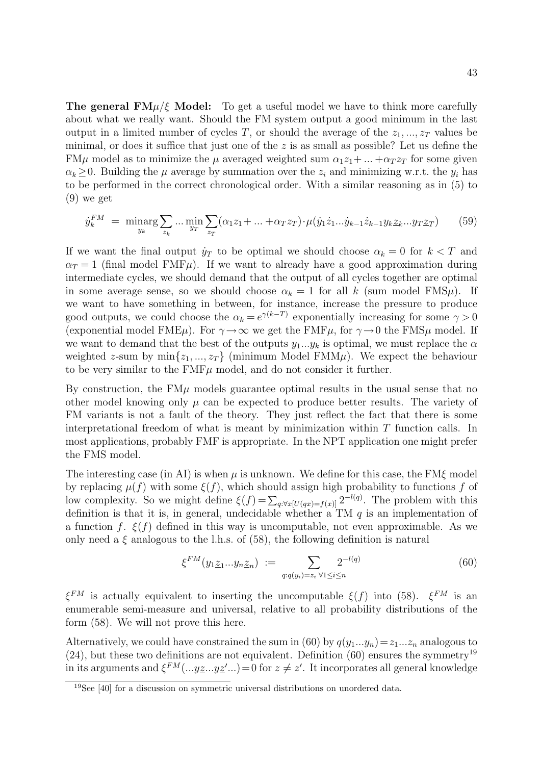**The general FM$\mu/\xi$ Model:** To get a useful model we have to think more carefully about what we really want. Should the FM system output a good minimum in the last output in a limited number of cycles $T$, or should the average of the $z_1,...,z_T$ values be minimal, or does it suffice that just one of the $z$ is as small as possible? Let us define the FM$\mu$ model as to minimize the $\mu$ averaged weighted sum $\alpha_1 z_1 + ... + \alpha_T z_T$ for some given $\alpha_k \geq 0$. Building the $\mu$ average by summation over the $z_i$ and minimizing w.r.t. the $y_i$ has to be performed in the correct chronological order. With a similar reasoning as in (5) to (9) we get

$$\dot{y}_k^{FM} \;=\; \underset{y_k}{\text{minarg}} \sum_{z_k} ... \min_{y_T} \sum_{z_T} (\alpha_1 z_1 + ... + \alpha_T z_T) \cdot \mu(\dot{y}_1 \dot{z}_1 ... \dot{y}_{k-1} \dot{z}_{k-1} y_k \underline{z}_k ... y_T \underline{z}_T) \tag{59}$$

If we want the final output $\dot{y}_T$ to be optimal we should choose $\alpha_k = 0$ for $k < T$ and $\alpha_T = 1$ (final model FMF$\mu$). If we want to already have a good approximation during intermediate cycles, we should demand that the output of all cycles together are optimal in some average sense, so we should choose $\alpha_k = 1$ for all $k$ (sum model FMS$\mu$). If we want to have something in between, for instance, increase the pressure to produce good outputs, we could choose the $\alpha_k = e^{\gamma(k-T)}$ exponentially increasing for some $\gamma > 0$ (exponential model FME$\mu$). For $\gamma \to \infty$ we get the FMF$\mu$, for $\gamma \to 0$ the FMS$\mu$ model. If we want to demand that the best of the outputs $y_1...y_k$ is optimal, we must replace the $\alpha$ weighted $z$-sum by $\min\{z_1,...,z_T\}$ (minimum Model FMM$\mu$). We expect the behaviour to be very similar to the FMF$\mu$ model, and do not consider it further.

By construction, the FM$\mu$ models guarantee optimal results in the usual sense that no other model knowing only $\mu$ can be expected to produce better results. The variety of FM variants is not a fault of the theory. They just reflect the fact that there is some interpretational freedom of what is meant by minimization within $T$ function calls. In most applications, probably FMF is appropriate. In the NPT application one might prefer the FMS model.

The interesting case (in AI) is when $\mu$ is unknown. We define for this case, the FM$\xi$ model by replacing $\mu(f)$ with some $\xi(f)$, which should assign high probability to functions $f$ of low complexity. So we might define $\xi(f) = \sum_{q:\forall x[U(qx)=f(x)]} 2^{-l(q)}$. The problem with this definition is that it is, in general, undecidable whether a TM $q$ is an implementation of a function $f$. $\xi(f)$ defined in this way is uncomputable, not even approximable. As we only need a $\xi$ analogous to the l.h.s. of (58), the following definition is natural

$$\xi^{FM}(y_1 \underline{z}_1 ... y_n \underline{z}_n) \;:=\; \sum_{q:q(y_i)=z_i \;\forall 1 \leq i \leq n} 2^{-l(q)} \tag{60}$$

$\xi^{FM}$ is actually equivalent to inserting the uncomputable $\xi(f)$ into (58). $\xi^{FM}$ is an enumerable semi-measure and universal, relative to all probability distributions of the form (58). We will not prove this here.

Alternatively, we could have constrained the sum in (60) by $q(y_1...y_n) = z_1...z_n$ analogous to (24), but these two definitions are not equivalent. Definition (60) ensures the symmetry[19] in its arguments and $\xi^{FM}(...y\underline{z}...y\underline{z}'...) = 0$ for $z \neq z'$. It incorporates all general knowledge

[19] See [40] for a discussion on symmetric universal distributions on unordered data.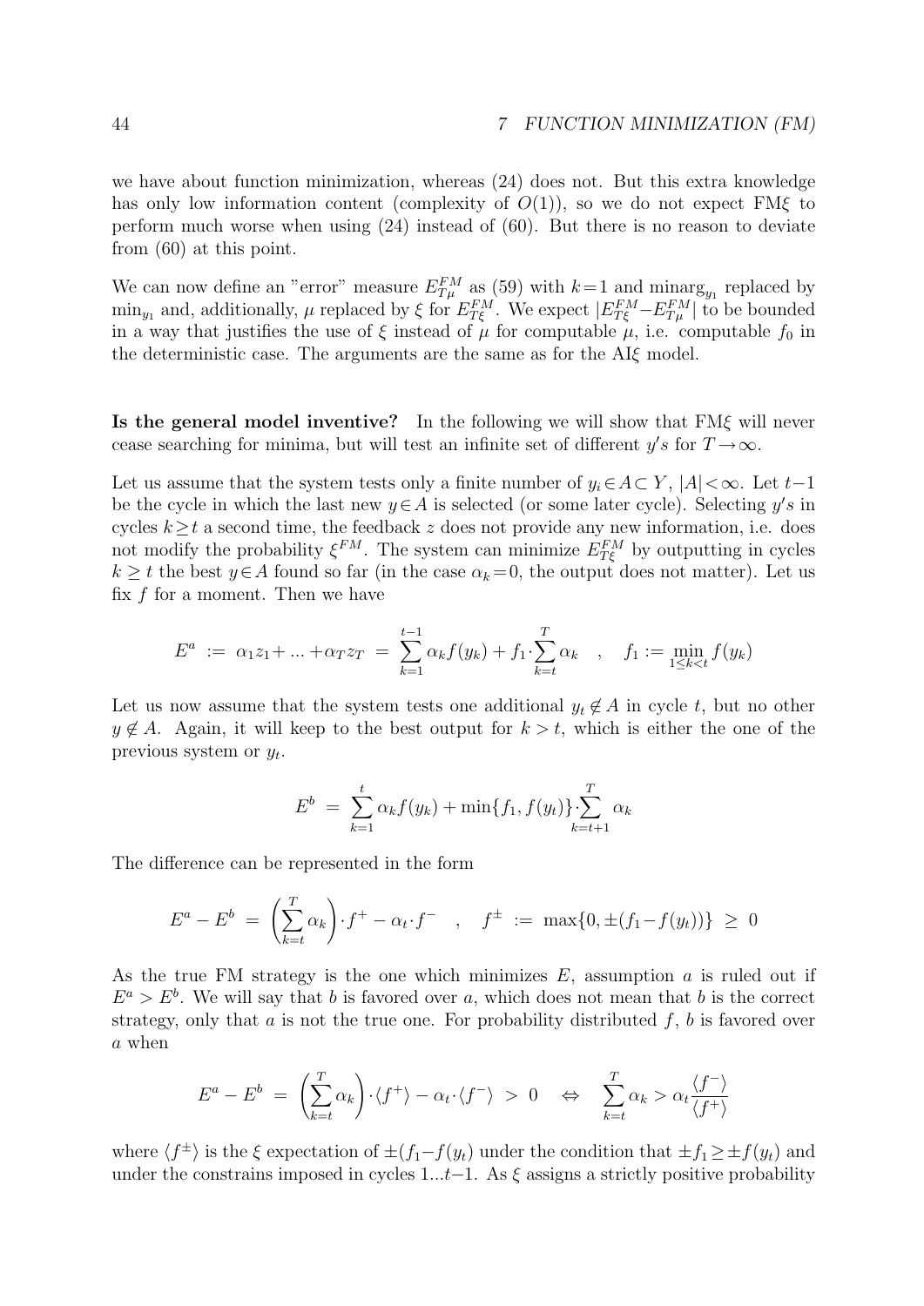we have about function minimization, whereas (24) does not. But this extra knowledge has only low information content (complexity of $O(1)$), so we do not expect FM$\xi$ to perform much worse when using (24) instead of (60). But there is no reason to deviate from (60) at this point.

We can now define an "error" measure $E^{FM}_{T\mu}$ as (59) with $k\!=\!1$ and $\text{minarg}_{y_1}$ replaced by $\min_{y_1}$ and, additionally, $\mu$ replaced by $\xi$ for $E^{FM}_{T\xi}$. We expect $|E^{FM}_{T\xi}-E^{FM}_{T\mu}|$ to be bounded in a way that justifies the use of $\xi$ instead of $\mu$ for computable $\mu$, i.e. computable $f_0$ in the deterministic case. The arguments are the same as for the AI$\xi$ model.

**Is the general model inventive?** In the following we will show that FM$\xi$ will never cease searching for minima, but will test an infinite set of different $y's$ for $T\to\infty$.

Let us assume that the system tests only a finite number of $y_i\in A\subset Y$, $|A|<\infty$. Let $t-1$ be the cycle in which the last new $y\in A$ is selected (or some later cycle). Selecting $y's$ in cycles $k\geq t$ a second time, the feedback $z$ does not provide any new information, i.e. does not modify the probability $\xi^{FM}$. The system can minimize $E^{FM}_{T\xi}$ by outputting in cycles $k\geq t$ the best $y\in A$ found so far (in the case $\alpha_k\!=\!0$, the output does not matter). Let us fix $f$ for a moment. Then we have

$$E^a \;:=\; \alpha_1 z_1+...+\alpha_T z_T \;=\; \sum_{k=1}^{t-1}\alpha_k f(y_k) + f_1\cdot\sum_{k=t}^{T}\alpha_k \quad,\quad f_1 := \min_{1\leq k<t} f(y_k)$$

Let us now assume that the system tests one additional $y_t\notin A$ in cycle $t$, but no other $y\notin A$. Again, it will keep to the best output for $k>t$, which is either the one of the previous system or $y_t$.

$$E^b \;=\; \sum_{k=1}^{t}\alpha_k f(y_k) + \min\{f_1,f(y_t)\}\cdot\sum_{k=t+1}^{T}\alpha_k$$

The difference can be represented in the form

$$E^a-E^b \;=\; \left(\sum_{k=t}^{T}\alpha_k\right)\cdot f^+ - \alpha_t\cdot f^- \quad,\quad f^\pm \;:=\; \max\{0,\pm(f_1-f(y_t))\} \;\geq\; 0$$

As the true FM strategy is the one which minimizes $E$, assumption $a$ is ruled out if $E^a>E^b$. We will say that $b$ is favored over $a$, which does not mean that $b$ is the correct strategy, only that $a$ is not the true one. For probability distributed $f$, $b$ is favored over $a$ when

$$E^a-E^b \;=\; \left(\sum_{k=t}^{T}\alpha_k\right)\cdot\langle f^+\rangle - \alpha_t\cdot\langle f^-\rangle \;>\; 0 \quad\Leftrightarrow\quad \sum_{k=t}^{T}\alpha_k > \alpha_t\frac{\langle f^-\rangle}{\langle f^+\rangle}$$

where $\langle f^\pm\rangle$ is the $\xi$ expectation of $\pm(f_1-f(y_t))$ under the condition that $\pm f_1\geq\pm f(y_t)$ and under the constrains imposed in cycles $1...t-1$. As $\xi$ assigns a strictly positive probability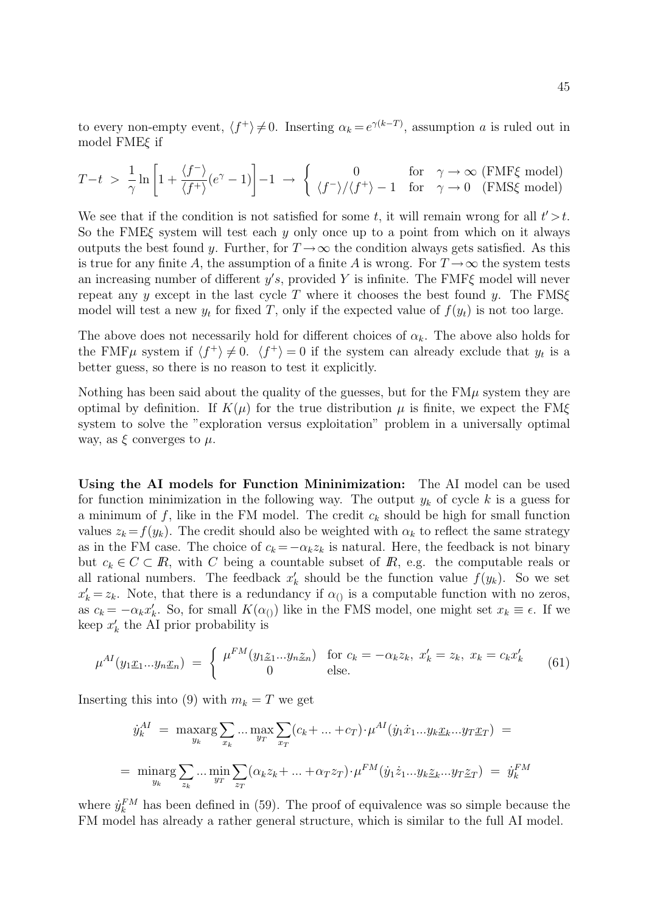to every non-empty event, $\langle f^+\rangle \neq 0$. Inserting $\alpha_k = e^{\gamma(k-T)}$, assumption $a$ is ruled out in model FME$\xi$ if

$$T-t \;>\; \frac{1}{\gamma}\ln\left[1+\frac{\langle f^-\rangle}{\langle f^+\rangle}(e^\gamma-1)\right]-1 \;\to\; \left\{\begin{array}{ccl} 0 & \text{for} & \gamma\to\infty \text{ (FMF}\xi\text{ model)} \\ \langle f^-\rangle/\langle f^+\rangle-1 & \text{for} & \gamma\to 0 \text{ (FMS}\xi\text{ model)} \end{array}\right.$$

We see that if the condition is not satisfied for some $t$, it will remain wrong for all $t'>t$. So the FME$\xi$ system will test each $y$ only once up to a point from which on it always outputs the best found $y$. Further, for $T\to\infty$ the condition always gets satisfied. As this is true for any finite $A$, the assumption of a finite $A$ is wrong. For $T\to\infty$ the system tests an increasing number of different $y's$, provided $Y$ is infinite. The FMF$\xi$ model will never repeat any $y$ except in the last cycle $T$ where it chooses the best found $y$. The FMS$\xi$ model will test a new $y_t$ for fixed $T$, only if the expected value of $f(y_t)$ is not too large.

The above does not necessarily hold for different choices of $\alpha_k$. The above also holds for the FMF$\mu$ system if $\langle f^+\rangle \neq 0$. $\langle f^+\rangle = 0$ if the system can already exclude that $y_t$ is a better guess, so there is no reason to test it explicitly.

Nothing has been said about the quality of the guesses, but for the FM$\mu$ system they are optimal by definition. If $K(\mu)$ for the true distribution $\mu$ is finite, we expect the FM$\xi$ system to solve the "exploration versus exploitation" problem in a universally optimal way, as $\xi$ converges to $\mu$.

**Using the AI models for Function Mininimization:** The AI model can be used for function minimization in the following way. The output $y_k$ of cycle $k$ is a guess for a minimum of $f$, like in the FM model. The credit $c_k$ should be high for small function values $z_k = f(y_k)$. The credit should also be weighted with $\alpha_k$ to reflect the same strategy as in the FM case. The choice of $c_k = -\alpha_k z_k$ is natural. Here, the feedback is not binary but $c_k \in C \subset I\!R$, with $C$ being a countable subset of $I\!R$, e.g. the computable reals or all rational numbers. The feedback $x'_k$ should be the function value $f(y_k)$. So we set $x'_k = z_k$. Note, that there is a redundancy if $\alpha_{()}$ is a computable function with no zeros, as $c_k = -\alpha_k x'_k$. So, for small $K(\alpha_{()})$ like in the FMS model, one might set $x_k \equiv \epsilon$. If we keep $x'_k$ the AI prior probability is

$$\mu^{AI}(y_1\underline{x}_1...y_n\underline{x}_n) \;=\; \left\{\begin{array}{cl} \mu^{FM}(y_1\underline{z}_1...y_n\underline{z}_n) & \text{for } c_k = -\alpha_k z_k,\; x'_k = z_k,\; x_k = c_k x'_k \\ 0 & \text{else.} \end{array}\right. \tag{61}$$

Inserting this into (9) with $m_k = T$ we get

$$\dot y_k^{AI} \;=\; \underset{y_k}{\text{maxarg}}\sum_{x_k}...\max_{y_T}\sum_{x_T}(c_k+...+c_T)\cdot\mu^{AI}(\dot y_1\dot x_1...y_k\underline{x}_k...y_T\underline{x}_T) \;=$$

$$=\; \underset{y_k}{\text{minarg}}\sum_{z_k}...\min_{y_T}\sum_{z_T}(\alpha_k z_k+...+\alpha_T z_T)\cdot\mu^{FM}(\dot y_1\dot z_1...y_k\underline{z}_k...y_T\underline{z}_T) \;=\; \dot y_k^{FM}$$

where $\dot y_k^{FM}$ has been defined in (59). The proof of equivalence was so simple because the FM model has already a rather general structure, which is similar to the full AI model.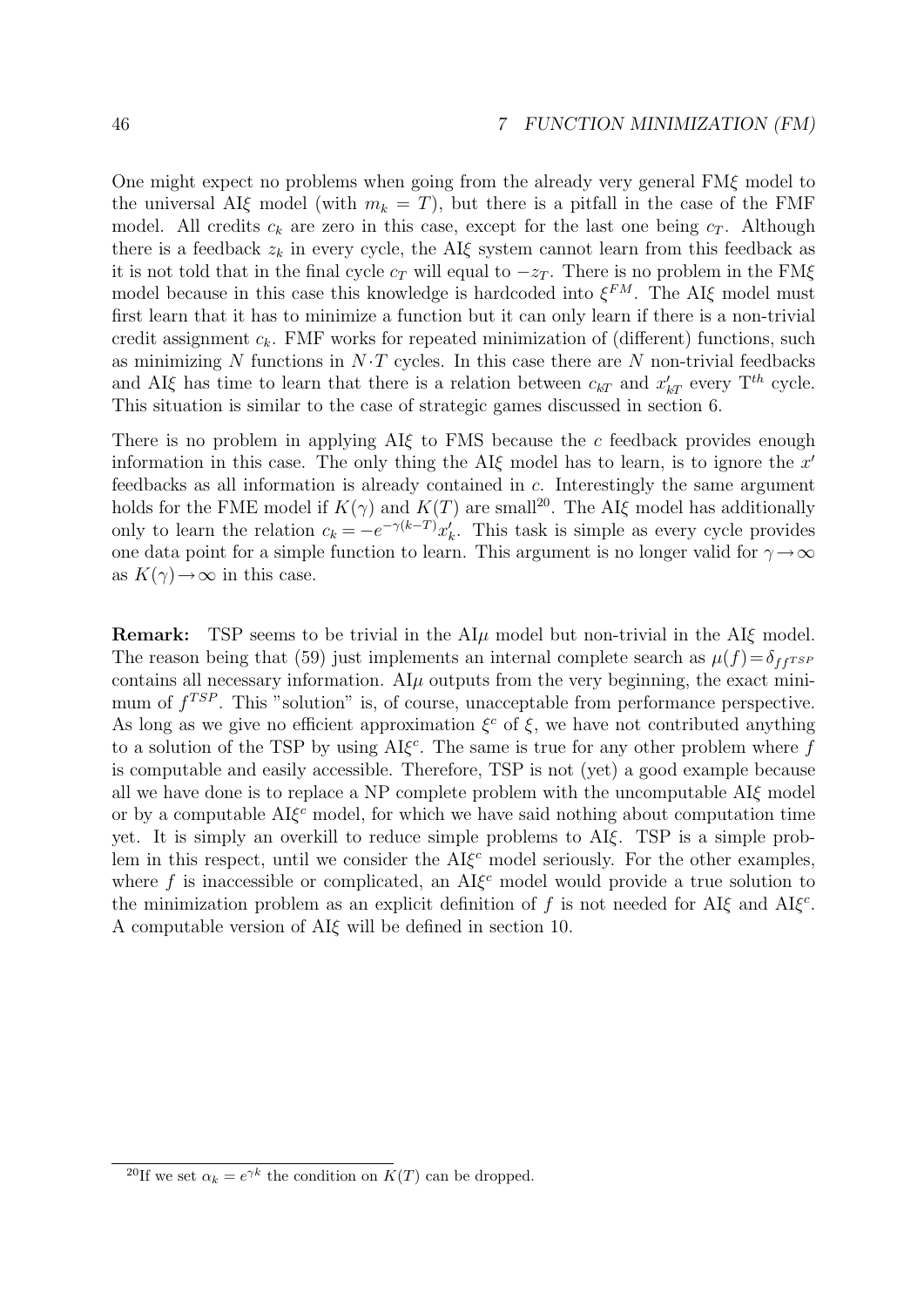One might expect no problems when going from the already very general FM$\xi$ model to the universal AI$\xi$ model (with $m_k = T$), but there is a pitfall in the case of the FMF model. All credits $c_k$ are zero in this case, except for the last one being $c_T$. Although there is a feedback $z_k$ in every cycle, the AI$\xi$ system cannot learn from this feedback as it is not told that in the final cycle $c_T$ will equal to $-z_T$. There is no problem in the FM$\xi$ model because in this case this knowledge is hardcoded into $\xi^{FM}$. The AI$\xi$ model must first learn that it has to minimize a function but it can only learn if there is a non-trivial credit assignment $c_k$. FMF works for repeated minimization of (different) functions, such as minimizing $N$ functions in $N \cdot T$ cycles. In this case there are $N$ non-trivial feedbacks and AI$\xi$ has time to learn that there is a relation between $c_{kT}$ and $x'_{kT}$ every $T^{th}$ cycle. This situation is similar to the case of strategic games discussed in section 6.

There is no problem in applying AI$\xi$ to FMS because the $c$ feedback provides enough information in this case. The only thing the AI$\xi$ model has to learn, is to ignore the $x'$ feedbacks as all information is already contained in $c$. Interestingly the same argument holds for the FME model if $K(\gamma)$ and $K(T)$ are small[20]. The AI$\xi$ model has additionally only to learn the relation $c_k = -e^{-\gamma(k-T)} x'_k$. This task is simple as every cycle provides one data point for a simple function to learn. This argument is no longer valid for $\gamma \to \infty$ as $K(\gamma) \to \infty$ in this case.

**Remark:** TSP seems to be trivial in the AI$\mu$ model but non-trivial in the AI$\xi$ model. The reason being that (59) just implements an internal complete search as $\mu(f) = \delta_{f f^{TSP}}$ contains all necessary information. AI$\mu$ outputs from the very beginning, the exact minimum of $f^{TSP}$. This "solution" is, of course, unacceptable from performance perspective. As long as we give no efficient approximation $\xi^c$ of $\xi$, we have not contributed anything to a solution of the TSP by using AI$\xi^c$. The same is true for any other problem where $f$ is computable and easily accessible. Therefore, TSP is not (yet) a good example because all we have done is to replace a NP complete problem with the uncomputable AI$\xi$ model or by a computable AI$\xi^c$ model, for which we have said nothing about computation time yet. It is simply an overkill to reduce simple problems to AI$\xi$. TSP is a simple problem in this respect, until we consider the AI$\xi^c$ model seriously. For the other examples, where $f$ is inaccessible or complicated, an AI$\xi^c$ model would provide a true solution to the minimization problem as an explicit definition of $f$ is not needed for AI$\xi$ and AI$\xi^c$. A computable version of AI$\xi$ will be defined in section 10.

[20] If we set $\alpha_k = e^{\gamma k}$ the condition on $K(T)$ can be dropped.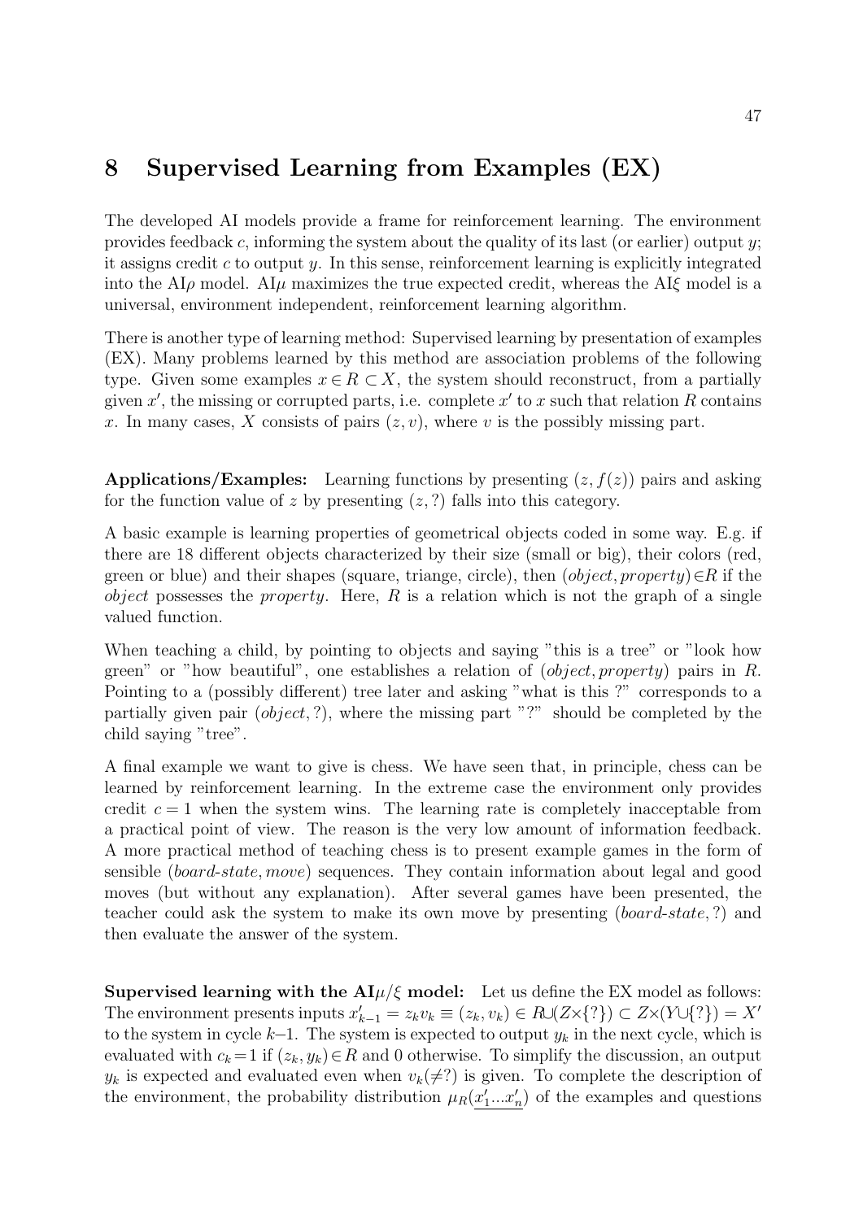# 8 Supervised Learning from Examples (EX)

The developed AI models provide a frame for reinforcement learning. The environment provides feedback $c$, informing the system about the quality of its last (or earlier) output $y$; it assigns credit $c$ to output $y$. In this sense, reinforcement learning is explicitly integrated into the AI$\rho$ model. AI$\mu$ maximizes the true expected credit, whereas the AI$\xi$ model is a universal, environment independent, reinforcement learning algorithm.

There is another type of learning method: Supervised learning by presentation of examples (EX). Many problems learned by this method are association problems of the following type. Given some examples $x \in R \subset X$, the system should reconstruct, from a partially given $x'$, the missing or corrupted parts, i.e. complete $x'$ to $x$ such that relation $R$ contains $x$. In many cases, $X$ consists of pairs $(z,v)$, where $v$ is the possibly missing part.

**Applications/Examples:** Learning functions by presenting $(z,f(z))$ pairs and asking for the function value of $z$ by presenting $(z,?)$ falls into this category.

A basic example is learning properties of geometrical objects coded in some way. E.g. if there are 18 different objects characterized by their size (small or big), their colors (red, green or blue) and their shapes (square, triange, circle), then $(object, property) \in R$ if the *object* possesses the *property*. Here, $R$ is a relation which is not the graph of a single valued function.

When teaching a child, by pointing to objects and saying "this is a tree" or "look how green" or "how beautiful", one establishes a relation of $(object, property)$ pairs in $R$. Pointing to a (possibly different) tree later and asking "what is this ?" corresponds to a partially given pair $(object, ?)$, where the missing part "?" should be completed by the child saying "tree".

A final example we want to give is chess. We have seen that, in principle, chess can be learned by reinforcement learning. In the extreme case the environment only provides credit $c=1$ when the system wins. The learning rate is completely inacceptable from a practical point of view. The reason is the very low amount of information feedback. A more practical method of teaching chess is to present example games in the form of sensible $(board\text{-}state, move)$ sequences. They contain information about legal and good moves (but without any explanation). After several games have been presented, the teacher could ask the system to make its own move by presenting $(board\text{-}state, ?)$ and then evaluate the answer of the system.

**Supervised learning with the AI$\mu/\xi$ model:** Let us define the EX model as follows: The environment presents inputs $x'_{k-1} = z_k v_k \equiv (z_k, v_k) \in R \cup (Z \times \{?\}) \subset Z \times (Y \cup \{?\}) = X'$ to the system in cycle $k$–1. The system is expected to output $y_k$ in the next cycle, which is evaluated with $c_k = 1$ if $(z_k, y_k) \in R$ and 0 otherwise. To simplify the discussion, an output $y_k$ is expected and evaluated even when $v_k (\neq ?)$ is given. To complete the description of the environment, the probability distribution $\mu_R(\underline{x'_1...x'_n})$ of the examples and questions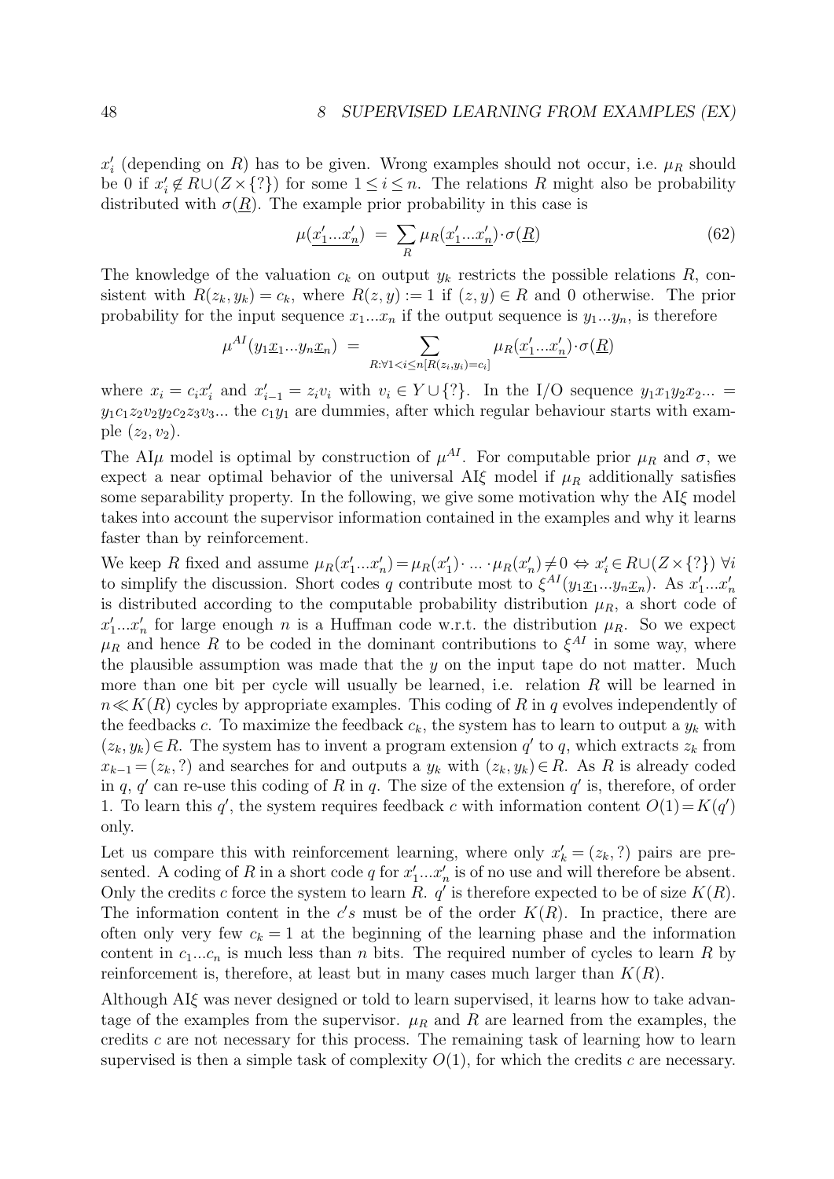$x'_i$ (depending on $R$) has to be given. Wrong examples should not occur, i.e. $\mu_R$ should be 0 if $x'_i \notin R\cup(Z\times\{?\})$ for some $1\leq i\leq n$. The relations $R$ might also be probability distributed with $\sigma(\underline{R})$. The example prior probability in this case is

$$\mu(\underline{x'_1...x'_n}) \;=\; \sum_R \mu_R(\underline{x'_1...x'_n})\cdot\sigma(\underline{R}) \tag{62}$$

The knowledge of the valuation $c_k$ on output $y_k$ restricts the possible relations $R$, consistent with $R(z_k,y_k)=c_k$, where $R(z,y):=1$ if $(z,y)\in R$ and 0 otherwise. The prior probability for the input sequence $x_1...x_n$ if the output sequence is $y_1...y_n$, is therefore

$$\mu^{AI}(y_1\underline{x}_1...y_n\underline{x}_n) \;=\; \sum_{R:\forall 1<i\leq n[R(z_i,y_i)=c_i]} \mu_R(\underline{x'_1...x'_n})\cdot\sigma(\underline{R})$$

where $x_i=c_i x'_i$ and $x'_{i-1}=z_i v_i$ with $v_i\in Y\cup\{?\}$. In the I/O sequence $y_1x_1y_2x_2...=y_1c_1z_2v_2y_2c_2z_3v_3...$ the $c_1y_1$ are dummies, after which regular behaviour starts with example $(z_2,v_2)$.

The AI$\mu$ model is optimal by construction of $\mu^{AI}$. For computable prior $\mu_R$ and $\sigma$, we expect a near optimal behavior of the universal AI$\xi$ model if $\mu_R$ additionally satisfies some separability property. In the following, we give some motivation why the AI$\xi$ model takes into account the supervisor information contained in the examples and why it learns faster than by reinforcement.

We keep $R$ fixed and assume $\mu_R(x'_1...x'_n)=\mu_R(x'_1)\cdot\,...\,\cdot\mu_R(x'_n)\neq 0 \Leftrightarrow x'_i\in R\cup(Z\times\{?\})\;\forall i$ to simplify the discussion. Short codes $q$ contribute most to $\xi^{AI}(y_1\underline{x}_1...y_n\underline{x}_n)$. As $x'_1...x'_n$ is distributed according to the computable probability distribution $\mu_R$, a short code of $x'_1...x'_n$ for large enough $n$ is a Huffman code w.r.t. the distribution $\mu_R$. So we expect $\mu_R$ and hence $R$ to be coded in the dominant contributions to $\xi^{AI}$ in some way, where the plausible assumption was made that the $y$ on the input tape do not matter. Much more than one bit per cycle will usually be learned, i.e. relation $R$ will be learned in $n\ll K(R)$ cycles by appropriate examples. This coding of $R$ in $q$ evolves independently of the feedbacks $c$. To maximize the feedback $c_k$, the system has to learn to output a $y_k$ with $(z_k,y_k)\in R$. The system has to invent a program extension $q'$ to $q$, which extracts $z_k$ from $x_{k-1}=(z_k,?)$ and searches for and outputs a $y_k$ with $(z_k,y_k)\in R$. As $R$ is already coded in $q$, $q'$ can re-use this coding of $R$ in $q$. The size of the extension $q'$ is, therefore, of order 1. To learn this $q'$, the system requires feedback $c$ with information content $O(1)=K(q')$ only.

Let us compare this with reinforcement learning, where only $x'_k=(z_k,?)$ pairs are presented. A coding of $R$ in a short code $q$ for $x'_1...x'_n$ is of no use and will therefore be absent. Only the credits $c$ force the system to learn $R$. $q'$ is therefore expected to be of size $K(R)$. The information content in the $c's$ must be of the order $K(R)$. In practice, there are often only very few $c_k=1$ at the beginning of the learning phase and the information content in $c_1...c_n$ is much less than $n$ bits. The required number of cycles to learn $R$ by reinforcement is, therefore, at least but in many cases much larger than $K(R)$.

Although AI$\xi$ was never designed or told to learn supervised, it learns how to take advantage of the examples from the supervisor. $\mu_R$ and $R$ are learned from the examples, the credits $c$ are not necessary for this process. The remaining task of learning how to learn supervised is then a simple task of complexity $O(1)$, for which the credits $c$ are necessary.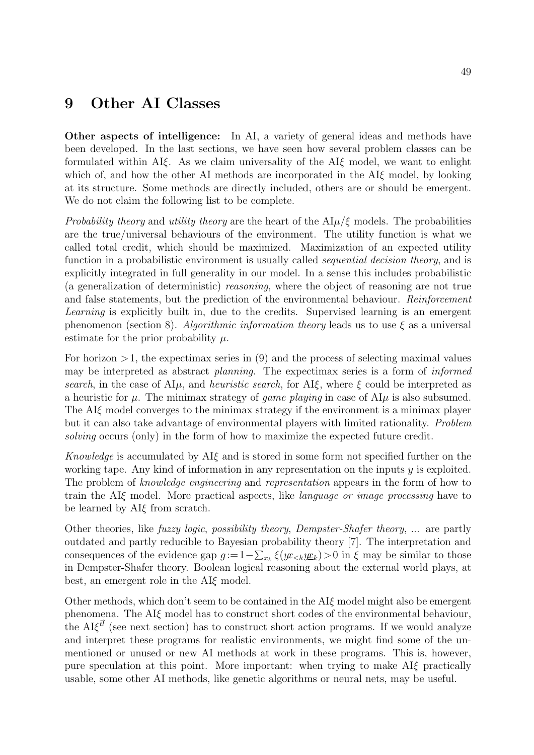# 9 Other AI Classes

**Other aspects of intelligence:** In AI, a variety of general ideas and methods have been developed. In the last sections, we have seen how several problem classes can be formulated within AI$\xi$. As we claim universality of the AI$\xi$ model, we want to enlight which of, and how the other AI methods are incorporated in the AI$\xi$ model, by looking at its structure. Some methods are directly included, others are or should be emergent. We do not claim the following list to be complete.

*Probability theory* and *utility theory* are the heart of the AI$\mu/\xi$ models. The probabilities are the true/universal behaviours of the environment. The utility function is what we called total credit, which should be maximized. Maximization of an expected utility function in a probabilistic environment is usually called *sequential decision theory*, and is explicitly integrated in full generality in our model. In a sense this includes probabilistic (a generalization of deterministic) *reasoning*, where the object of reasoning are not true and false statements, but the prediction of the environmental behaviour. *Reinforcement Learning* is explicitly built in, due to the credits. Supervised learning is an emergent phenomenon (section 8). *Algorithmic information theory* leads us to use $\xi$ as a universal estimate for the prior probability $\mu$.

For horizon $>1$, the expectimax series in (9) and the process of selecting maximal values may be interpreted as abstract *planning*. The expectimax series is a form of *informed search*, in the case of AI$\mu$, and *heuristic search*, for AI$\xi$, where $\xi$ could be interpreted as a heuristic for $\mu$. The minimax strategy of *game playing* in case of AI$\mu$ is also subsumed. The AI$\xi$ model converges to the minimax strategy if the environment is a minimax player but it can also take advantage of environmental players with limited rationality. *Problem solving* occurs (only) in the form of how to maximize the expected future credit.

*Knowledge* is accumulated by AI$\xi$ and is stored in some form not specified further on the working tape. Any kind of information in any representation on the inputs $y$ is exploited. The problem of *knowledge engineering* and *representation* appears in the form of how to train the AI$\xi$ model. More practical aspects, like *language or image processing* have to be learned by AI$\xi$ from scratch.

Other theories, like *fuzzy logic*, *possibility theory*, *Dempster-Shafer theory*, ... are partly outdated and partly reducible to Bayesian probability theory [7]. The interpretation and consequences of the evidence gap $g := 1 - \sum_{x_k} \xi(y\!x_{<k} y\!\underline{x}_k) > 0$ in $\xi$ may be similar to those in Dempster-Shafer theory. Boolean logical reasoning about the external world plays, at best, an emergent role in the AI$\xi$ model.

Other methods, which don't seem to be contained in the AI$\xi$ model might also be emergent phenomena. The AI$\xi$ model has to construct short codes of the environmental behaviour, the AI$\xi^{\tilde{t}\tilde{l}}$ (see next section) has to construct short action programs. If we would analyze and interpret these programs for realistic environments, we might find some of the unmentioned or unused or new AI methods at work in these programs. This is, however, pure speculation at this point. More important: when trying to make AI$\xi$ practically usable, some other AI methods, like genetic algorithms or neural nets, may be useful.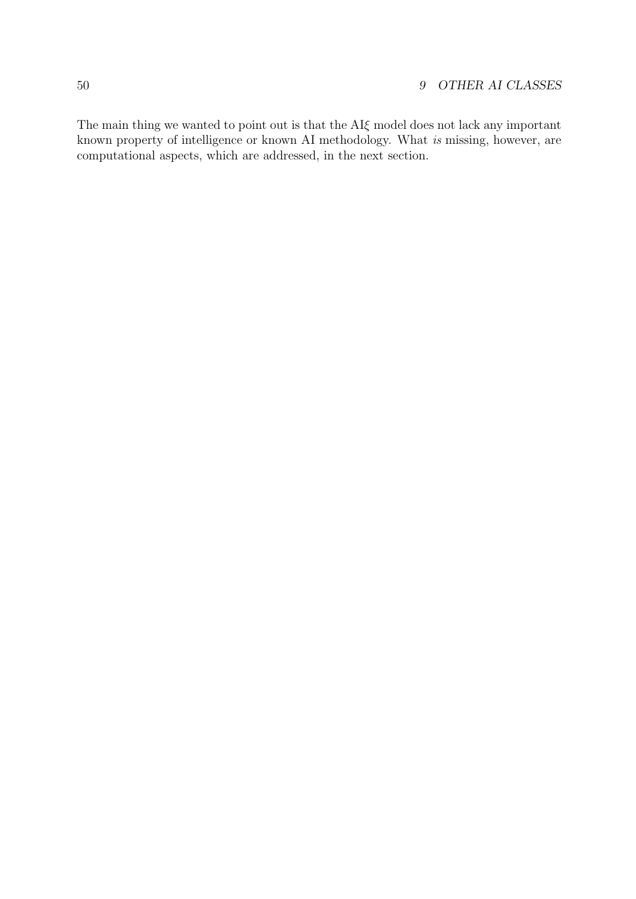The main thing we wanted to point out is that the AI$\xi$ model does not lack any important known property of intelligence or known AI methodology. What *is* missing, however, are computational aspects, which are addressed, in the next section.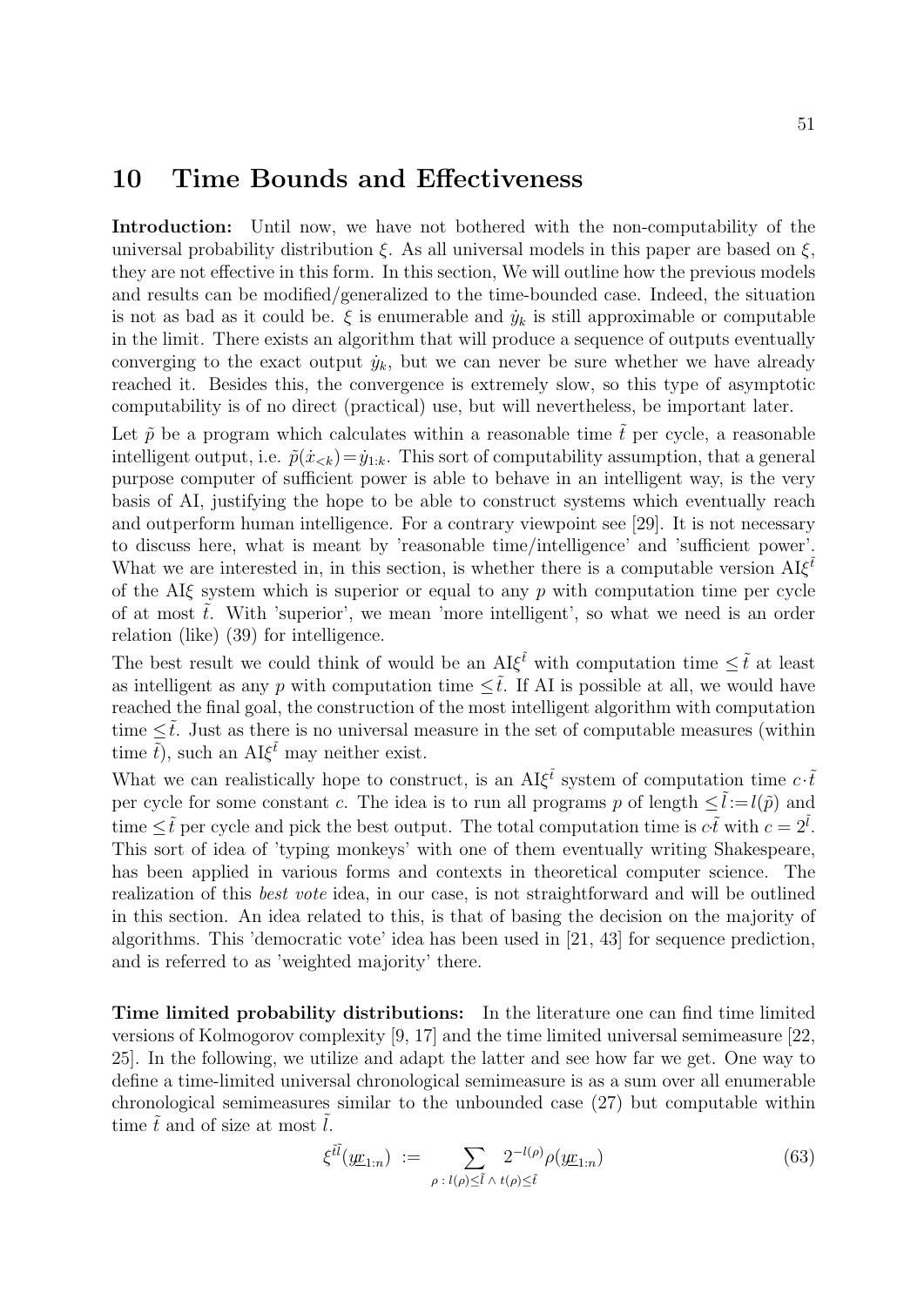# 10 Time Bounds and Effectiveness

**Introduction:** Until now, we have not bothered with the non-computability of the universal probability distribution $\xi$. As all universal models in this paper are based on $\xi$, they are not effective in this form. In this section, We will outline how the previous models and results can be modified/generalized to the time-bounded case. Indeed, the situation is not as bad as it could be. $\xi$ is enumerable and $\dot{y}_k$ is still approximable or computable in the limit. There exists an algorithm that will produce a sequence of outputs eventually converging to the exact output $\dot{y}_k$, but we can never be sure whether we have already reached it. Besides this, the convergence is extremely slow, so this type of asymptotic computability is of no direct (practical) use, but will nevertheless, be important later.

Let $\tilde{p}$ be a program which calculates within a reasonable time $\tilde{t}$ per cycle, a reasonable intelligent output, i.e. $\tilde{p}(\dot{x}_{<k})=\dot{y}_{1:k}$. This sort of computability assumption, that a general purpose computer of sufficient power is able to behave in an intelligent way, is the very basis of AI, justifying the hope to be able to construct systems which eventually reach and outperform human intelligence. For a contrary viewpoint see [29]. It is not necessary to discuss here, what is meant by 'reasonable time/intelligence' and 'sufficient power'. What we are interested in, in this section, is whether there is a computable version AI$\xi^{\tilde{t}}$ of the AI$\xi$ system which is superior or equal to any $p$ with computation time per cycle of at most $\tilde{t}$. With 'superior', we mean 'more intelligent', so what we need is an order relation (like) (39) for intelligence.

The best result we could think of would be an AI$\xi^{\tilde{t}}$ with computation time $\leq\tilde{t}$ at least as intelligent as any $p$ with computation time $\leq\tilde{t}$. If AI is possible at all, we would have reached the final goal, the construction of the most intelligent algorithm with computation time $\leq\tilde{t}$. Just as there is no universal measure in the set of computable measures (within time $\tilde{t}$), such an AI$\xi^{\tilde{t}}$ may neither exist.

What we can realistically hope to construct, is an AI$\xi^{\tilde{t}}$ system of computation time $c\cdot\tilde{t}$ per cycle for some constant $c$. The idea is to run all programs $p$ of length $\leq\tilde{l}:=l(\tilde{p})$ and time $\leq\tilde{t}$ per cycle and pick the best output. The total computation time is $c\tilde{t}$ with $c=2^{\tilde{l}}$. This sort of idea of 'typing monkeys' with one of them eventually writing Shakespeare, has been applied in various forms and contexts in theoretical computer science. The realization of this *best vote* idea, in our case, is not straightforward and will be outlined in this section. An idea related to this, is that of basing the decision on the majority of algorithms. This 'democratic vote' idea has been used in [21, 43] for sequence prediction, and is referred to as 'weighted majority' there.

**Time limited probability distributions:** In the literature one can find time limited versions of Kolmogorov complexity [9, 17] and the time limited universal semimeasure [22, 25]. In the following, we utilize and adapt the latter and see how far we get. One way to define a time-limited universal chronological semimeasure is as a sum over all enumerable chronological semimeasures similar to the unbounded case (27) but computable within time $\tilde{t}$ and of size at most $\tilde{l}$.

$$\xi^{\tilde{t}\tilde{l}}(y\!\underline{x}_{1:n}) \;:=\; \sum_{\rho\,:\,l(\rho)\leq\tilde{l}\,\wedge\,t(\rho)\leq\tilde{t}} 2^{-l(\rho)}\rho(y\!\underline{x}_{1:n}) \tag{63}$$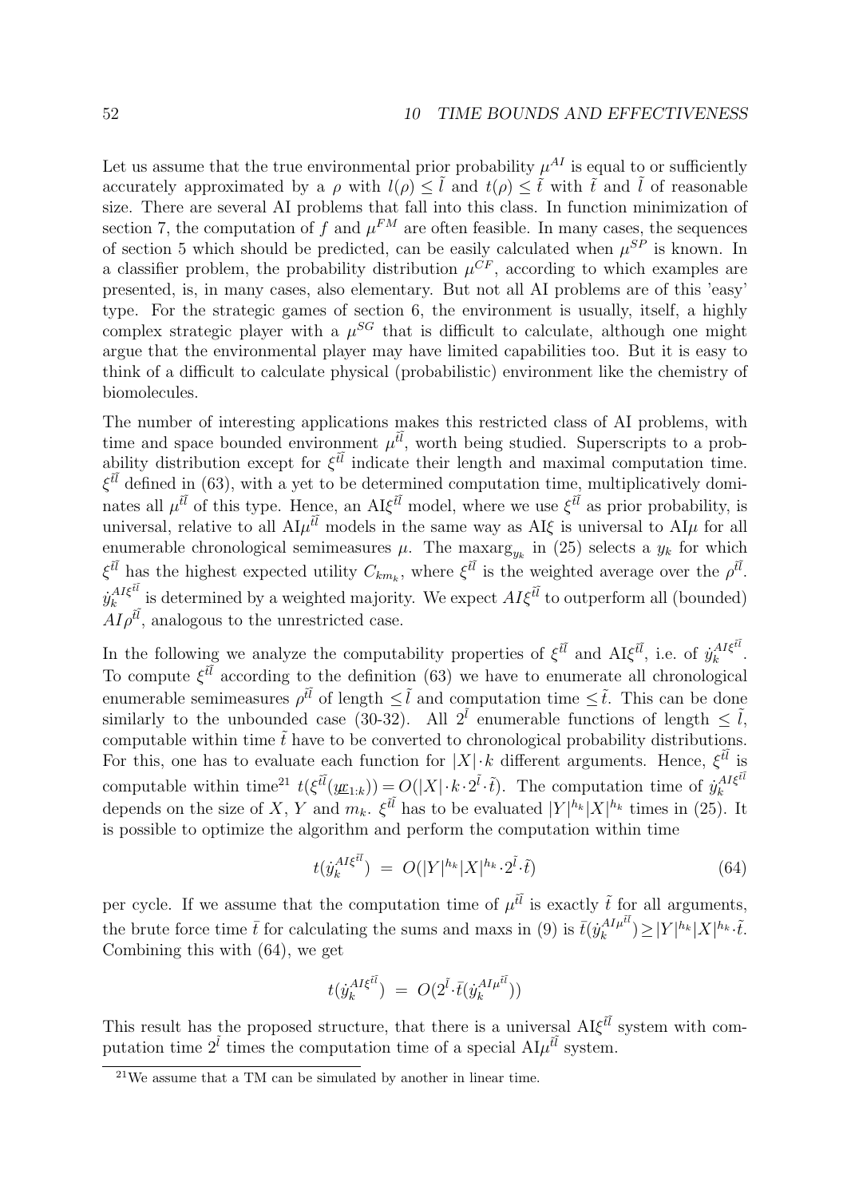Let us assume that the true environmental prior probability $\mu^{AI}$ is equal to or sufficiently accurately approximated by a $\rho$ with $l(\rho) \leq \tilde{l}$ and $t(\rho) \leq \tilde{t}$ with $\tilde{t}$ and $\tilde{l}$ of reasonable size. There are several AI problems that fall into this class. In function minimization of section 7, the computation of $f$ and $\mu^{FM}$ are often feasible. In many cases, the sequences of section 5 which should be predicted, can be easily calculated when $\mu^{SP}$ is known. In a classifier problem, the probability distribution $\mu^{CF}$, according to which examples are presented, is, in many cases, also elementary. But not all AI problems are of this 'easy' type. For the strategic games of section 6, the environment is usually, itself, a highly complex strategic player with a $\mu^{SG}$ that is difficult to calculate, although one might argue that the environmental player may have limited capabilities too. But it is easy to think of a difficult to calculate physical (probabilistic) environment like the chemistry of biomolecules.

The number of interesting applications makes this restricted class of AI problems, with time and space bounded environment $\mu^{\tilde{t}\tilde{l}}$, worth being studied. Superscripts to a probability distribution except for $\xi^{\tilde{t}\tilde{l}}$ indicate their length and maximal computation time. $\xi^{\tilde{t}\tilde{l}}$ defined in (63), with a yet to be determined computation time, multiplicatively dominates all $\mu^{\tilde{t}\tilde{l}}$ of this type. Hence, an AI$\xi^{\tilde{t}\tilde{l}}$ model, where we use $\xi^{\tilde{t}\tilde{l}}$ as prior probability, is universal, relative to all AI$\mu^{\tilde{t}\tilde{l}}$ models in the same way as AI$\xi$ is universal to AI$\mu$ for all enumerable chronological semimeasures $\mu$. The $\text{maxarg}_{y_k}$ in (25) selects a $y_k$ for which $\xi^{\tilde{t}\tilde{l}}$ has the highest expected utility $C_{km_k}$, where $\xi^{\tilde{t}\tilde{l}}$ is the weighted average over the $\rho^{\tilde{t}\tilde{l}}$. $\dot{y}_k^{AI\xi^{\tilde{t}\tilde{l}}}$ is determined by a weighted majority. We expect $AI\xi^{\tilde{t}\tilde{l}}$ to outperform all (bounded) $AI\rho^{\tilde{t}\tilde{l}}$, analogous to the unrestricted case.

In the following we analyze the computability properties of $\xi^{\tilde{t}\tilde{l}}$ and AI$\xi^{\tilde{t}\tilde{l}}$, i.e. of $\dot{y}_k^{AI\xi^{\tilde{t}\tilde{l}}}$. To compute $\xi^{\tilde{t}\tilde{l}}$ according to the definition (63) we have to enumerate all chronological enumerable semimeasures $\rho^{\tilde{t}\tilde{l}}$ of length $\leq \tilde{l}$ and computation time $\leq \tilde{t}$. This can be done similarly to the unbounded case (30-32). All $2^{\tilde{l}}$ enumerable functions of length $\leq \tilde{l}$, computable within time $\tilde{t}$ have to be converted to chronological probability distributions. For this, one has to evaluate each function for $|X| \cdot k$ different arguments. Hence, $\xi^{\tilde{t}\tilde{l}}$ is computable within time[21] $t(\xi^{\tilde{t}\tilde{l}}(\underline{yx}_{1:k})) = O(|X| \cdot k \cdot 2^{\tilde{l}} \cdot \tilde{t})$. The computation time of $\dot{y}_k^{AI\xi^{\tilde{t}\tilde{l}}}$ depends on the size of $X$, $Y$ and $m_k$. $\xi^{\tilde{t}\tilde{l}}$ has to be evaluated $|Y|^{h_k}|X|^{h_k}$ times in (25). It is possible to optimize the algorithm and perform the computation within time

$$t(\dot{y}_k^{AI\xi^{\tilde{t}\tilde{l}}}) \;=\; O(|Y|^{h_k}|X|^{h_k} \cdot 2^{\tilde{l}} \cdot \tilde{t}) \tag{64}$$

per cycle. If we assume that the computation time of $\mu^{\tilde{t}\tilde{l}}$ is exactly $\tilde{t}$ for all arguments, the brute force time $\bar{t}$ for calculating the sums and maxs in (9) is $\bar{t}(\dot{y}_k^{AI\mu^{\tilde{t}\tilde{l}}}) \geq |Y|^{h_k}|X|^{h_k} \cdot \tilde{t}$. Combining this with (64), we get

$$t(\dot{y}_k^{AI\xi^{\tilde{t}\tilde{l}}}) \;=\; O(2^{\tilde{l}} \cdot \bar{t}(\dot{y}_k^{AI\mu^{\tilde{t}\tilde{l}}}))$$

This result has the proposed structure, that there is a universal AI$\xi^{\tilde{t}\tilde{l}}$ system with computation time $2^{\tilde{l}}$ times the computation time of a special AI$\mu^{\tilde{t}\tilde{l}}$ system.

---

[21] We assume that a TM can be simulated by another in linear time.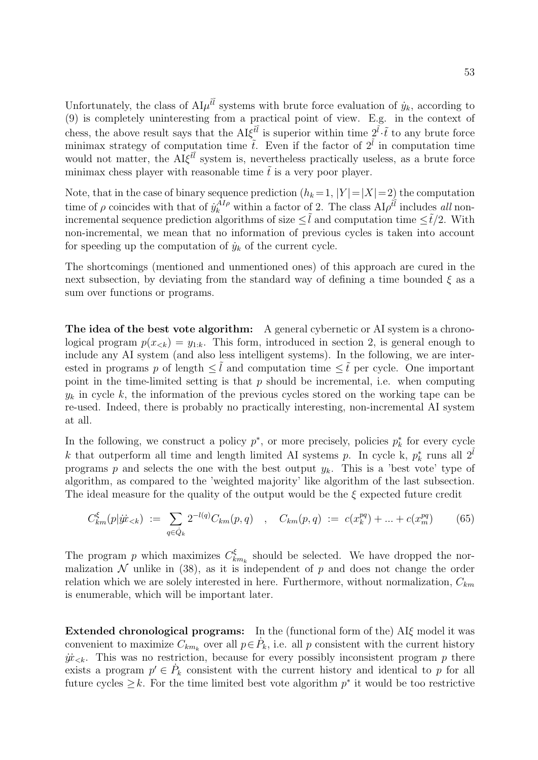Unfortunately, the class of AI$\mu^{\tilde t\tilde l}$ systems with brute force evaluation of $\dot y_k$, according to (9) is completely uninteresting from a practical point of view. E.g. in the context of chess, the above result says that the AI$\xi^{\tilde t\tilde l}$ is superior within time $2^{\tilde l}\cdot\tilde t$ to any brute force minimax strategy of computation time $\tilde t$. Even if the factor of $2^{\tilde l}$ in computation time would not matter, the AI$\xi^{\tilde t\tilde l}$ system is, nevertheless practically useless, as a brute force minimax chess player with reasonable time $\tilde t$ is a very poor player.

Note, that in the case of binary sequence prediction ($h_k=1$, $|Y|=|X|=2$) the computation time of $\rho$ coincides with that of $\dot y_k^{AI\rho}$ within a factor of 2. The class AI$\rho^{\tilde t\tilde l}$ includes *all* non-incremental sequence prediction algorithms of size $\leq\tilde l$ and computation time $\leq\tilde t/2$. With non-incremental, we mean that no information of previous cycles is taken into account for speeding up the computation of $\dot y_k$ of the current cycle.

The shortcomings (mentioned and unmentioned ones) of this approach are cured in the next subsection, by deviating from the standard way of defining a time bounded $\xi$ as a sum over functions or programs.

**The idea of the best vote algorithm:** A general cybernetic or AI system is a chronological program $p(x_{<k})=y_{1:k}$. This form, introduced in section 2, is general enough to include any AI system (and also less intelligent systems). In the following, we are interested in programs $p$ of length $\leq\tilde l$ and computation time $\leq\tilde t$ per cycle. One important point in the time-limited setting is that $p$ should be incremental, i.e. when computing $y_k$ in cycle $k$, the information of the previous cycles stored on the working tape can be re-used. Indeed, there is probably no practically interesting, non-incremental AI system at all.

In the following, we construct a policy $p^*$, or more precisely, policies $p_k^*$ for every cycle $k$ that outperform all time and length limited AI systems $p$. In cycle k, $p_k^*$ runs all $2^{\tilde l}$ programs $p$ and selects the one with the best output $y_k$. This is a 'best vote' type of algorithm, as compared to the 'weighted majority' like algorithm of the last subsection. The ideal measure for the quality of the output would be the $\xi$ expected future credit

$$C_{km}^\xi(p|\dot y\dot x_{<k}) \;:=\; \sum_{q\in\dot Q_k}2^{-l(q)}C_{km}(p,q) \quad,\quad C_{km}(p,q) \;:=\; c(x_k^{pq})+...+c(x_m^{pq}) \qquad (65)$$

The program $p$ which maximizes $C_{km_k}^\xi$ should be selected. We have dropped the normalization $\mathcal N$ unlike in (38), as it is independent of $p$ and does not change the order relation which we are solely interested in here. Furthermore, without normalization, $C_{km}$ is enumerable, which will be important later.

**Extended chronological programs:** In the (functional form of the) AI$\xi$ model it was convenient to maximize $C_{km_k}$ over all $p\in\dot P_k$, i.e. all $p$ consistent with the current history $\dot y\dot x_{<k}$. This was no restriction, because for every possibly inconsistent program $p$ there exists a program $p'\in\dot P_k$ consistent with the current history and identical to $p$ for all future cycles $\geq k$. For the time limited best vote algorithm $p^*$ it would be too restrictive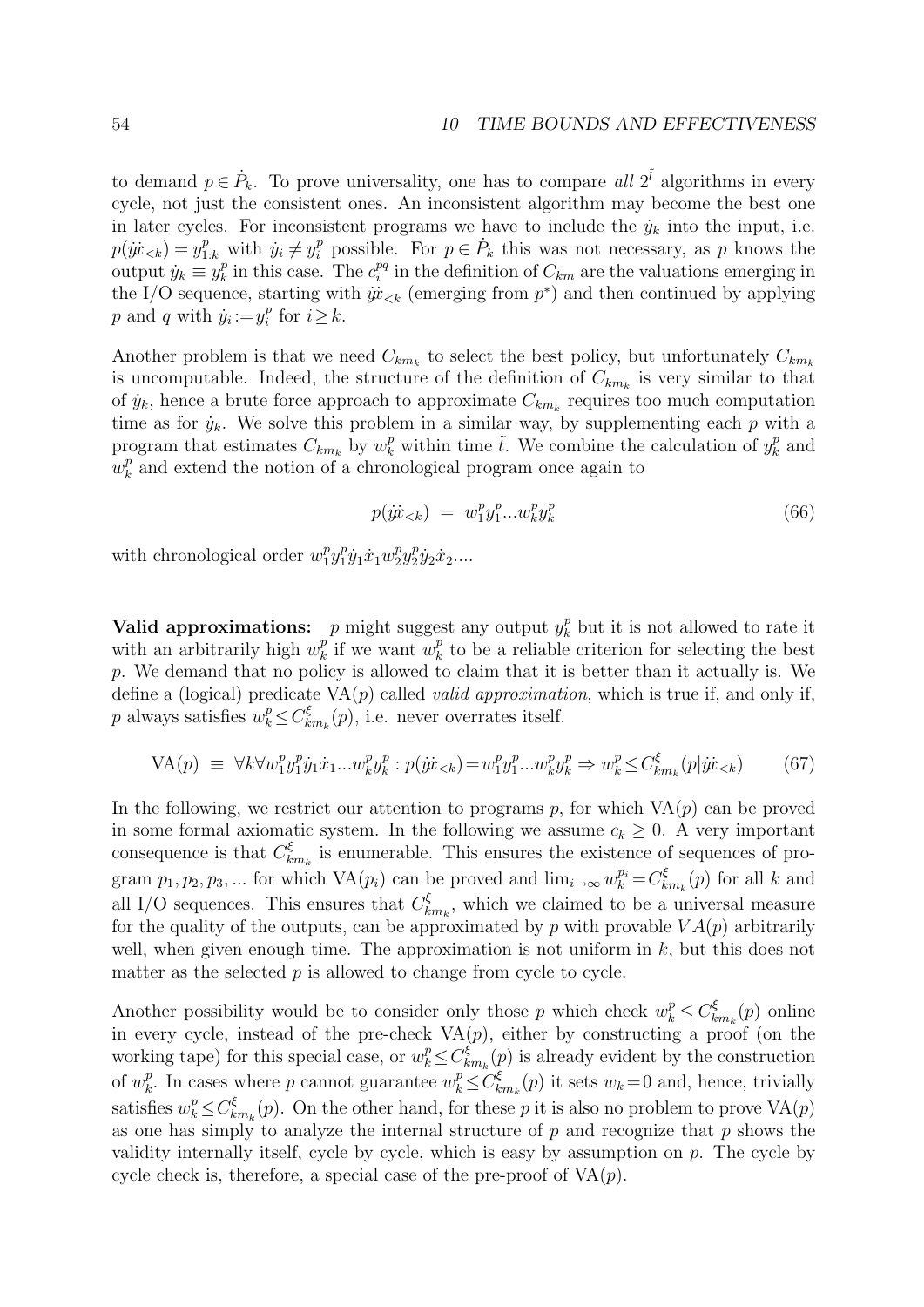to demand $p \in \dot{P}_k$. To prove universality, one has to compare *all* $2^{\tilde{l}}$ algorithms in every cycle, not just the consistent ones. An inconsistent algorithm may become the best one in later cycles. For inconsistent programs we have to include the $\dot{y}_k$ into the input, i.e. $p(\dot{y}\dot{x}_{<k}) = y^p_{1:k}$ with $\dot{y}_i \neq y^p_i$ possible. For $p \in \dot{P}_k$ this was not necessary, as $p$ knows the output $\dot{y}_k \equiv y^p_k$ in this case. The $c^{pq}_i$ in the definition of $C_{km}$ are the valuations emerging in the I/O sequence, starting with $\dot{y}\dot{x}_{<k}$ (emerging from $p^*$) and then continued by applying $p$ and $q$ with $\dot{y}_i := y^p_i$ for $i \geq k$.

Another problem is that we need $C_{km_k}$ to select the best policy, but unfortunately $C_{km_k}$ is uncomputable. Indeed, the structure of the definition of $C_{km_k}$ is very similar to that of $\dot{y}_k$, hence a brute force approach to approximate $C_{km_k}$ requires too much computation time as for $\dot{y}_k$. We solve this problem in a similar way, by supplementing each $p$ with a program that estimates $C_{km_k}$ by $w^p_k$ within time $\tilde{t}$. We combine the calculation of $y^p_k$ and $w^p_k$ and extend the notion of a chronological program once again to

$$p(\dot{y}\dot{x}_{<k}) \;=\; w^p_1 y^p_1 ... w^p_k y^p_k \tag{66}$$

with chronological order $w^p_1 y^p_1 \dot{y}_1 \dot{x}_1 w^p_2 y^p_2 \dot{y}_2 \dot{x}_2 ....$

**Valid approximations:** $p$ might suggest any output $y^p_k$ but it is not allowed to rate it with an arbitrarily high $w^p_k$ if we want $w^p_k$ to be a reliable criterion for selecting the best $p$. We demand that no policy is allowed to claim that it is better than it actually is. We define a (logical) predicate $\text{VA}(p)$ called *valid approximation*, which is true if, and only if, $p$ always satisfies $w^p_k \leq C^\xi_{km_k}(p)$, i.e. never overrates itself.

$$\text{VA}(p) \;\equiv\; \forall k \forall w^p_1 y^p_1 \dot{y}_1 \dot{x}_1 ... w^p_k y^p_k : p(\dot{y}\dot{x}_{<k}) = w^p_1 y^p_1 ... w^p_k y^p_k \Rightarrow w^p_k \leq C^\xi_{km_k}(p|\dot{y}\dot{x}_{<k}) \tag{67}$$

In the following, we restrict our attention to programs $p$, for which $\text{VA}(p)$ can be proved in some formal axiomatic system. In the following we assume $c_k \geq 0$. A very important consequence is that $C^\xi_{km_k}$ is enumerable. This ensures the existence of sequences of program $p_1, p_2, p_3, ...$ for which $\text{VA}(p_i)$ can be proved and $\lim_{i\to\infty} w^{p_i}_k = C^\xi_{km_k}(p)$ for all $k$ and all I/O sequences. This ensures that $C^\xi_{km_k}$, which we claimed to be a universal measure for the quality of the outputs, can be approximated by $p$ with provable $VA(p)$ arbitrarily well, when given enough time. The approximation is not uniform in $k$, but this does not matter as the selected $p$ is allowed to change from cycle to cycle.

Another possibility would be to consider only those $p$ which check $w^p_k \leq C^\xi_{km_k}(p)$ online in every cycle, instead of the pre-check $\text{VA}(p)$, either by constructing a proof (on the working tape) for this special case, or $w^p_k \leq C^\xi_{km_k}(p)$ is already evident by the construction of $w^p_k$. In cases where $p$ cannot guarantee $w^p_k \leq C^\xi_{km_k}(p)$ it sets $w_k = 0$ and, hence, trivially satisfies $w^p_k \leq C^\xi_{km_k}(p)$. On the other hand, for these $p$ it is also no problem to prove $\text{VA}(p)$ as one has simply to analyze the internal structure of $p$ and recognize that $p$ shows the validity internally itself, cycle by cycle, which is easy by assumption on $p$. The cycle by cycle check is, therefore, a special case of the pre-proof of $\text{VA}(p)$.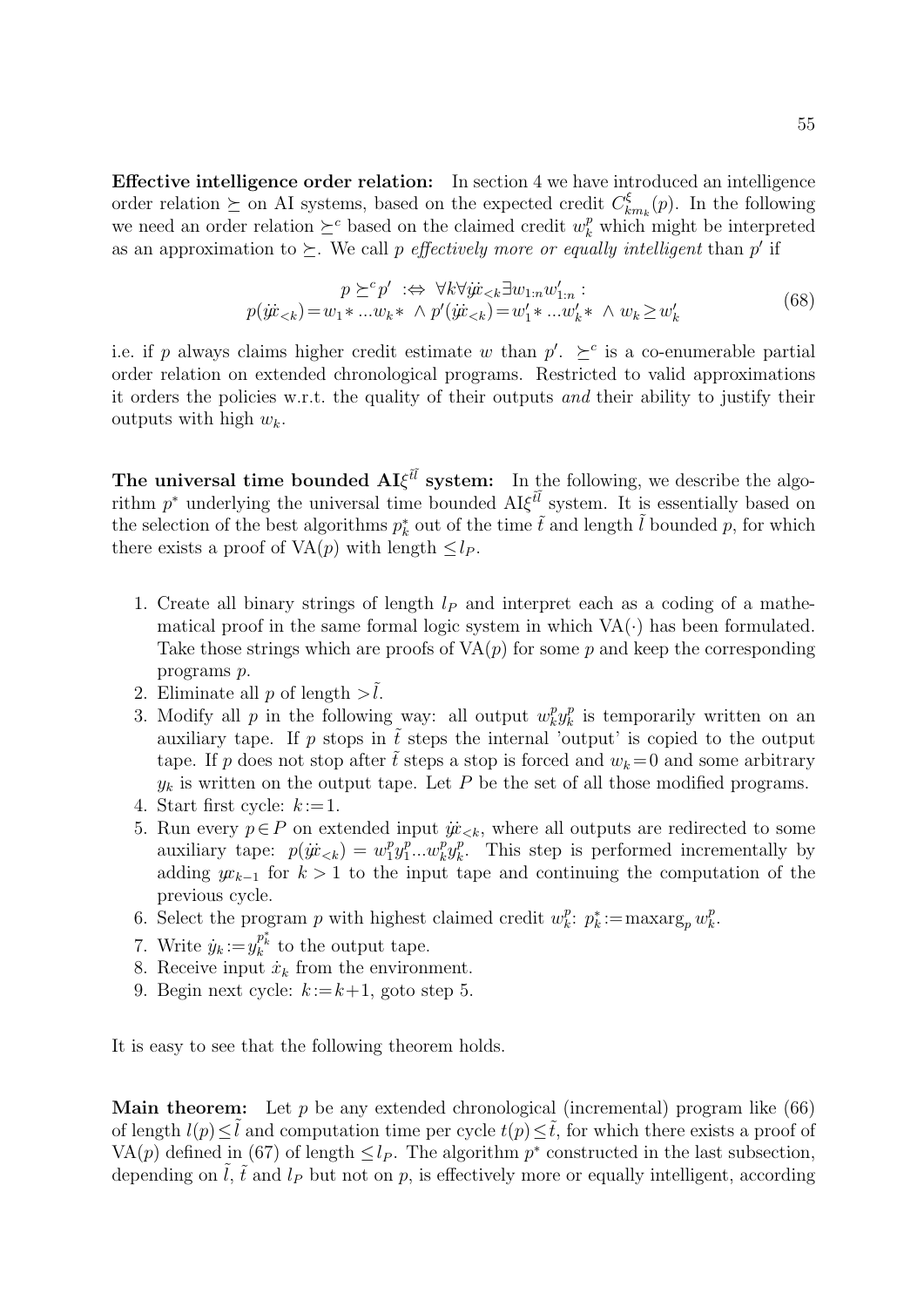**Effective intelligence order relation:** In section 4 we have introduced an intelligence order relation $\succeq$ on AI systems, based on the expected credit $C^\xi_{km_k}(p)$. In the following we need an order relation $\succeq^c$ based on the claimed credit $w^p_k$ which might be interpreted as an approximation to $\succeq$. We call $p$ *effectively more or equally intelligent* than $p'$ if

$$
\begin{aligned}
p \succeq^c p' \;:\Leftrightarrow\; \forall k \forall \dot{y}\dot{x}_{<k} \exists w_{1:n} w'_{1:n} :\\
p(\dot{y}\dot{x}_{<k}) = w_1 * ... w_k * \;\wedge\; p'(\dot{y}\dot{x}_{<k}) = w'_1 * ... w'_k * \;\wedge\; w_k \geq w'_k
\end{aligned}
\tag{68}
$$

i.e. if $p$ always claims higher credit estimate $w$ than $p'$. $\succeq^c$ is a co-enumerable partial order relation on extended chronological programs. Restricted to valid approximations it orders the policies w.r.t. the quality of their outputs *and* their ability to justify their outputs with high $w_k$.

**The universal time bounded AI$\xi^{\tilde{t}\tilde{l}}$ system:** In the following, we describe the algorithm $p^*$ underlying the universal time bounded AI$\xi^{\tilde{t}\tilde{l}}$ system. It is essentially based on the selection of the best algorithms $p^*_k$ out of the time $\tilde{t}$ and length $\tilde{l}$ bounded $p$, for which there exists a proof of VA($p$) with length $\leq l_P$.

1. Create all binary strings of length $l_P$ and interpret each as a coding of a mathematical proof in the same formal logic system in which VA($\cdot$) has been formulated. Take those strings which are proofs of VA($p$) for some $p$ and keep the corresponding programs $p$.
2. Eliminate all $p$ of length $>\tilde{l}$.
3. Modify all $p$ in the following way: all output $w^p_k y^p_k$ is temporarily written on an auxiliary tape. If $p$ stops in $\tilde{t}$ steps the internal 'output' is copied to the output tape. If $p$ does not stop after $\tilde{t}$ steps a stop is forced and $w_k = 0$ and some arbitrary $y_k$ is written on the output tape. Let $P$ be the set of all those modified programs.
4. Start first cycle: $k := 1$.
5. Run every $p \in P$ on extended input $\dot{y}\dot{x}_{<k}$, where all outputs are redirected to some auxiliary tape: $p(\dot{y}\dot{x}_{<k}) = w^p_1 y^p_1 ... w^p_k y^p_k$. This step is performed incrementally by adding $yx_{k-1}$ for $k > 1$ to the input tape and continuing the computation of the previous cycle.
6. Select the program $p$ with highest claimed credit $w^p_k$: $p^*_k := \text{maxarg}_p\, w^p_k$.
7. Write $\dot{y}_k := y^{p^*_k}_k$ to the output tape.
8. Receive input $\dot{x}_k$ from the environment.
9. Begin next cycle: $k := k+1$, goto step 5.

It is easy to see that the following theorem holds.

**Main theorem:** Let $p$ be any extended chronological (incremental) program like (66) of length $l(p) \leq \tilde{l}$ and computation time per cycle $t(p) \leq \tilde{t}$, for which there exists a proof of VA($p$) defined in (67) of length $\leq l_P$. The algorithm $p^*$ constructed in the last subsection, depending on $\tilde{l}$, $\tilde{t}$ and $l_P$ but not on $p$, is effectively more or equally intelligent, according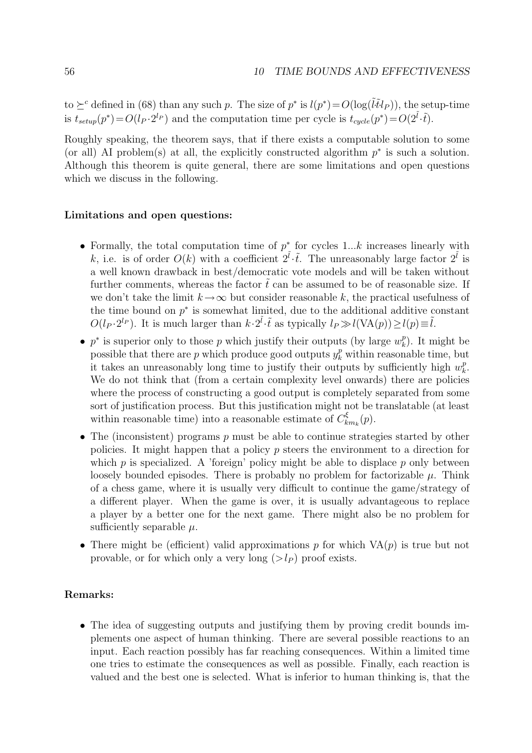to $\succeq^c$ defined in (68) than any such $p$. The size of $p^*$ is $l(p^*)=O(\log(\tilde{l}\tilde{t}l_P))$, the setup-time is $t_{setup}(p^*)=O(l_P\cdot 2^{l_P})$ and the computation time per cycle is $t_{cycle}(p^*)=O(2^{\tilde{l}}\cdot\tilde{t})$.

Roughly speaking, the theorem says, that if there exists a computable solution to some (or all) AI problem(s) at all, the explicitly constructed algorithm $p^*$ is such a solution. Although this theorem is quite general, there are some limitations and open questions which we discuss in the following.

**Limitations and open questions:**

- Formally, the total computation time of $p^*$ for cycles $1...k$ increases linearly with $k$, i.e. is of order $O(k)$ with a coefficient $2^{\tilde{l}}\cdot\tilde{t}$. The unreasonably large factor $2^{\tilde{l}}$ is a well known drawback in best/democratic vote models and will be taken without further comments, whereas the factor $\tilde{t}$ can be assumed to be of reasonable size. If we don't take the limit $k\to\infty$ but consider reasonable $k$, the practical usefulness of the time bound on $p^*$ is somewhat limited, due to the additional additive constant $O(l_P\cdot 2^{l_P})$. It is much larger than $k\cdot 2^{\tilde{l}}\cdot\tilde{t}$ as typically $l_P\gg l(\text{VA}(p))\geq l(p)\equiv\tilde{l}$.
- $p^*$ is superior only to those $p$ which justify their outputs (by large $w_k^p$). It might be possible that there are $p$ which produce good outputs $y_k^p$ within reasonable time, but it takes an unreasonably long time to justify their outputs by sufficiently high $w_k^p$. We do not think that (from a certain complexity level onwards) there are policies where the process of constructing a good output is completely separated from some sort of justification process. But this justification might not be translatable (at least within reasonable time) into a reasonable estimate of $C_{km_k}^{\xi}(p)$.
- The (inconsistent) programs $p$ must be able to continue strategies started by other policies. It might happen that a policy $p$ steers the environment to a direction for which $p$ is specialized. A 'foreign' policy might be able to displace $p$ only between loosely bounded episodes. There is probably no problem for factorizable $\mu$. Think of a chess game, where it is usually very difficult to continue the game/strategy of a different player. When the game is over, it is usually advantageous to replace a player by a better one for the next game. There might also be no problem for sufficiently separable $\mu$.
- There might be (efficient) valid approximations $p$ for which $\text{VA}(p)$ is true but not provable, or for which only a very long ($>l_P$) proof exists.

**Remarks:**

- The idea of suggesting outputs and justifying them by proving credit bounds implements one aspect of human thinking. There are several possible reactions to an input. Each reaction possibly has far reaching consequences. Within a limited time one tries to estimate the consequences as well as possible. Finally, each reaction is valued and the best one is selected. What is inferior to human thinking is, that the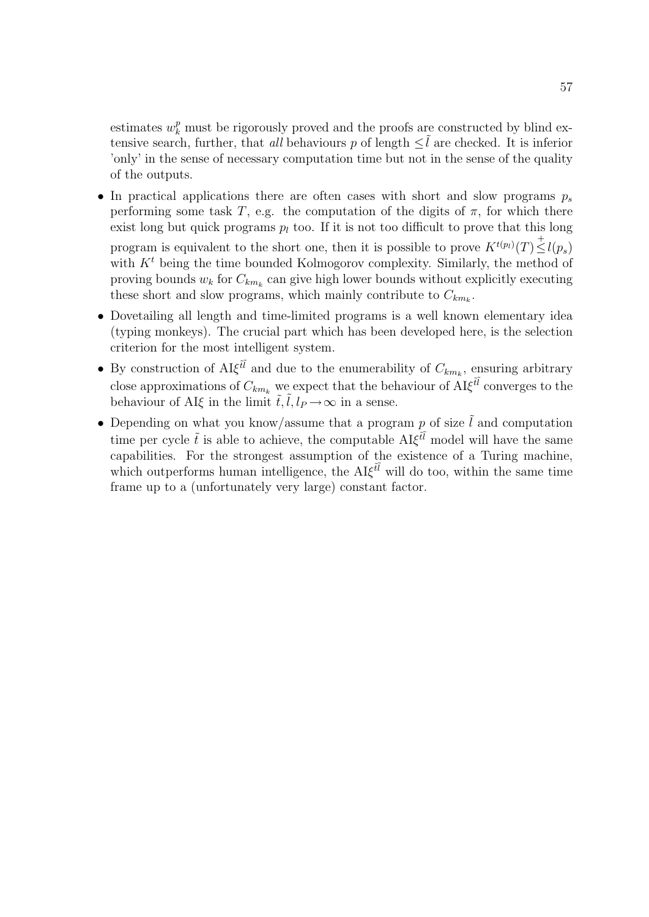estimates $w_k^p$ must be rigorously proved and the proofs are constructed by blind extensive search, further, that *all* behaviours $p$ of length $\leq\tilde{l}$ are checked. It is inferior 'only' in the sense of necessary computation time but not in the sense of the quality of the outputs.

- In practical applications there are often cases with short and slow programs $p_s$ performing some task $T$, e.g. the computation of the digits of $\pi$, for which there exist long but quick programs $p_l$ too. If it is not too difficult to prove that this long program is equivalent to the short one, then it is possible to prove $K^{t(p_l)}(T)\stackrel{+}{\leq} l(p_s)$ with $K^t$ being the time bounded Kolmogorov complexity. Similarly, the method of proving bounds $w_k$ for $C_{km_k}$ can give high lower bounds without explicitly executing these short and slow programs, which mainly contribute to $C_{km_k}$.
- Dovetailing all length and time-limited programs is a well known elementary idea (typing monkeys). The crucial part which has been developed here, is the selection criterion for the most intelligent system.
- By construction of AI$\xi^{\tilde{t}\tilde{l}}$ and due to the enumerability of $C_{km_k}$, ensuring arbitrary close approximations of $C_{km_k}$ we expect that the behaviour of AI$\xi^{\tilde{t}\tilde{l}}$ converges to the behaviour of AI$\xi$ in the limit $\tilde{t},\tilde{l},l_P\rightarrow\infty$ in a sense.
- Depending on what you know/assume that a program $p$ of size $\tilde{l}$ and computation time per cycle $\tilde{t}$ is able to achieve, the computable AI$\xi^{\tilde{t}\tilde{l}}$ model will have the same capabilities. For the strongest assumption of the existence of a Turing machine, which outperforms human intelligence, the AI$\xi^{\tilde{t}\tilde{l}}$ will do too, within the same time frame up to a (unfortunately very large) constant factor.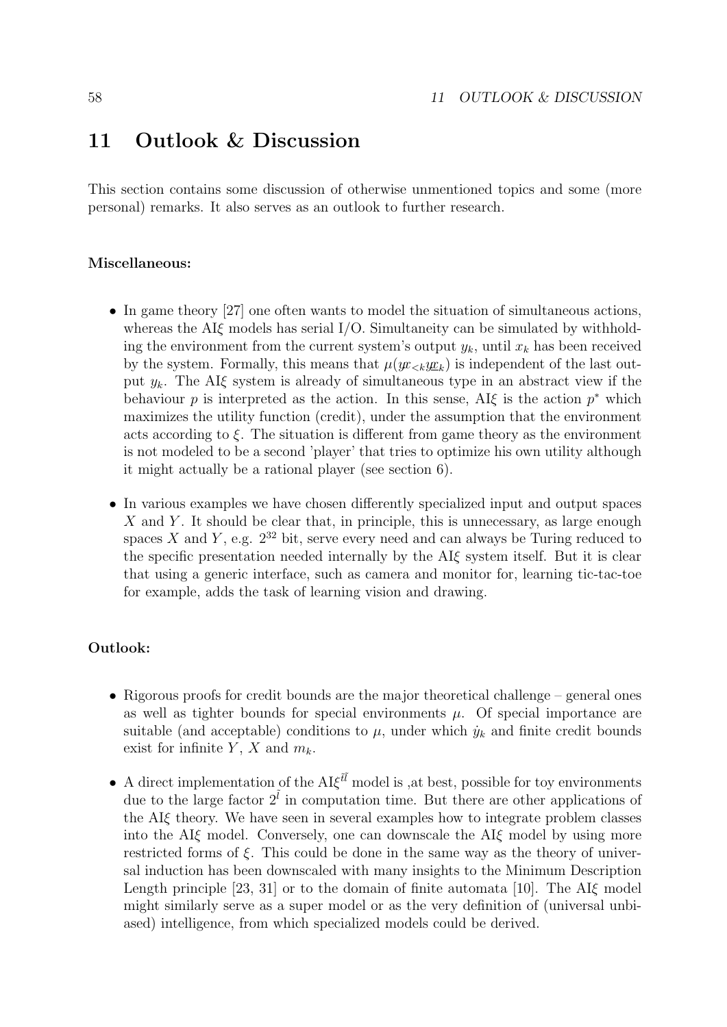# 11 Outlook & Discussion

This section contains some discussion of otherwise unmentioned topics and some (more personal) remarks. It also serves as an outlook to further research.

**Miscellaneous:**

- In game theory [27] one often wants to model the situation of simultaneous actions, whereas the AI$\xi$ models has serial I/O. Simultaneity can be simulated by withholding the environment from the current system's output $y_k$, until $x_k$ has been received by the system. Formally, this means that $\mu(y\!x_{<k}\underline{y\!x}_k)$ is independent of the last output $y_k$. The AI$\xi$ system is already of simultaneous type in an abstract view if the behaviour $p$ is interpreted as the action. In this sense, AI$\xi$ is the action $p^*$ which maximizes the utility function (credit), under the assumption that the environment acts according to $\xi$. The situation is different from game theory as the environment is not modeled to be a second 'player' that tries to optimize his own utility although it might actually be a rational player (see section 6).

- In various examples we have chosen differently specialized input and output spaces $X$ and $Y$. It should be clear that, in principle, this is unnecessary, as large enough spaces $X$ and $Y$, e.g. $2^{32}$ bit, serve every need and can always be Turing reduced to the specific presentation needed internally by the AI$\xi$ system itself. But it is clear that using a generic interface, such as camera and monitor for, learning tic-tac-toe for example, adds the task of learning vision and drawing.

**Outlook:**

- Rigorous proofs for credit bounds are the major theoretical challenge – general ones as well as tighter bounds for special environments $\mu$. Of special importance are suitable (and acceptable) conditions to $\mu$, under which $\dot{y}_k$ and finite credit bounds exist for infinite $Y$, $X$ and $m_k$.

- A direct implementation of the AI$\xi^{\tilde{t}\tilde{l}}$ model is ,at best, possible for toy environments due to the large factor $2^{\tilde{l}}$ in computation time. But there are other applications of the AI$\xi$ theory. We have seen in several examples how to integrate problem classes into the AI$\xi$ model. Conversely, one can downscale the AI$\xi$ model by using more restricted forms of $\xi$. This could be done in the same way as the theory of universal induction has been downscaled with many insights to the Minimum Description Length principle [23, 31] or to the domain of finite automata [10]. The AI$\xi$ model might similarly serve as a super model or as the very definition of (universal unbiased) intelligence, from which specialized models could be derived.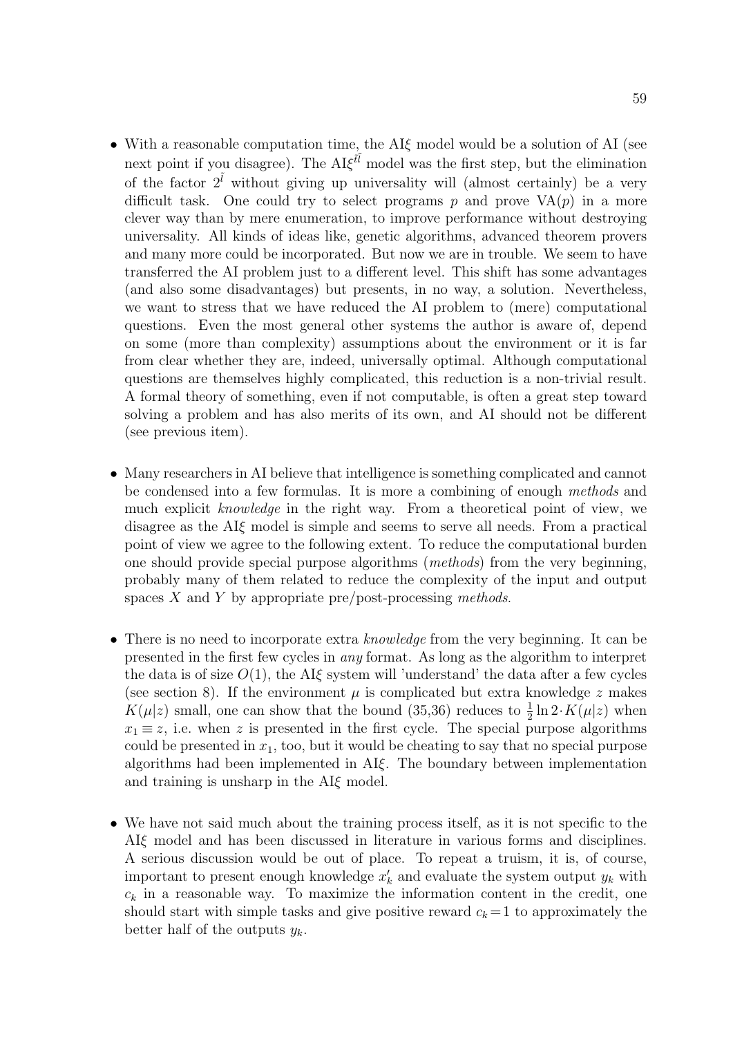- With a reasonable computation time, the AI$\xi$ model would be a solution of AI (see next point if you disagree). The AI$\xi^{\tilde{t}\tilde{l}}$ model was the first step, but the elimination of the factor $2^{\tilde{l}}$ without giving up universality will (almost certainly) be a very difficult task. One could try to select programs $p$ and prove VA($p$) in a more clever way than by mere enumeration, to improve performance without destroying universality. All kinds of ideas like, genetic algorithms, advanced theorem provers and many more could be incorporated. But now we are in trouble. We seem to have transferred the AI problem just to a different level. This shift has some advantages (and also some disadvantages) but presents, in no way, a solution. Nevertheless, we want to stress that we have reduced the AI problem to (mere) computational questions. Even the most general other systems the author is aware of, depend on some (more than complexity) assumptions about the environment or it is far from clear whether they are, indeed, universally optimal. Although computational questions are themselves highly complicated, this reduction is a non-trivial result. A formal theory of something, even if not computable, is often a great step toward solving a problem and has also merits of its own, and AI should not be different (see previous item).

- Many researchers in AI believe that intelligence is something complicated and cannot be condensed into a few formulas. It is more a combining of enough *methods* and much explicit *knowledge* in the right way. From a theoretical point of view, we disagree as the AI$\xi$ model is simple and seems to serve all needs. From a practical point of view we agree to the following extent. To reduce the computational burden one should provide special purpose algorithms (*methods*) from the very beginning, probably many of them related to reduce the complexity of the input and output spaces $X$ and $Y$ by appropriate pre/post-processing *methods*.

- There is no need to incorporate extra *knowledge* from the very beginning. It can be presented in the first few cycles in *any* format. As long as the algorithm to interpret the data is of size $O(1)$, the AI$\xi$ system will 'understand' the data after a few cycles (see section 8). If the environment $\mu$ is complicated but extra knowledge $z$ makes $K(\mu|z)$ small, one can show that the bound (35,36) reduces to $\frac{1}{2}\ln 2\cdot K(\mu|z)$ when $x_1\equiv z$, i.e. when $z$ is presented in the first cycle. The special purpose algorithms could be presented in $x_1$, too, but it would be cheating to say that no special purpose algorithms had been implemented in AI$\xi$. The boundary between implementation and training is unsharp in the AI$\xi$ model.

- We have not said much about the training process itself, as it is not specific to the AI$\xi$ model and has been discussed in literature in various forms and disciplines. A serious discussion would be out of place. To repeat a truism, it is, of course, important to present enough knowledge $x'_k$ and evaluate the system output $y_k$ with $c_k$ in a reasonable way. To maximize the information content in the credit, one should start with simple tasks and give positive reward $c_k=1$ to approximately the better half of the outputs $y_k$.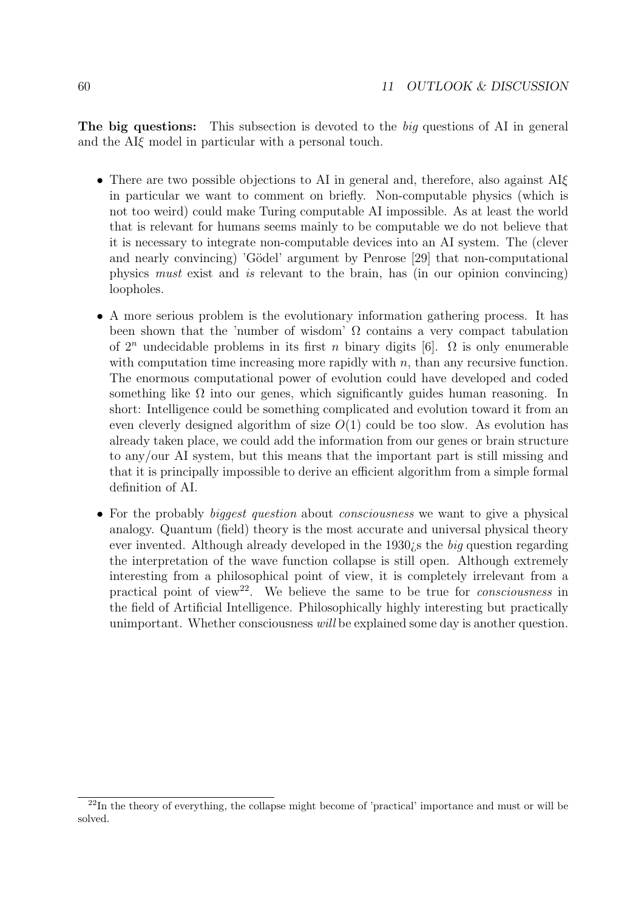**The big questions:** This subsection is devoted to the *big* questions of AI in general and the AI$\xi$ model in particular with a personal touch.

- There are two possible objections to AI in general and, therefore, also against AI$\xi$ in particular we want to comment on briefly. Non-computable physics (which is not too weird) could make Turing computable AI impossible. As at least the world that is relevant for humans seems mainly to be computable we do not believe that it is necessary to integrate non-computable devices into an AI system. The (clever and nearly convincing) 'Gödel' argument by Penrose [29] that non-computational physics *must* exist and *is* relevant to the brain, has (in our opinion convincing) loopholes.

- A more serious problem is the evolutionary information gathering process. It has been shown that the 'number of wisdom' $\Omega$ contains a very compact tabulation of $2^n$ undecidable problems in its first $n$ binary digits [6]. $\Omega$ is only enumerable with computation time increasing more rapidly with $n$, than any recursive function. The enormous computational power of evolution could have developed and coded something like $\Omega$ into our genes, which significantly guides human reasoning. In short: Intelligence could be something complicated and evolution toward it from an even cleverly designed algorithm of size $O(1)$ could be too slow. As evolution has already taken place, we could add the information from our genes or brain structure to any/our AI system, but this means that the important part is still missing and that it is principally impossible to derive an efficient algorithm from a simple formal definition of AI.

- For the probably *biggest question* about *consciousness* we want to give a physical analogy. Quantum (field) theory is the most accurate and universal physical theory ever invented. Although already developed in the 1930¿s the *big* question regarding the interpretation of the wave function collapse is still open. Although extremely interesting from a philosophical point of view, it is completely irrelevant from a practical point of view[22]. We believe the same to be true for *consciousness* in the field of Artificial Intelligence. Philosophically highly interesting but practically unimportant. Whether consciousness *will* be explained some day is another question.

[22] In the theory of everything, the collapse might become of 'practical' importance and must or will be solved.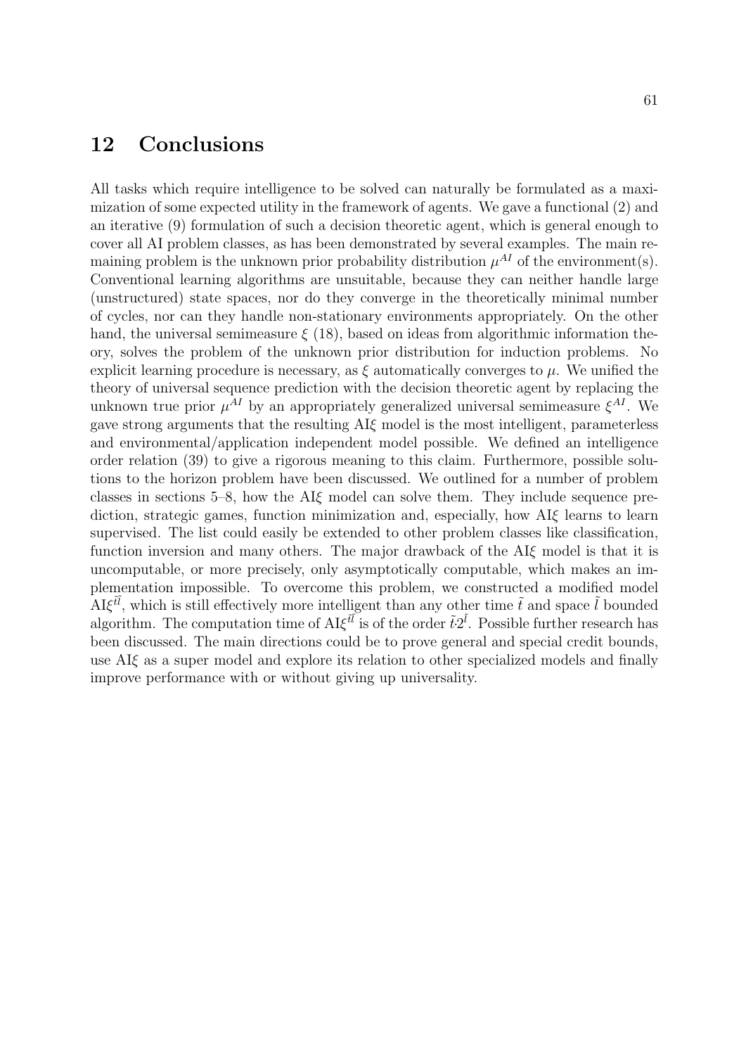## 12 Conclusions

All tasks which require intelligence to be solved can naturally be formulated as a maximization of some expected utility in the framework of agents. We gave a functional (2) and an iterative (9) formulation of such a decision theoretic agent, which is general enough to cover all AI problem classes, as has been demonstrated by several examples. The main remaining problem is the unknown prior probability distribution $\mu^{AI}$ of the environment(s). Conventional learning algorithms are unsuitable, because they can neither handle large (unstructured) state spaces, nor do they converge in the theoretically minimal number of cycles, nor can they handle non-stationary environments appropriately. On the other hand, the universal semimeasure $\xi$ (18), based on ideas from algorithmic information theory, solves the problem of the unknown prior distribution for induction problems. No explicit learning procedure is necessary, as $\xi$ automatically converges to $\mu$. We unified the theory of universal sequence prediction with the decision theoretic agent by replacing the unknown true prior $\mu^{AI}$ by an appropriately generalized universal semimeasure $\xi^{AI}$. We gave strong arguments that the resulting AI$\xi$ model is the most intelligent, parameterless and environmental/application independent model possible. We defined an intelligence order relation (39) to give a rigorous meaning to this claim. Furthermore, possible solutions to the horizon problem have been discussed. We outlined for a number of problem classes in sections 5–8, how the AI$\xi$ model can solve them. They include sequence prediction, strategic games, function minimization and, especially, how AI$\xi$ learns to learn supervised. The list could easily be extended to other problem classes like classification, function inversion and many others. The major drawback of the AI$\xi$ model is that it is uncomputable, or more precisely, only asymptotically computable, which makes an implementation impossible. To overcome this problem, we constructed a modified model AI$\xi^{\tilde{t}\tilde{l}}$, which is still effectively more intelligent than any other time $\tilde{t}$ and space $\tilde{l}$ bounded algorithm. The computation time of AI$\xi^{\tilde{t}\tilde{l}}$ is of the order $\tilde{t}\cdot 2^{\tilde{l}}$. Possible further research has been discussed. The main directions could be to prove general and special credit bounds, use AI$\xi$ as a super model and explore its relation to other specialized models and finally improve performance with or without giving up universality.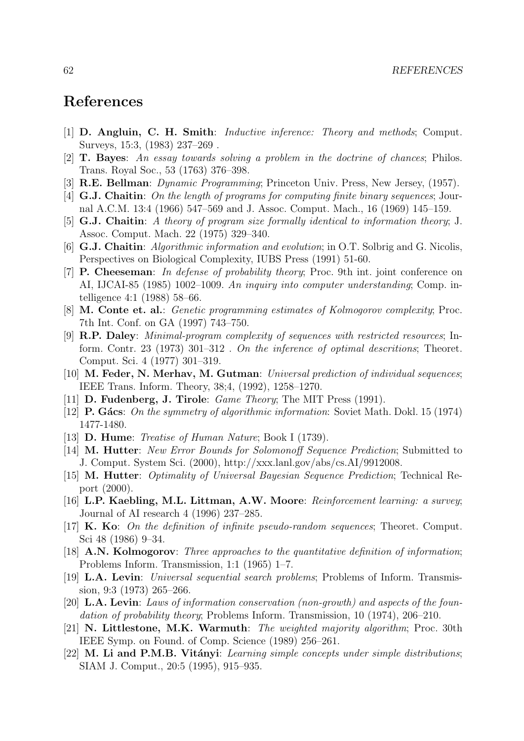# References

[1] **D. Angluin, C. H. Smith**: *Inductive inference: Theory and methods*; Comput. Surveys, 15:3, (1983) 237–269 .

[2] **T. Bayes**: *An essay towards solving a problem in the doctrine of chances*; Philos. Trans. Royal Soc., 53 (1763) 376–398.

[3] **R.E. Bellman**: *Dynamic Programming*; Princeton Univ. Press, New Jersey, (1957).

[4] **G.J. Chaitin**: *On the length of programs for computing finite binary sequences*; Journal A.C.M. 13:4 (1966) 547–569 and J. Assoc. Comput. Mach., 16 (1969) 145–159.

[5] **G.J. Chaitin**: *A theory of program size formally identical to information theory*; J. Assoc. Comput. Mach. 22 (1975) 329–340.

[6] **G.J. Chaitin**: *Algorithmic information and evolution*; in O.T. Solbrig and G. Nicolis, Perspectives on Biological Complexity, IUBS Press (1991) 51-60.

[7] **P. Cheeseman**: *In defense of probability theory*; Proc. 9th int. joint conference on AI, IJCAI-85 (1985) 1002–1009. *An inquiry into computer understanding*; Comp. intelligence 4:1 (1988) 58–66.

[8] **M. Conte et. al.**: *Genetic programming estimates of Kolmogorov complexity*; Proc. 7th Int. Conf. on GA (1997) 743–750.

[9] **R.P. Daley**: *Minimal-program complexity of sequences with restricted resources*; Inform. Contr. 23 (1973) 301–312 . *On the inference of optimal descritions*; Theoret. Comput. Sci. 4 (1977) 301–319.

[10] **M. Feder, N. Merhav, M. Gutman**: *Universal prediction of individual sequences*; IEEE Trans. Inform. Theory, 38;4, (1992), 1258–1270.

[11] **D. Fudenberg, J. Tirole**: *Game Theory*; The MIT Press (1991).

[12] **P. Gács**: *On the symmetry of algorithmic information*: Soviet Math. Dokl. 15 (1974) 1477-1480.

[13] **D. Hume**: *Treatise of Human Nature*; Book I (1739).

[14] **M. Hutter**: *New Error Bounds for Solomonoff Sequence Prediction*; Submitted to J. Comput. System Sci. (2000), http://xxx.lanl.gov/abs/cs.AI/9912008.

[15] **M. Hutter**: *Optimality of Universal Bayesian Sequence Prediction*; Technical Report (2000).

[16] **L.P. Kaebling, M.L. Littman, A.W. Moore**: *Reinforcement learning: a survey*; Journal of AI research 4 (1996) 237–285.

[17] **K. Ko**: *On the definition of infinite pseudo-random sequences*; Theoret. Comput. Sci 48 (1986) 9–34.

[18] **A.N. Kolmogorov**: *Three approaches to the quantitative definition of information*; Problems Inform. Transmission, 1:1 (1965) 1–7.

[19] **L.A. Levin**: *Universal sequential search problems*; Problems of Inform. Transmission, 9:3 (1973) 265–266.

[20] **L.A. Levin**: *Laws of information conservation (non-growth) and aspects of the foundation of probability theory*; Problems Inform. Transmission, 10 (1974), 206–210.

[21] **N. Littlestone, M.K. Warmuth**: *The weighted majority algorithm*; Proc. 30th IEEE Symp. on Found. of Comp. Science (1989) 256–261.

[22] **M. Li and P.M.B. Vitányi**: *Learning simple concepts under simple distributions*; SIAM J. Comput., 20:5 (1995), 915–935.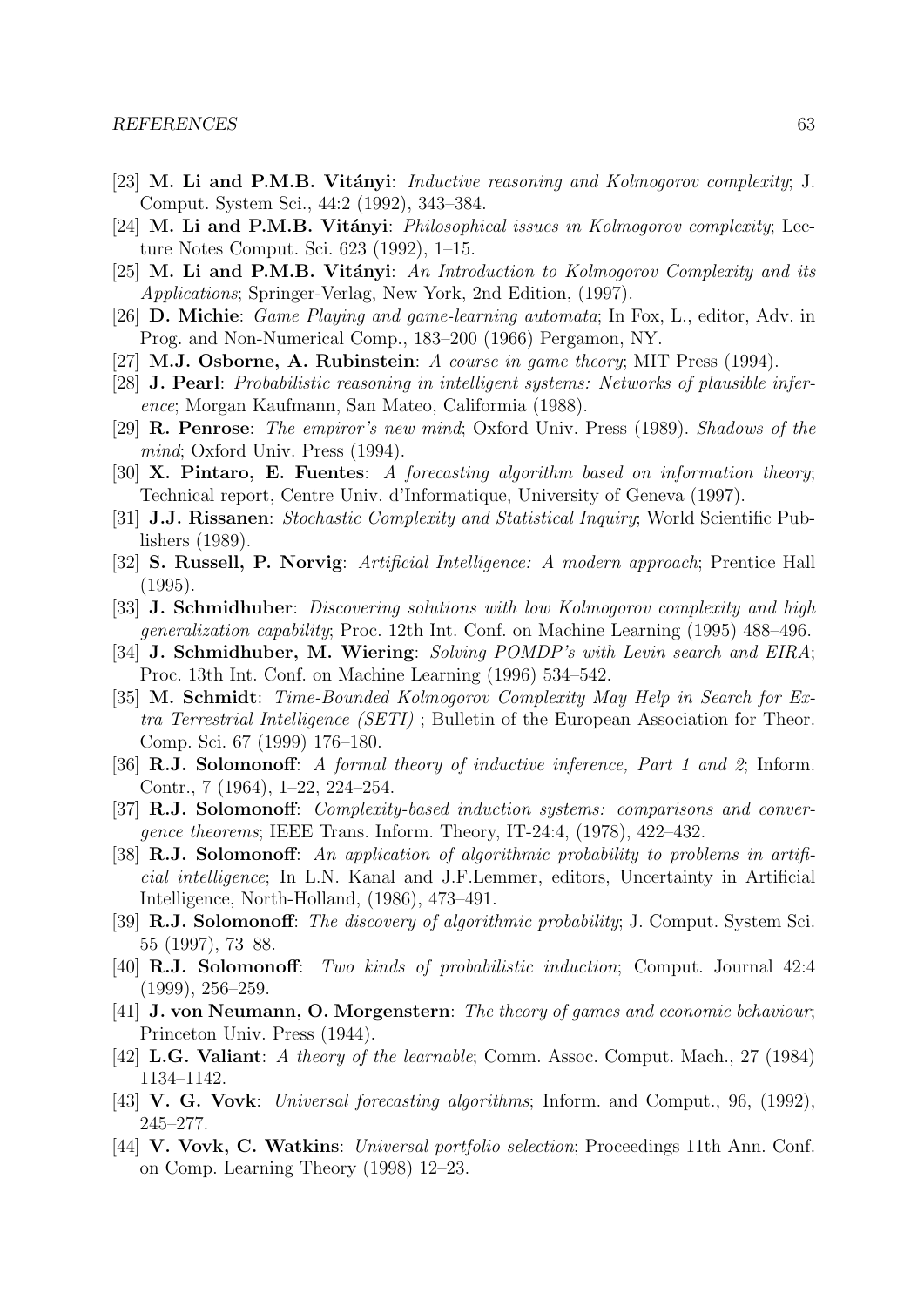- [23] **M. Li and P.M.B. Vitányi**: *Inductive reasoning and Kolmogorov complexity*; J. Comput. System Sci., 44:2 (1992), 343–384.
- [24] **M. Li and P.M.B. Vitányi**: *Philosophical issues in Kolmogorov complexity*; Lecture Notes Comput. Sci. 623 (1992), 1–15.
- [25] **M. Li and P.M.B. Vitányi**: *An Introduction to Kolmogorov Complexity and its Applications*; Springer-Verlag, New York, 2nd Edition, (1997).
- [26] **D. Michie**: *Game Playing and game-learning automata*; In Fox, L., editor, Adv. in Prog. and Non-Numerical Comp., 183–200 (1966) Pergamon, NY.
- [27] **M.J. Osborne, A. Rubinstein**: *A course in game theory*; MIT Press (1994).
- [28] **J. Pearl**: *Probabilistic reasoning in intelligent systems: Networks of plausible inference*; Morgan Kaufmann, San Mateo, Califormia (1988).
- [29] **R. Penrose**: *The empiror's new mind*; Oxford Univ. Press (1989). *Shadows of the mind*; Oxford Univ. Press (1994).
- [30] **X. Pintaro, E. Fuentes**: *A forecasting algorithm based on information theory*; Technical report, Centre Univ. d'Informatique, University of Geneva (1997).
- [31] **J.J. Rissanen**: *Stochastic Complexity and Statistical Inquiry*; World Scientific Publishers (1989).
- [32] **S. Russell, P. Norvig**: *Artificial Intelligence: A modern approach*; Prentice Hall (1995).
- [33] **J. Schmidhuber**: *Discovering solutions with low Kolmogorov complexity and high generalization capability*; Proc. 12th Int. Conf. on Machine Learning (1995) 488–496.
- [34] **J. Schmidhuber, M. Wiering**: *Solving POMDP's with Levin search and EIRA*; Proc. 13th Int. Conf. on Machine Learning (1996) 534–542.
- [35] **M. Schmidt**: *Time-Bounded Kolmogorov Complexity May Help in Search for Extra Terrestrial Intelligence (SETI)* ; Bulletin of the European Association for Theor. Comp. Sci. 67 (1999) 176–180.
- [36] **R.J. Solomonoff**: *A formal theory of inductive inference, Part 1 and 2*; Inform. Contr., 7 (1964), 1–22, 224–254.
- [37] **R.J. Solomonoff**: *Complexity-based induction systems: comparisons and convergence theorems*; IEEE Trans. Inform. Theory, IT-24:4, (1978), 422–432.
- [38] **R.J. Solomonoff**: *An application of algorithmic probability to problems in artificial intelligence*; In L.N. Kanal and J.F.Lemmer, editors, Uncertainty in Artificial Intelligence, North-Holland, (1986), 473–491.
- [39] **R.J. Solomonoff**: *The discovery of algorithmic probability*; J. Comput. System Sci. 55 (1997), 73–88.
- [40] **R.J. Solomonoff**: *Two kinds of probabilistic induction*; Comput. Journal 42:4 (1999), 256–259.
- [41] **J. von Neumann, O. Morgenstern**: *The theory of games and economic behaviour*; Princeton Univ. Press (1944).
- [42] **L.G. Valiant**: *A theory of the learnable*; Comm. Assoc. Comput. Mach., 27 (1984) 1134–1142.
- [43] **V. G. Vovk**: *Universal forecasting algorithms*; Inform. and Comput., 96, (1992), 245–277.
- [44] **V. Vovk, C. Watkins**: *Universal portfolio selection*; Proceedings 11th Ann. Conf. on Comp. Learning Theory (1998) 12–23.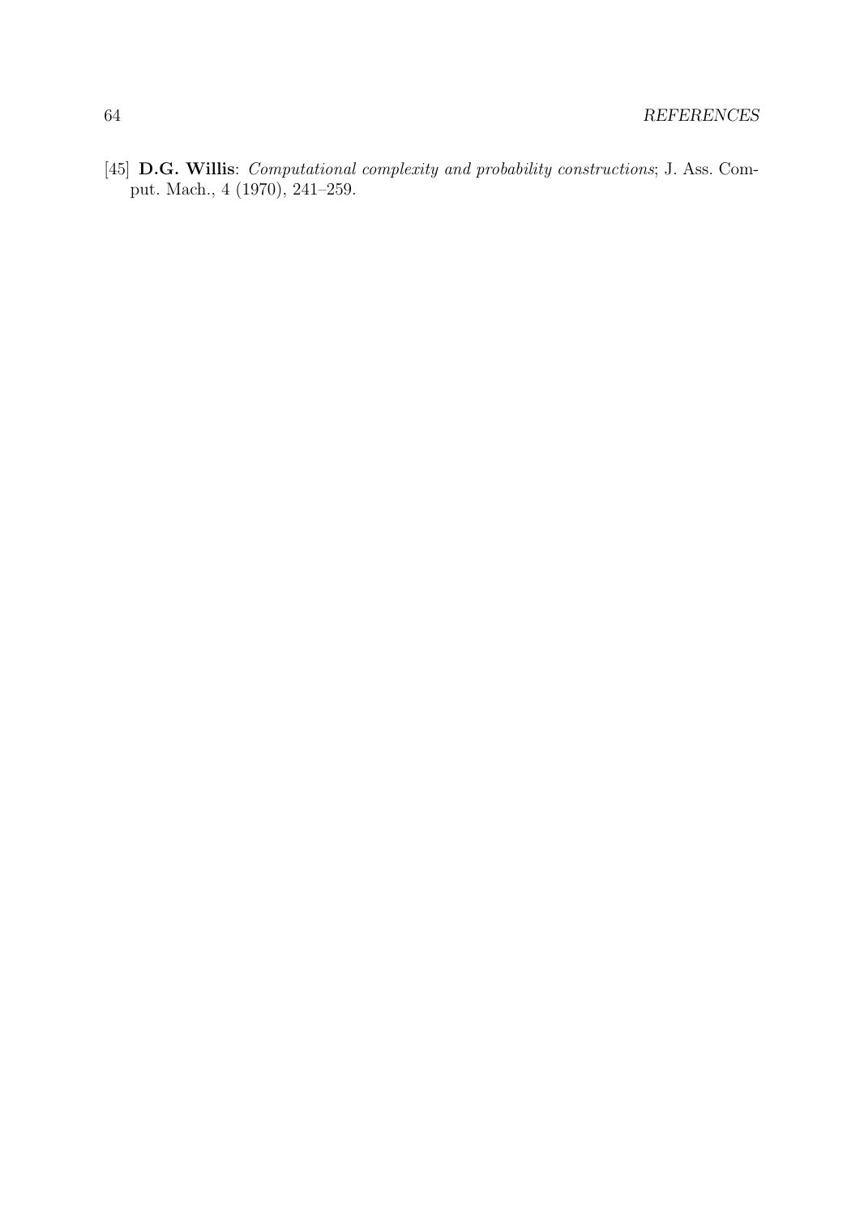[45] **D.G. Willis**: *Computational complexity and probability constructions*; J. Ass. Comput. Mach., 4 (1970), 241–259.